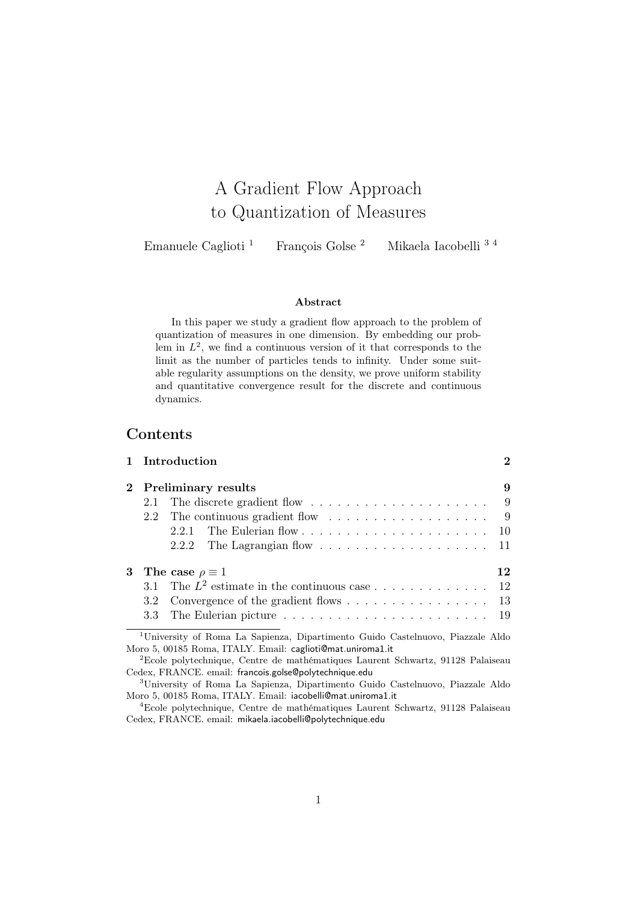# A Gradient Flow Approach to Quantization of Measures

Emanuele Caglioti [1] François Golse [2] Mikaela Iacobelli [3 4]

**Abstract**

In this paper we study a gradient flow approach to the problem of quantization of measures in one dimension. By embedding our problem in $L^2$, we find a continuous version of it that corresponds to the limit as the number of particles tends to infinity. Under some suitable regularity assumptions on the density, we prove uniform stability and quantitative convergence result for the discrete and continuous dynamics.

## Contents

- **1 Introduction** — 2
- **2 Preliminary results** — 9
  - 2.1 The discrete gradient flow — 9
  - 2.2 The continuous gradient flow — 9
    - 2.2.1 The Eulerian flow — 10
    - 2.2.2 The Lagrangian flow — 11
- **3 The case $\rho \equiv 1$** — 12
  - 3.1 The $L^2$ estimate in the continuous case — 12
  - 3.2 Convergence of the gradient flows — 13
  - 3.3 The Eulerian picture — 19

---

[1] University of Roma La Sapienza, Dipartimento Guido Castelnuovo, Piazzale Aldo Moro 5, 00185 Roma, ITALY. Email: caglioti@mat.uniroma1.it

[2] Ecole polytechnique, Centre de mathématiques Laurent Schwartz, 91128 Palaiseau Cedex, FRANCE. email: francois.golse@polytechnique.edu

[3] University of Roma La Sapienza, Dipartimento Guido Castelnuovo, Piazzale Aldo Moro 5, 00185 Roma, ITALY. Email: iacobelli@mat.uniroma1.it

[4] Ecole polytechnique, Centre de mathématiques Laurent Schwartz, 91128 Palaiseau Cedex, FRANCE. email: mikaela.iacobelli@polytechnique.edu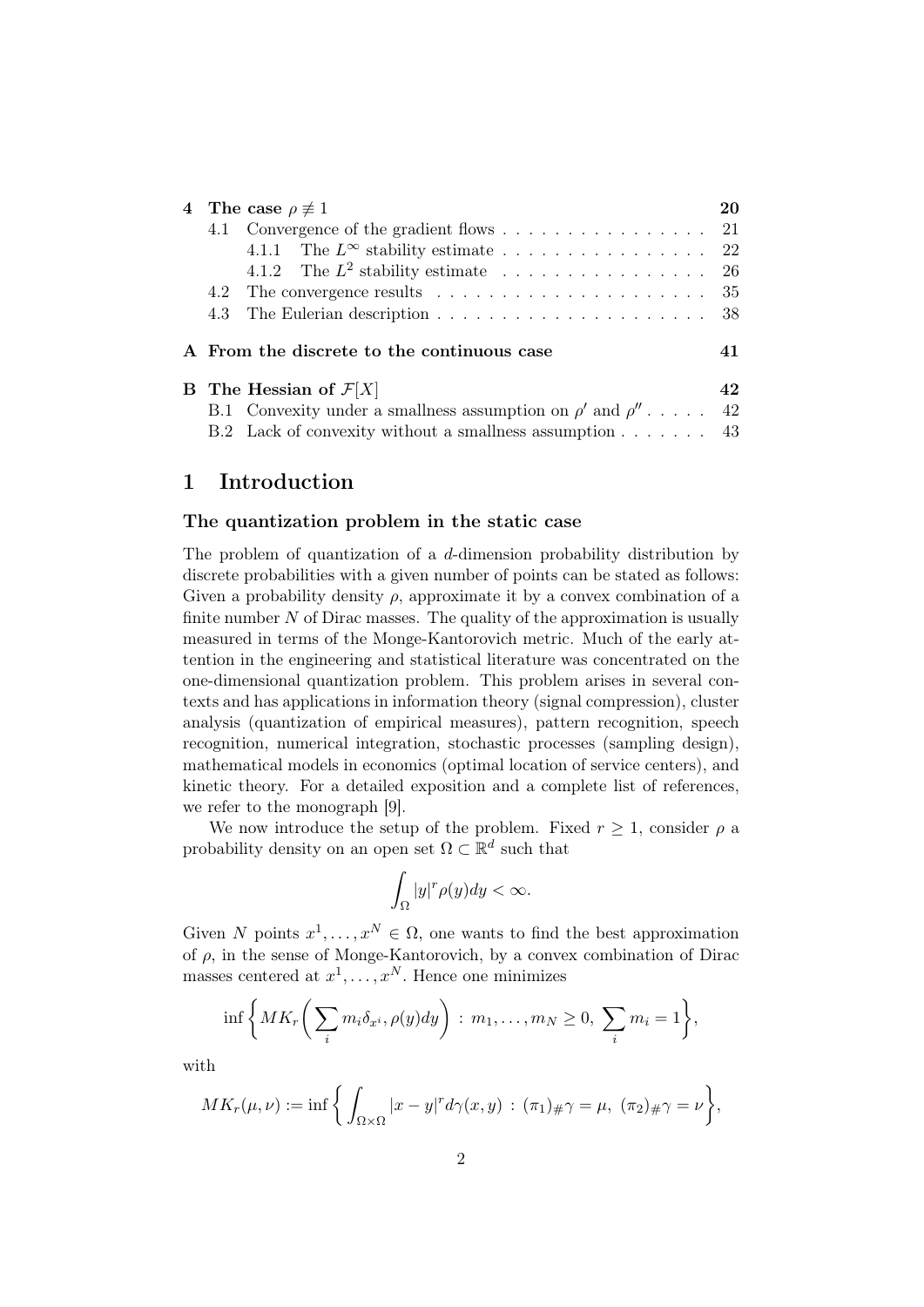| | | |
|---|---|---|
| **4** | **The case $\rho \not\equiv 1$** | **20** |
| 4.1 | Convergence of the gradient flows | 21 |
| 4.1.1 | The $L^\infty$ stability estimate | 22 |
| 4.1.2 | The $L^2$ stability estimate | 26 |
| 4.2 | The convergence results | 35 |
| 4.3 | The Eulerian description | 38 |
| **A** | **From the discrete to the continuous case** | **41** |
| **B** | **The Hessian of $\mathcal{F}[X]$** | **42** |
| B.1 | Convexity under a smallness assumption on $\rho'$ and $\rho''$ | 42 |
| B.2 | Lack of convexity without a smallness assumption | 43 |

# 1 Introduction

### The quantization problem in the static case

The problem of quantization of a $d$-dimension probability distribution by discrete probabilities with a given number of points can be stated as follows: Given a probability density $\rho$, approximate it by a convex combination of a finite number $N$ of Dirac masses. The quality of the approximation is usually measured in terms of the Monge-Kantorovich metric. Much of the early attention in the engineering and statistical literature was concentrated on the one-dimensional quantization problem. This problem arises in several contexts and has applications in information theory (signal compression), cluster analysis (quantization of empirical measures), pattern recognition, speech recognition, numerical integration, stochastic processes (sampling design), mathematical models in economics (optimal location of service centers), and kinetic theory. For a detailed exposition and a complete list of references, we refer to the monograph [9].

We now introduce the setup of the problem. Fixed $r \geq 1$, consider $\rho$ a probability density on an open set $\Omega \subset \mathbb{R}^d$ such that

$$\int_\Omega |y|^r \rho(y)dy < \infty.$$

Given $N$ points $x^1, \ldots, x^N \in \Omega$, one wants to find the best approximation of $\rho$, in the sense of Monge-Kantorovich, by a convex combination of Dirac masses centered at $x^1, \ldots, x^N$. Hence one minimizes

$$\inf \bigg\{ MK_r\bigg( \sum_i m_i \delta_{x^i}, \rho(y)dy \bigg) \,:\, m_1, \ldots, m_N \geq 0,\ \sum_i m_i = 1 \bigg\},$$

with

$$MK_r(\mu, \nu) := \inf \bigg\{ \int_{\Omega\times\Omega} |x-y|^r d\gamma(x,y) \,:\, (\pi_1)_\# \gamma = \mu,\ (\pi_2)_\# \gamma = \nu \bigg\},$$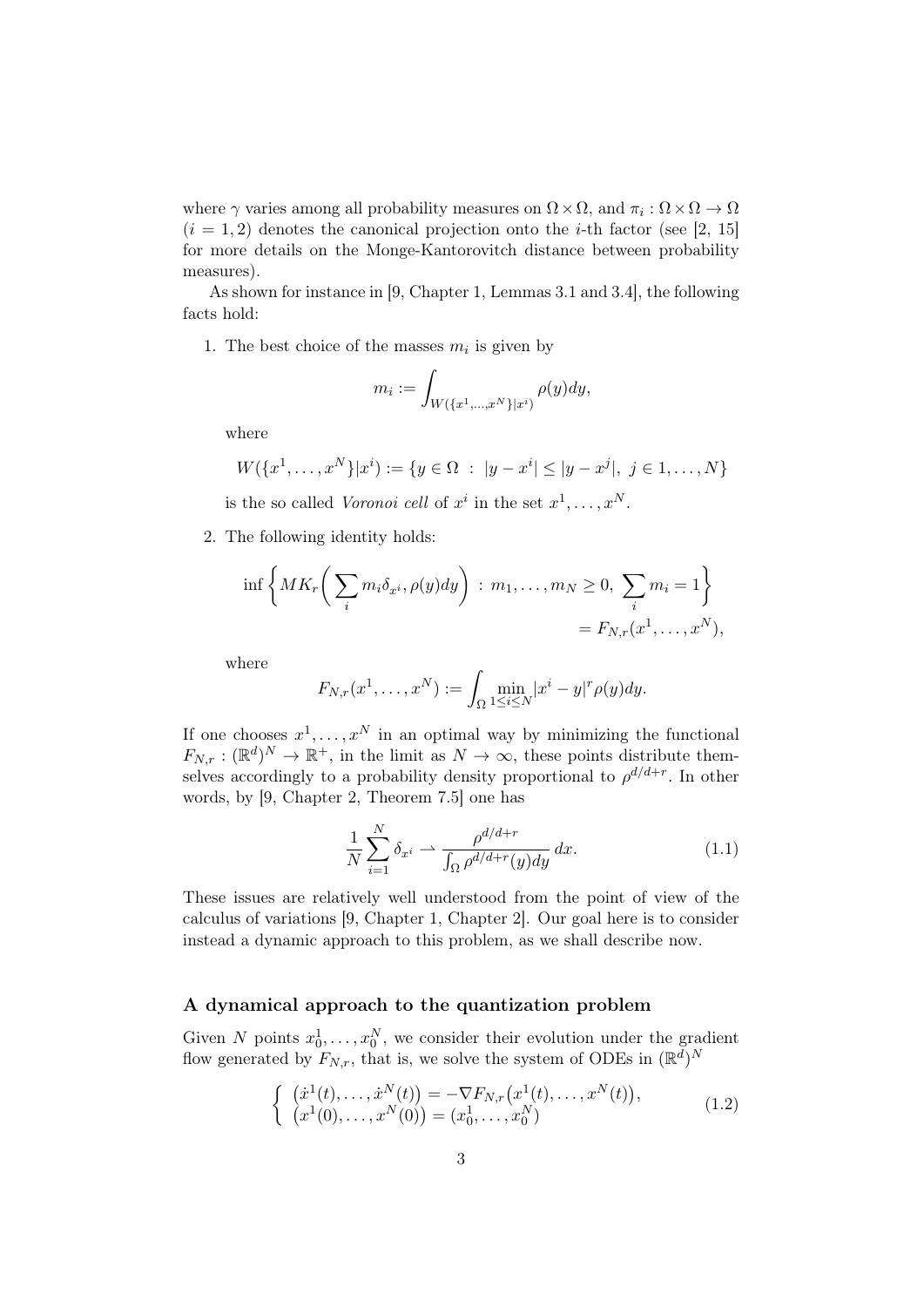where $\gamma$ varies among all probability measures on $\Omega \times \Omega$, and $\pi_i : \Omega \times \Omega \to \Omega$ ($i = 1, 2$) denotes the canonical projection onto the $i$-th factor (see [2, 15] for more details on the Monge-Kantorovitch distance between probability measures).

As shown for instance in [9, Chapter 1, Lemmas 3.1 and 3.4], the following facts hold:

1. The best choice of the masses $m_i$ is given by

$$m_i := \int_{W(\{x^1,\ldots,x^N\}|x^i)} \rho(y)dy,$$

where

$$W(\{x^1,\ldots,x^N\}|x^i) := \{y \in \Omega \ : \ |y - x^i| \le |y - x^j|, \ j \in 1,\ldots,N\}$$

is the so called *Voronoi cell* of $x^i$ in the set $x^1,\ldots,x^N$.

2. The following identity holds:

$$\inf\left\{ MK_r\bigg(\sum_i m_i\delta_{x^i}, \rho(y)dy\bigg) \ : \ m_1,\ldots,m_N \ge 0, \ \sum_i m_i = 1\right\} = F_{N,r}(x^1,\ldots,x^N),$$

where

$$F_{N,r}(x^1,\ldots,x^N) := \int_\Omega \min_{1\le i\le N} |x^i - y|^r \rho(y)dy.$$

If one chooses $x^1,\ldots,x^N$ in an optimal way by minimizing the functional $F_{N,r} : (\mathbb{R}^d)^N \to \mathbb{R}^+$, in the limit as $N \to \infty$, these points distribute themselves accordingly to a probability density proportional to $\rho^{d/d+r}$. In other words, by [9, Chapter 2, Theorem 7.5] one has

$$\frac{1}{N}\sum_{i=1}^N \delta_{x^i} \rightharpoonup \frac{\rho^{d/d+r}}{\int_\Omega \rho^{d/d+r}(y)dy}\,dx. \tag{1.1}$$

These issues are relatively well understood from the point of view of the calculus of variations [9, Chapter 1, Chapter 2]. Our goal here is to consider instead a dynamic approach to this problem, as we shall describe now.

### A dynamical approach to the quantization problem

Given $N$ points $x_0^1,\ldots,x_0^N$, we consider their evolution under the gradient flow generated by $F_{N,r}$, that is, we solve the system of ODEs in $(\mathbb{R}^d)^N$

$$\begin{cases} \big(\dot{x}^1(t),\ldots,\dot{x}^N(t)\big) = -\nabla F_{N,r}\big(x^1(t),\ldots,x^N(t)\big), \\ \big(x^1(0),\ldots,x^N(0)\big) = (x_0^1,\ldots,x_0^N) \end{cases} \tag{1.2}$$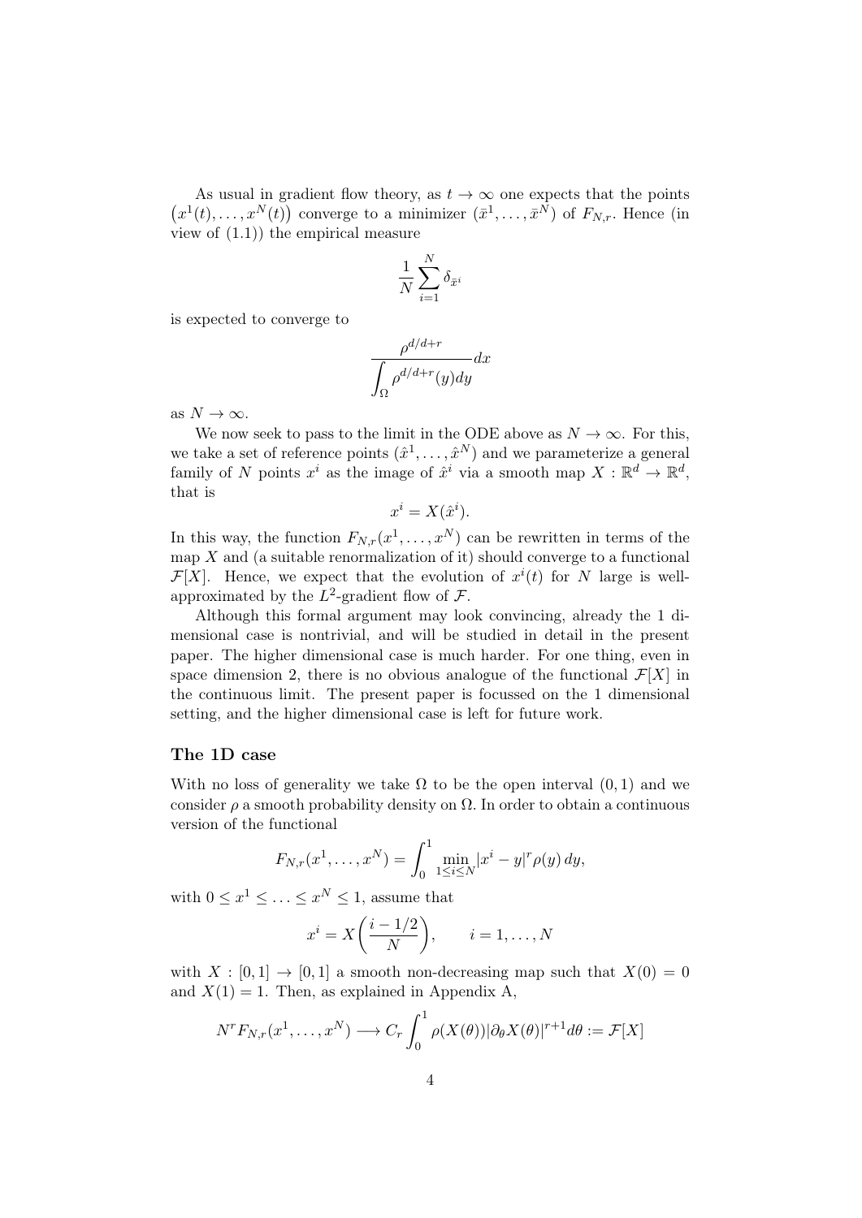As usual in gradient flow theory, as $t \to \infty$ one expects that the points $\big(x^1(t), \ldots, x^N(t)\big)$ converge to a minimizer $(\bar{x}^1, \ldots, \bar{x}^N)$ of $F_{N,r}$. Hence (in view of (1.1)) the empirical measure

$$\frac{1}{N}\sum_{i=1}^{N} \delta_{\bar{x}^i}$$

is expected to converge to

$$\frac{\rho^{d/d+r}}{\displaystyle\int_\Omega \rho^{d/d+r}(y)dy}dx$$

as $N \to \infty$.

We now seek to pass to the limit in the ODE above as $N \to \infty$. For this, we take a set of reference points $(\hat{x}^1, \ldots, \hat{x}^N)$ and we parameterize a general family of $N$ points $x^i$ as the image of $\hat{x}^i$ via a smooth map $X : \mathbb{R}^d \to \mathbb{R}^d$, that is

$$x^i = X(\hat{x}^i).$$

In this way, the function $F_{N,r}(x^1, \ldots, x^N)$ can be rewritten in terms of the map $X$ and (a suitable renormalization of it) should converge to a functional $\mathcal{F}[X]$. Hence, we expect that the evolution of $x^i(t)$ for $N$ large is well-approximated by the $L^2$-gradient flow of $\mathcal{F}$.

Although this formal argument may look convincing, already the 1 dimensional case is nontrivial, and will be studied in detail in the present paper. The higher dimensional case is much harder. For one thing, even in space dimension 2, there is no obvious analogue of the functional $\mathcal{F}[X]$ in the continuous limit. The present paper is focussed on the 1 dimensional setting, and the higher dimensional case is left for future work.

### The 1D case

With no loss of generality we take $\Omega$ to be the open interval $(0, 1)$ and we consider $\rho$ a smooth probability density on $\Omega$. In order to obtain a continuous version of the functional

$$F_{N,r}(x^1, \ldots, x^N) = \int_0^1 \min_{1\le i\le N} |x^i - y|^r \rho(y)\, dy,$$

with $0 \le x^1 \le \ldots \le x^N \le 1$, assume that

$$x^i = X\left(\frac{i - 1/2}{N}\right), \qquad i = 1, \ldots, N$$

with $X : [0, 1] \to [0, 1]$ a smooth non-decreasing map such that $X(0) = 0$ and $X(1) = 1$. Then, as explained in Appendix A,

$$N^r F_{N,r}(x^1, \ldots, x^N) \longrightarrow C_r \int_0^1 \rho(X(\theta))|\partial_\theta X(\theta)|^{r+1} d\theta := \mathcal{F}[X]$$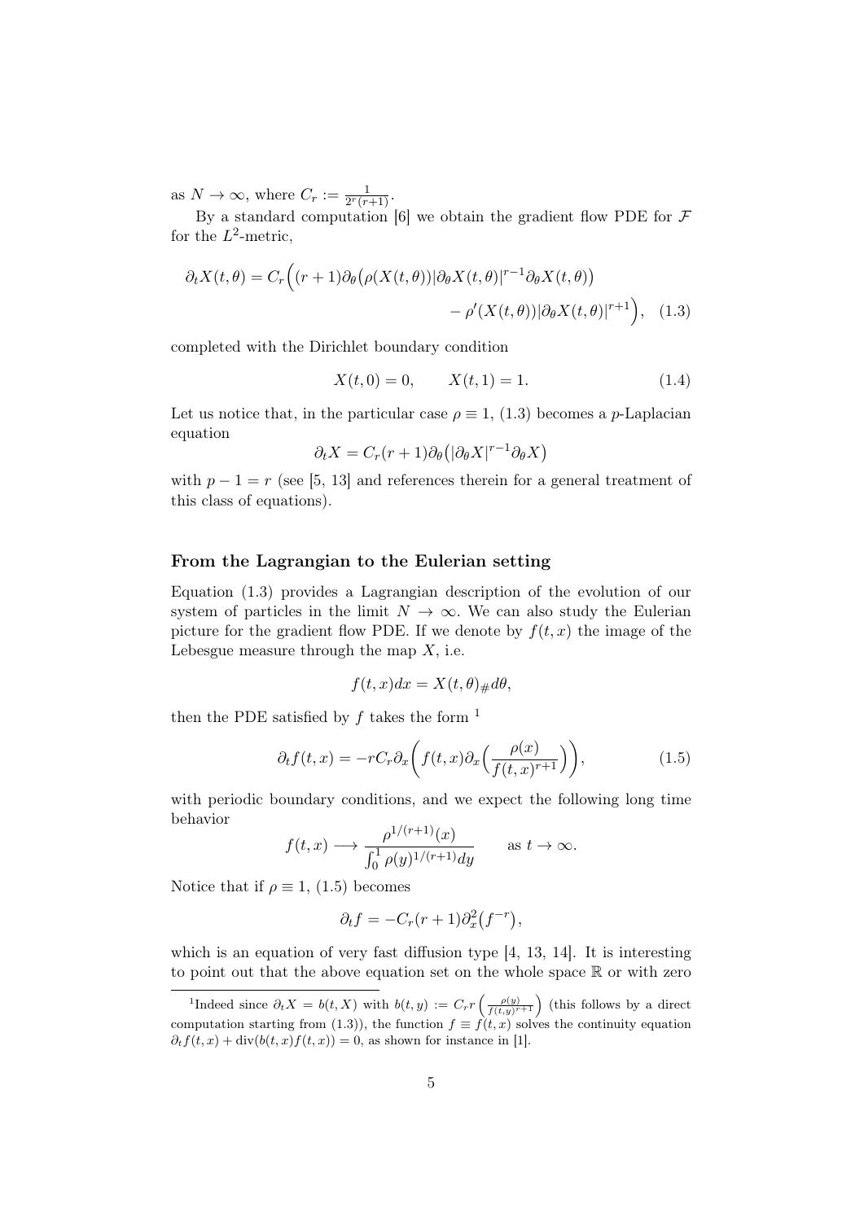as $N \to \infty$, where $C_r := \frac{1}{2^r(r+1)}$.

By a standard computation [6] we obtain the gradient flow PDE for $\mathcal{F}$ for the $L^2$-metric,

$$\partial_t X(t,\theta) = C_r\Big((r+1)\partial_\theta\big(\rho(X(t,\theta))|\partial_\theta X(t,\theta)|^{r-1}\partial_\theta X(t,\theta)\big) - \rho'(X(t,\theta))|\partial_\theta X(t,\theta)|^{r+1}\Big), \quad (1.3)$$

completed with the Dirichlet boundary condition

$$X(t,0) = 0, \qquad X(t,1) = 1. \quad (1.4)$$

Let us notice that, in the particular case $\rho \equiv 1$, (1.3) becomes a $p$-Laplacian equation

$$\partial_t X = C_r(r+1)\partial_\theta\big(|\partial_\theta X|^{r-1}\partial_\theta X\big)$$

with $p - 1 = r$ (see [5, 13] and references therein for a general treatment of this class of equations).

### From the Lagrangian to the Eulerian setting

Equation (1.3) provides a Lagrangian description of the evolution of our system of particles in the limit $N \to \infty$. We can also study the Eulerian picture for the gradient flow PDE. If we denote by $f(t,x)$ the image of the Lebesgue measure through the map $X$, i.e.

$$f(t,x)dx = X(t,\theta)_\# d\theta,$$

then the PDE satisfied by $f$ takes the form [1]

$$\partial_t f(t,x) = -rC_r\partial_x\bigg(f(t,x)\partial_x\Big(\frac{\rho(x)}{f(t,x)^{r+1}}\Big)\bigg), \quad (1.5)$$

with periodic boundary conditions, and we expect the following long time behavior

$$f(t,x) \longrightarrow \frac{\rho^{1/(r+1)}(x)}{\int_0^1 \rho(y)^{1/(r+1)}dy} \qquad \text{as } t \to \infty.$$

Notice that if $\rho \equiv 1$, (1.5) becomes

$$\partial_t f = -C_r(r+1)\partial_x^2\big(f^{-r}\big),$$

which is an equation of very fast diffusion type [4, 13, 14]. It is interesting to point out that the above equation set on the whole space $\mathbb{R}$ or with zero

---

[1] Indeed since $\partial_t X = b(t,X)$ with $b(t,y) := C_r r\left(\frac{\rho(y)}{f(t,y)^{r+1}}\right)$ (this follows by a direct computation starting from (1.3)), the function $f \equiv f(t,x)$ solves the continuity equation $\partial_t f(t,x) + \operatorname{div}(b(t,x)f(t,x)) = 0$, as shown for instance in [1].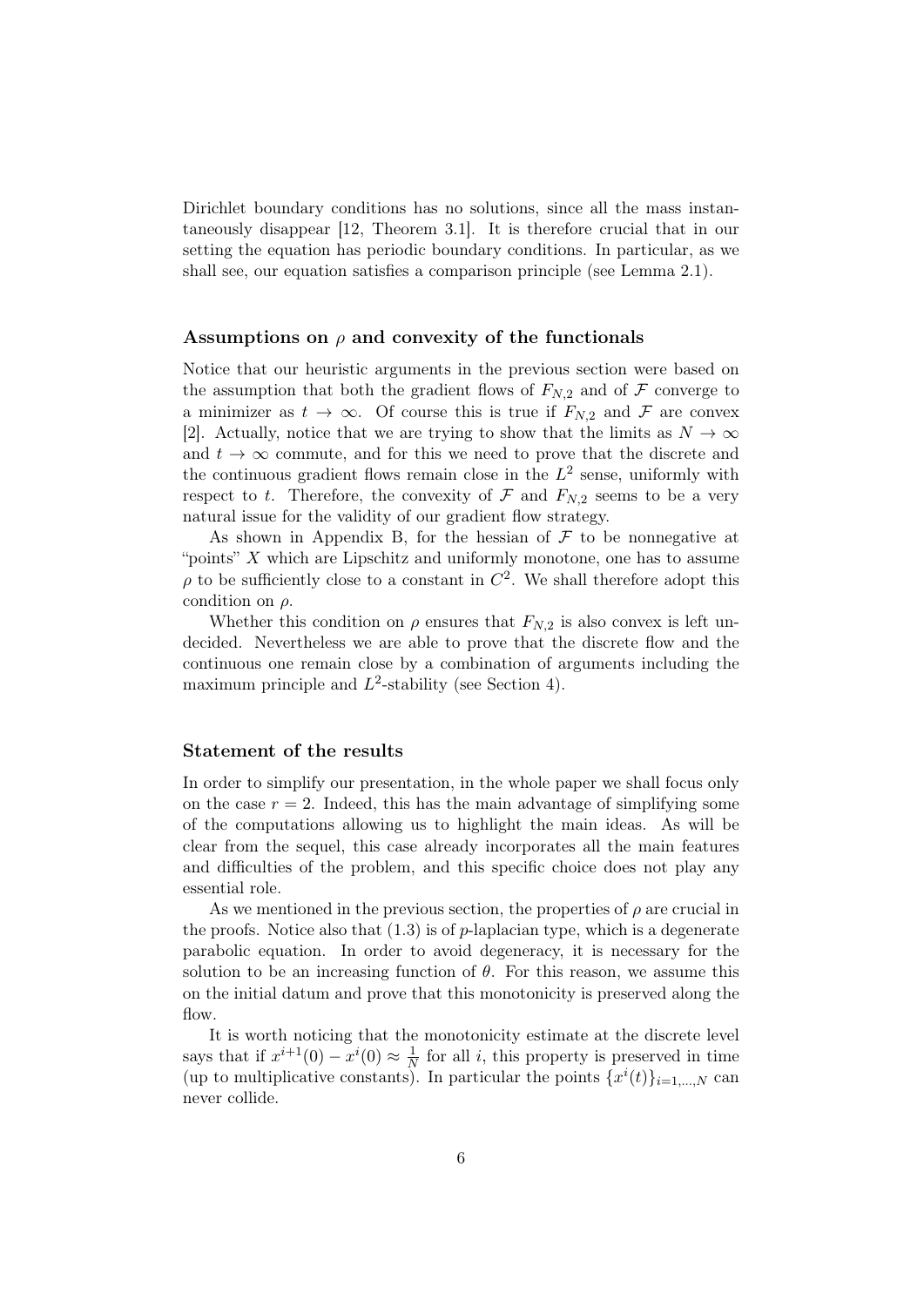Dirichlet boundary conditions has no solutions, since all the mass instantaneously disappear [12, Theorem 3.1]. It is therefore crucial that in our setting the equation has periodic boundary conditions. In particular, as we shall see, our equation satisfies a comparison principle (see Lemma 2.1).

### Assumptions on $\rho$ and convexity of the functionals

Notice that our heuristic arguments in the previous section were based on the assumption that both the gradient flows of $F_{N,2}$ and of $\mathcal{F}$ converge to a minimizer as $t \to \infty$. Of course this is true if $F_{N,2}$ and $\mathcal{F}$ are convex [2]. Actually, notice that we are trying to show that the limits as $N \to \infty$ and $t \to \infty$ commute, and for this we need to prove that the discrete and the continuous gradient flows remain close in the $L^2$ sense, uniformly with respect to $t$. Therefore, the convexity of $\mathcal{F}$ and $F_{N,2}$ seems to be a very natural issue for the validity of our gradient flow strategy.

As shown in Appendix B, for the hessian of $\mathcal{F}$ to be nonnegative at "points" $X$ which are Lipschitz and uniformly monotone, one has to assume $\rho$ to be sufficiently close to a constant in $C^2$. We shall therefore adopt this condition on $\rho$.

Whether this condition on $\rho$ ensures that $F_{N,2}$ is also convex is left undecided. Nevertheless we are able to prove that the discrete flow and the continuous one remain close by a combination of arguments including the maximum principle and $L^2$-stability (see Section 4).

### Statement of the results

In order to simplify our presentation, in the whole paper we shall focus only on the case $r = 2$. Indeed, this has the main advantage of simplifying some of the computations allowing us to highlight the main ideas. As will be clear from the sequel, this case already incorporates all the main features and difficulties of the problem, and this specific choice does not play any essential role.

As we mentioned in the previous section, the properties of $\rho$ are crucial in the proofs. Notice also that (1.3) is of $p$-laplacian type, which is a degenerate parabolic equation. In order to avoid degeneracy, it is necessary for the solution to be an increasing function of $\theta$. For this reason, we assume this on the initial datum and prove that this monotonicity is preserved along the flow.

It is worth noticing that the monotonicity estimate at the discrete level says that if $x^{i+1}(0) - x^i(0) \approx \frac{1}{N}$ for all $i$, this property is preserved in time (up to multiplicative constants). In particular the points $\{x^i(t)\}_{i=1,\dots,N}$ can never collide.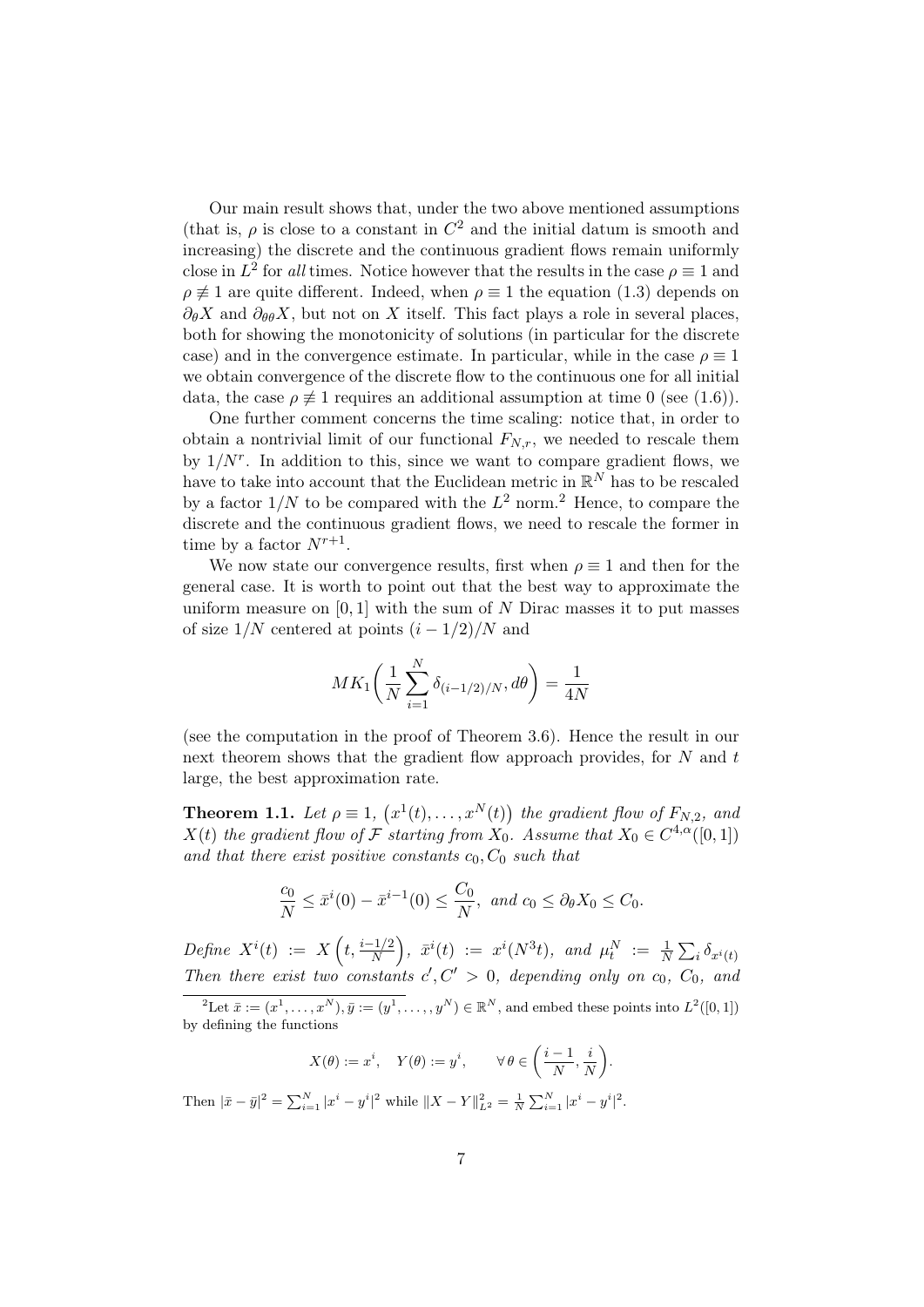Our main result shows that, under the two above mentioned assumptions (that is, $\rho$ is close to a constant in $C^2$ and the initial datum is smooth and increasing) the discrete and the continuous gradient flows remain uniformly close in $L^2$ for *all* times. Notice however that the results in the case $\rho \equiv 1$ and $\rho \not\equiv 1$ are quite different. Indeed, when $\rho \equiv 1$ the equation (1.3) depends on $\partial_\theta X$ and $\partial_{\theta\theta} X$, but not on $X$ itself. This fact plays a role in several places, both for showing the monotonicity of solutions (in particular for the discrete case) and in the convergence estimate. In particular, while in the case $\rho \equiv 1$ we obtain convergence of the discrete flow to the continuous one for all initial data, the case $\rho \not\equiv 1$ requires an additional assumption at time 0 (see (1.6)).

One further comment concerns the time scaling: notice that, in order to obtain a nontrivial limit of our functional $F_{N,r}$, we needed to rescale them by $1/N^r$. In addition to this, since we want to compare gradient flows, we have to take into account that the Euclidean metric in $\mathbb{R}^N$ has to be rescaled by a factor $1/N$ to be compared with the $L^2$ norm.[2] Hence, to compare the discrete and the continuous gradient flows, we need to rescale the former in time by a factor $N^{r+1}$.

We now state our convergence results, first when $\rho \equiv 1$ and then for the general case. It is worth to point out that the best way to approximate the uniform measure on $[0,1]$ with the sum of $N$ Dirac masses it to put masses of size $1/N$ centered at points $(i-1/2)/N$ and

$$MK_1\bigg(\frac{1}{N}\sum_{i=1}^{N}\delta_{(i-1/2)/N}, d\theta\bigg) = \frac{1}{4N}$$

(see the computation in the proof of Theorem 3.6). Hence the result in our next theorem shows that the gradient flow approach provides, for $N$ and $t$ large, the best approximation rate.

**Theorem 1.1.** *Let $\rho \equiv 1$, $\big(x^1(t), \dots, x^N(t)\big)$ the gradient flow of $F_{N,2}$, and $X(t)$ the gradient flow of $\mathcal{F}$ starting from $X_0$. Assume that $X_0 \in C^{4,\alpha}([0,1])$ and that there exist positive constants $c_0, C_0$ such that*

$$\frac{c_0}{N} \le \bar{x}^i(0) - \bar{x}^{i-1}(0) \le \frac{C_0}{N}, \text{ and } c_0 \le \partial_\theta X_0 \le C_0.$$

*Define $X^i(t) := X\Big(t, \frac{i-1/2}{N}\Big)$, $\bar{x}^i(t) := x^i(N^3 t)$, and $\mu^N_t := \frac{1}{N}\sum_i \delta_{x^i(t)}$ Then there exist two constants $c', C' > 0$, depending only on $c_0$, $C_0$, and*

---

[2] Let $\bar{x} := (x^1, \dots, x^N), \bar{y} := (y^1, \dots, y^N) \in \mathbb{R}^N$, and embed these points into $L^2([0,1])$ by defining the functions

$$X(\theta) := x^i, \quad Y(\theta) := y^i, \qquad \forall\, \theta \in \Big(\frac{i-1}{N}, \frac{i}{N}\Big).$$

Then $|\bar{x} - \bar{y}|^2 = \sum_{i=1}^N |x^i - y^i|^2$ while $\|X - Y\|^2_{L^2} = \frac{1}{N}\sum_{i=1}^N |x^i - y^i|^2$.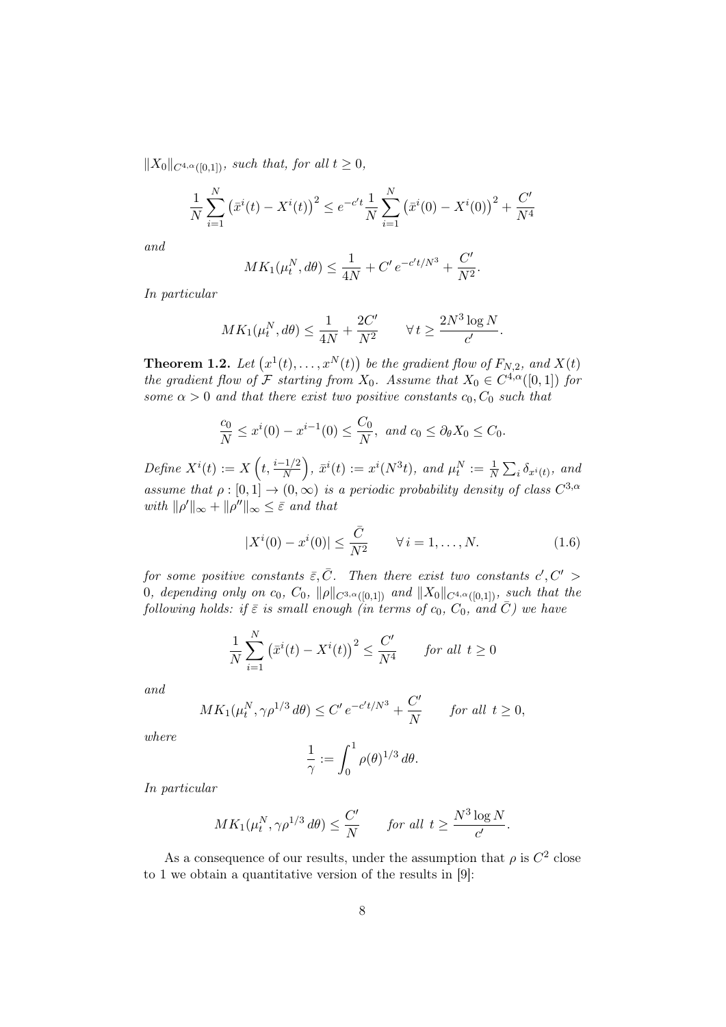$\|X_0\|_{C^{4,\alpha}([0,1])}$, *such that, for all* $t \geq 0$,

$$\frac{1}{N}\sum_{i=1}^{N}\left(\bar{x}^i(t) - X^i(t)\right)^2 \leq e^{-c't}\frac{1}{N}\sum_{i=1}^{N}\left(\bar{x}^i(0) - X^i(0)\right)^2 + \frac{C'}{N^4}$$

*and*

$$MK_1(\mu_t^N, d\theta) \leq \frac{1}{4N} + C'\, e^{-c't/N^3} + \frac{C'}{N^2}.$$

*In particular*

$$MK_1(\mu_t^N, d\theta) \leq \frac{1}{4N} + \frac{2C'}{N^2} \qquad \forall\, t \geq \frac{2N^3 \log N}{c'}.$$

**Theorem 1.2.** *Let* $\left(x^1(t), \ldots, x^N(t)\right)$ *be the gradient flow of* $F_{N,2}$*, and* $X(t)$ *the gradient flow of* $\mathcal{F}$ *starting from* $X_0$*. Assume that* $X_0 \in C^{4,\alpha}([0,1])$ *for some* $\alpha > 0$ *and that there exist two positive constants* $c_0, C_0$ *such that*

$$\frac{c_0}{N} \leq x^i(0) - x^{i-1}(0) \leq \frac{C_0}{N}, \text{ and } c_0 \leq \partial_\theta X_0 \leq C_0.$$

*Define* $X^i(t) := X\left(t, \frac{i-1/2}{N}\right)$, $\bar{x}^i(t) := x^i(N^3 t)$*, and* $\mu_t^N := \frac{1}{N}\sum_i \delta_{x^i(t)}$*, and assume that* $\rho : [0,1] \to (0,\infty)$ *is a periodic probability density of class* $C^{3,\alpha}$ *with* $\|\rho'\|_\infty + \|\rho''\|_\infty \leq \bar{\varepsilon}$ *and that*

$$|X^i(0) - x^i(0)| \leq \frac{\bar{C}}{N^2} \qquad \forall\, i = 1, \ldots, N. \tag{1.6}$$

*for some positive constants* $\bar{\varepsilon}, \bar{C}$*. Then there exist two constants* $c', C' > 0$*, depending only on* $c_0$*,* $C_0$*,* $\|\rho\|_{C^{3,\alpha}([0,1])}$ *and* $\|X_0\|_{C^{4,\alpha}([0,1])}$*, such that the following holds: if* $\bar{\varepsilon}$ *is small enough (in terms of* $c_0$*,* $C_0$*, and* $\bar{C}$*) we have*

$$\frac{1}{N}\sum_{i=1}^{N}\left(\bar{x}^i(t) - X^i(t)\right)^2 \leq \frac{C'}{N^4} \qquad \text{for all } t \geq 0$$

*and*

$$MK_1(\mu_t^N, \gamma\rho^{1/3}\, d\theta) \leq C'\, e^{-c't/N^3} + \frac{C'}{N} \qquad \text{for all } t \geq 0,$$

*where*

$$\frac{1}{\gamma} := \int_0^1 \rho(\theta)^{1/3}\, d\theta.$$

*In particular*

$$MK_1(\mu_t^N, \gamma\rho^{1/3}\, d\theta) \leq \frac{C'}{N} \qquad \text{for all } t \geq \frac{N^3 \log N}{c'}.$$

As a consequence of our results, under the assumption that $\rho$ is $C^2$ close to 1 we obtain a quantitative version of the results in [9]: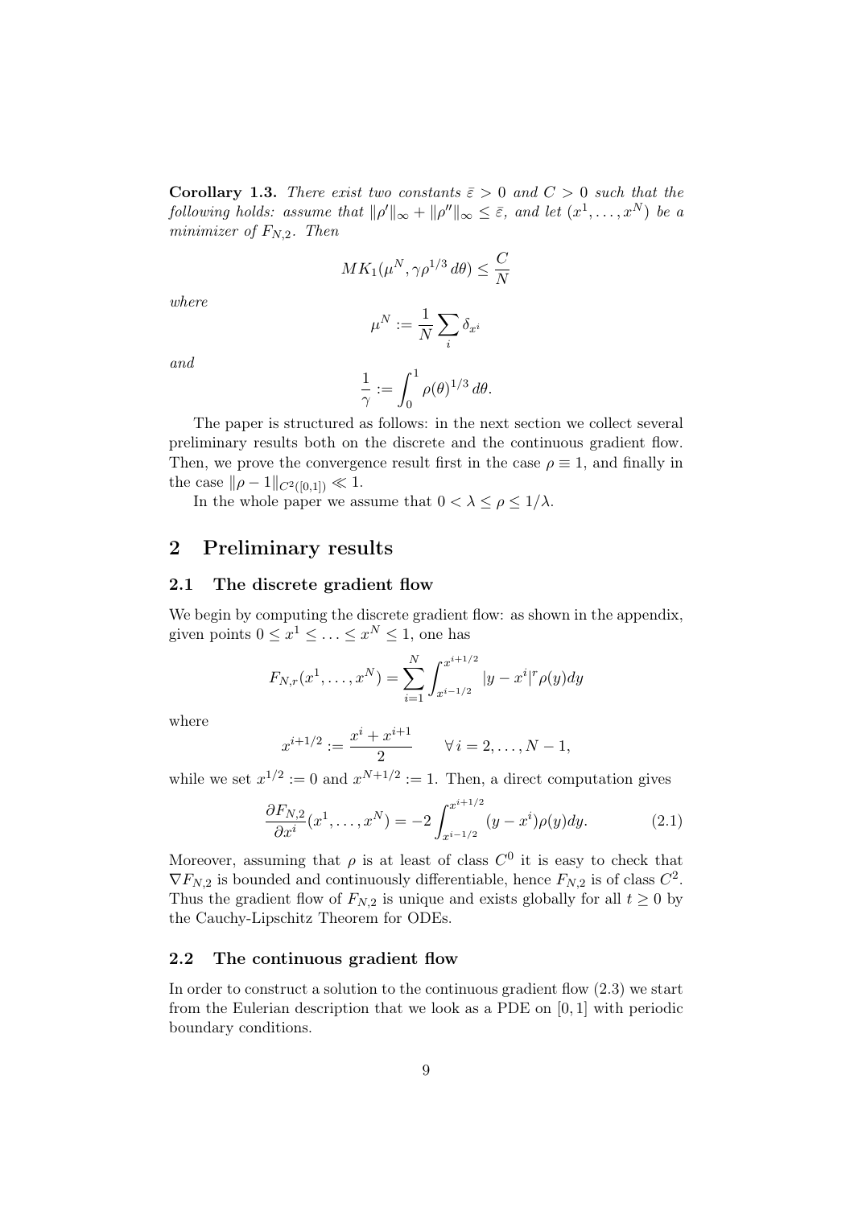**Corollary 1.3.** *There exist two constants $\bar{\varepsilon} > 0$ and $C > 0$ such that the following holds: assume that $\|\rho'\|_\infty + \|\rho''\|_\infty \leq \bar{\varepsilon}$, and let $(x^1, \ldots, x^N)$ be a minimizer of $F_{N,2}$. Then*

$$MK_1(\mu^N, \gamma\rho^{1/3}\, d\theta) \leq \frac{C}{N}$$

*where*

$$\mu^N := \frac{1}{N}\sum_i \delta_{x^i}$$

*and*

$$\frac{1}{\gamma} := \int_0^1 \rho(\theta)^{1/3}\, d\theta.$$

The paper is structured as follows: in the next section we collect several preliminary results both on the discrete and the continuous gradient flow. Then, we prove the convergence result first in the case $\rho \equiv 1$, and finally in the case $\|\rho - 1\|_{C^2([0,1])} \ll 1$.

In the whole paper we assume that $0 < \lambda \leq \rho \leq 1/\lambda$.

## 2 Preliminary results

### 2.1 The discrete gradient flow

We begin by computing the discrete gradient flow: as shown in the appendix, given points $0 \leq x^1 \leq \ldots \leq x^N \leq 1$, one has

$$F_{N,r}(x^1, \ldots, x^N) = \sum_{i=1}^N \int_{x^{i-1/2}}^{x^{i+1/2}} |y - x^i|^r \rho(y) dy$$

where

$$x^{i+1/2} := \frac{x^i + x^{i+1}}{2} \qquad \forall\, i = 2, \ldots, N-1,$$

while we set $x^{1/2} := 0$ and $x^{N+1/2} := 1$. Then, a direct computation gives

$$\frac{\partial F_{N,2}}{\partial x^i}(x^1, \ldots, x^N) = -2\int_{x^{i-1/2}}^{x^{i+1/2}} (y - x^i)\rho(y) dy. \tag{2.1}$$

Moreover, assuming that $\rho$ is at least of class $C^0$ it is easy to check that $\nabla F_{N,2}$ is bounded and continuously differentiable, hence $F_{N,2}$ is of class $C^2$. Thus the gradient flow of $F_{N,2}$ is unique and exists globally for all $t \geq 0$ by the Cauchy-Lipschitz Theorem for ODEs.

### 2.2 The continuous gradient flow

In order to construct a solution to the continuous gradient flow (2.3) we start from the Eulerian description that we look as a PDE on $[0, 1]$ with periodic boundary conditions.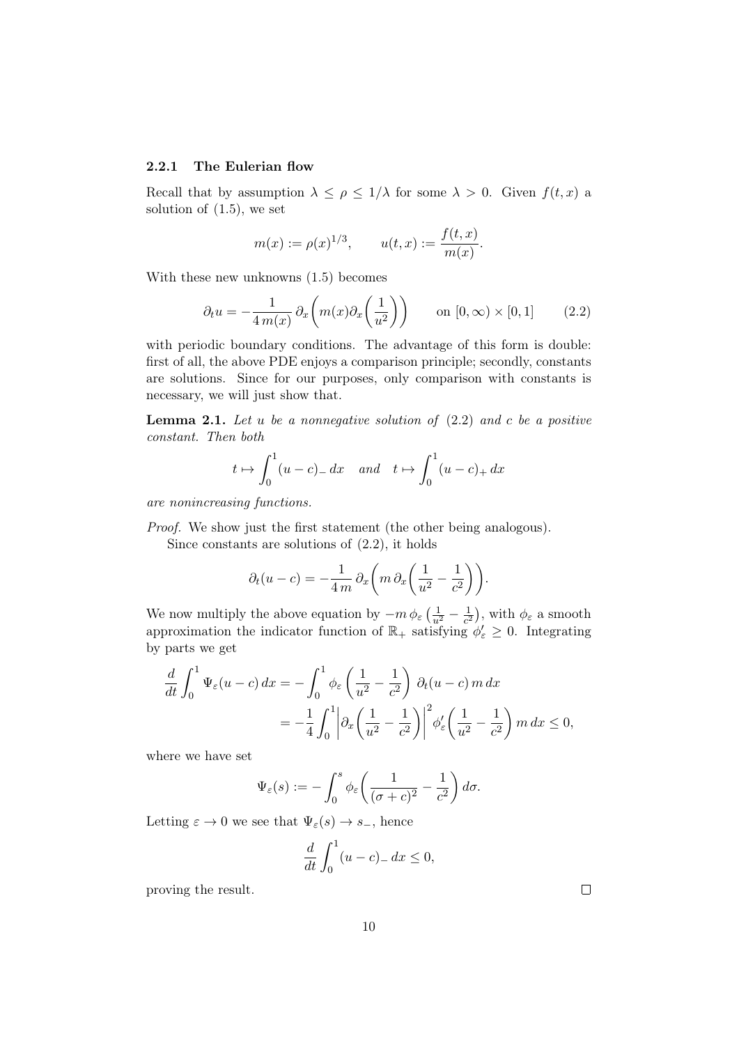### 2.2.1 The Eulerian flow

Recall that by assumption $\lambda \le \rho \le 1/\lambda$ for some $\lambda > 0$. Given $f(t,x)$ a solution of (1.5), we set

$$m(x) := \rho(x)^{1/3}, \qquad u(t,x) := \frac{f(t,x)}{m(x)}.$$

With these new unknowns (1.5) becomes

$$\partial_t u = -\frac{1}{4\,m(x)}\,\partial_x\bigg(m(x)\partial_x\bigg(\frac{1}{u^2}\bigg)\bigg) \qquad \text{on } [0,\infty)\times[0,1] \tag{2.2}$$

with periodic boundary conditions. The advantage of this form is double: first of all, the above PDE enjoys a comparison principle; secondly, constants are solutions. Since for our purposes, only comparison with constants is necessary, we will just show that.

**Lemma 2.1.** *Let $u$ be a nonnegative solution of* (2.2) *and $c$ be a positive constant. Then both*

$$t \mapsto \int_0^1 (u-c)_-\,dx \quad \textit{and} \quad t \mapsto \int_0^1 (u-c)_+\,dx$$

*are nonincreasing functions.*

*Proof.* We show just the first statement (the other being analogous).

Since constants are solutions of (2.2), it holds

$$\partial_t(u-c) = -\frac{1}{4\,m}\,\partial_x\bigg(m\,\partial_x\bigg(\frac{1}{u^2}-\frac{1}{c^2}\bigg)\bigg).$$

We now multiply the above equation by $-m\,\phi_\varepsilon\left(\frac{1}{u^2}-\frac{1}{c^2}\right)$, with $\phi_\varepsilon$ a smooth approximation the indicator function of $\mathbb{R}_+$ satisfying $\phi_\varepsilon' \ge 0$. Integrating by parts we get

$$\begin{aligned}
\frac{d}{dt}\int_0^1 \Psi_\varepsilon(u-c)\,dx &= -\int_0^1 \phi_\varepsilon\left(\frac{1}{u^2}-\frac{1}{c^2}\right)\,\partial_t(u-c)\,m\,dx \\
&= -\frac{1}{4}\int_0^1 \bigg|\partial_x\bigg(\frac{1}{u^2}-\frac{1}{c^2}\bigg)\bigg|^2 \phi_\varepsilon'\bigg(\frac{1}{u^2}-\frac{1}{c^2}\bigg)\,m\,dx \le 0,
\end{aligned}$$

where we have set

$$\Psi_\varepsilon(s) := -\int_0^s \phi_\varepsilon\bigg(\frac{1}{(\sigma+c)^2}-\frac{1}{c^2}\bigg)\,d\sigma.$$

Letting $\varepsilon \to 0$ we see that $\Psi_\varepsilon(s) \to s_-$, hence

$$\frac{d}{dt}\int_0^1 (u-c)_-\,dx \le 0,$$

proving the result. $\square$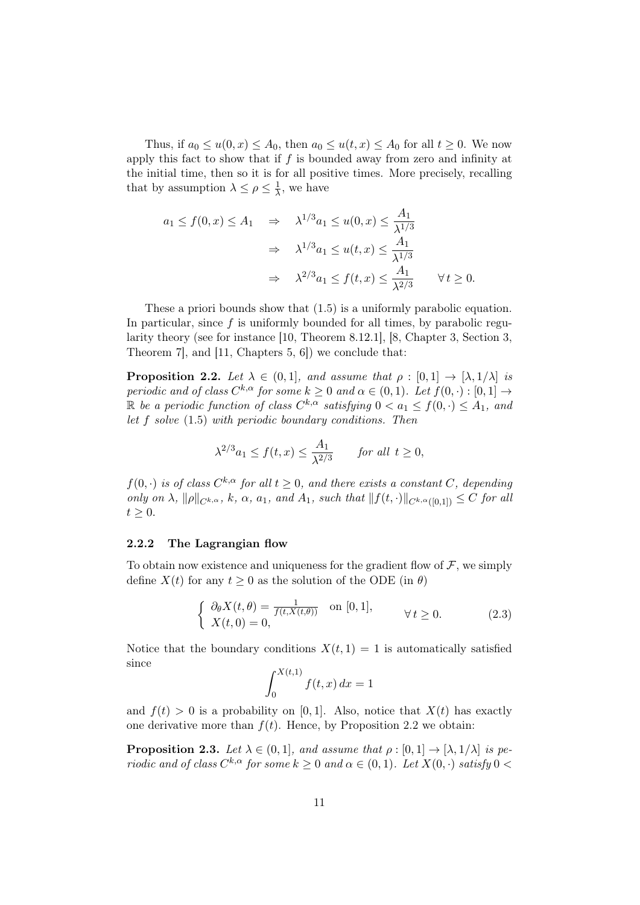Thus, if $a_0 \leq u(0,x) \leq A_0$, then $a_0 \leq u(t,x) \leq A_0$ for all $t \geq 0$. We now apply this fact to show that if $f$ is bounded away from zero and infinity at the initial time, then so it is for all positive times. More precisely, recalling that by assumption $\lambda \leq \rho \leq \frac{1}{\lambda}$, we have

$$
\begin{aligned}
a_1 \leq f(0,x) \leq A_1 \quad &\Rightarrow \quad \lambda^{1/3} a_1 \leq u(0,x) \leq \frac{A_1}{\lambda^{1/3}} \\
&\Rightarrow \quad \lambda^{1/3} a_1 \leq u(t,x) \leq \frac{A_1}{\lambda^{1/3}} \\
&\Rightarrow \quad \lambda^{2/3} a_1 \leq f(t,x) \leq \frac{A_1}{\lambda^{2/3}} \qquad \forall\, t \geq 0.
\end{aligned}
$$

These a priori bounds show that (1.5) is a uniformly parabolic equation. In particular, since $f$ is uniformly bounded for all times, by parabolic regularity theory (see for instance [10, Theorem 8.12.1], [8, Chapter 3, Section 3, Theorem 7], and [11, Chapters 5, 6]) we conclude that:

**Proposition 2.2.** *Let $\lambda \in (0,1]$, and assume that $\rho : [0,1] \to [\lambda, 1/\lambda]$ is periodic and of class $C^{k,\alpha}$ for some $k \geq 0$ and $\alpha \in (0,1)$. Let $f(0,\cdot) : [0,1] \to \mathbb{R}$ be a periodic function of class $C^{k,\alpha}$ satisfying $0 < a_1 \leq f(0,\cdot) \leq A_1$, and let $f$ solve* (1.5) *with periodic boundary conditions. Then*

$$
\lambda^{2/3} a_1 \leq f(t,x) \leq \frac{A_1}{\lambda^{2/3}} \qquad \text{for all } t \geq 0,
$$

*$f(0,\cdot)$ is of class $C^{k,\alpha}$ for all $t \geq 0$, and there exists a constant $C$, depending only on $\lambda$, $\|\rho\|_{C^{k,\alpha}}$, $k$, $\alpha$, $a_1$, and $A_1$, such that $\|f(t,\cdot)\|_{C^{k,\alpha}([0,1])} \leq C$ for all $t \geq 0$.*

#### 2.2.2 The Lagrangian flow

To obtain now existence and uniqueness for the gradient flow of $\mathcal{F}$, we simply define $X(t)$ for any $t \geq 0$ as the solution of the ODE (in $\theta$)

$$
\begin{cases} \partial_\theta X(t,\theta) = \frac{1}{f(t,X(t,\theta))} & \text{on } [0,1], \\ X(t,0) = 0, \end{cases} \qquad \forall\, t \geq 0. \tag{2.3}
$$

Notice that the boundary conditions $X(t,1) = 1$ is automatically satisfied since

$$
\int_0^{X(t,1)} f(t,x)\, dx = 1
$$

and $f(t) > 0$ is a probability on $[0,1]$. Also, notice that $X(t)$ has exactly one derivative more than $f(t)$. Hence, by Proposition 2.2 we obtain:

**Proposition 2.3.** *Let $\lambda \in (0,1]$, and assume that $\rho : [0,1] \to [\lambda, 1/\lambda]$ is periodic and of class $C^{k,\alpha}$ for some $k \geq 0$ and $\alpha \in (0,1)$. Let $X(0,\cdot)$ satisfy $0 <$*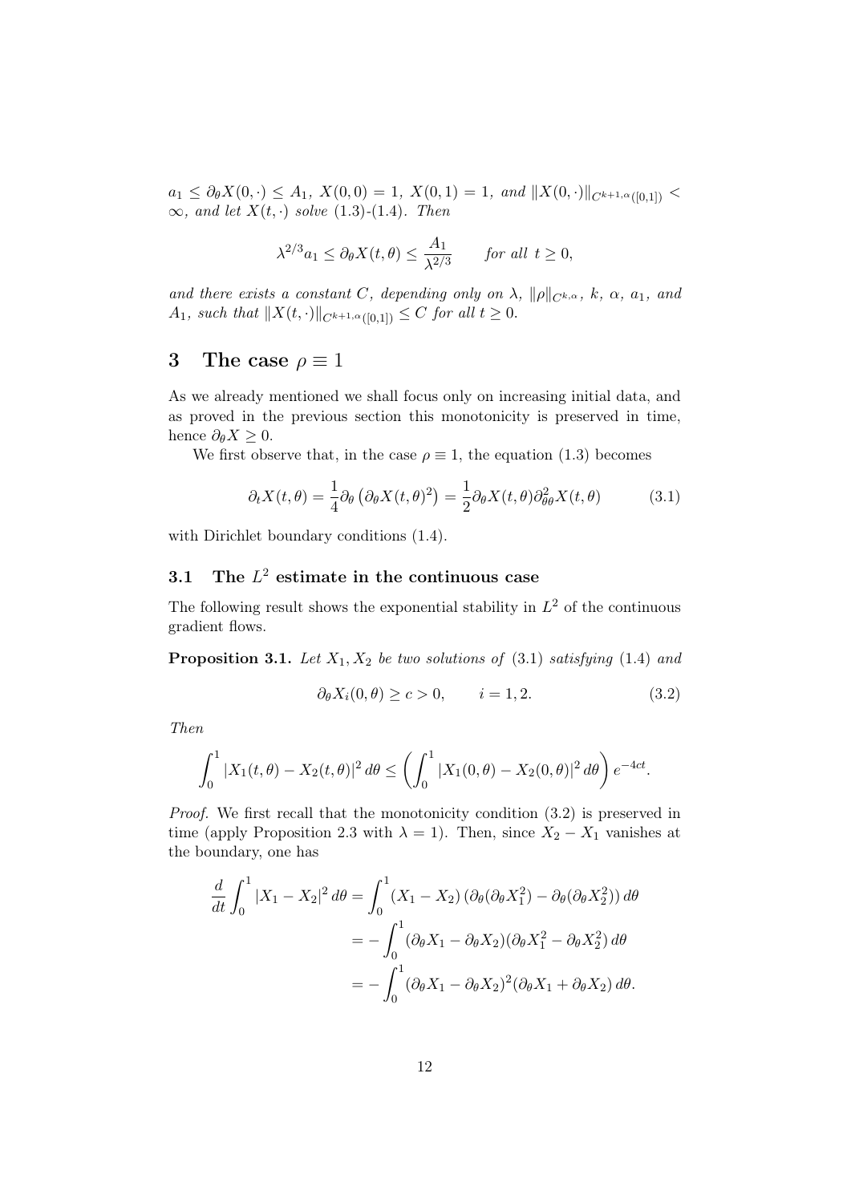$a_1 \leq \partial_\theta X(0,\cdot) \leq A_1$, $X(0,0) = 1$, $X(0,1) = 1$, *and* $\|X(0,\cdot)\|_{C^{k+1,\alpha}([0,1])} < \infty$, *and let* $X(t,\cdot)$ *solve* (1.3)-(1.4). *Then*

$$\lambda^{2/3} a_1 \leq \partial_\theta X(t,\theta) \leq \frac{A_1}{\lambda^{2/3}} \qquad \text{for all } t \geq 0,$$

*and there exists a constant* $C$*, depending only on* $\lambda$*,* $\|\rho\|_{C^{k,\alpha}}$*,* $k$*,* $\alpha$*,* $a_1$*, and* $A_1$*, such that* $\|X(t,\cdot)\|_{C^{k+1,\alpha}([0,1])} \leq C$ *for all* $t \geq 0$.

# 3 The case $\rho \equiv 1$

As we already mentioned we shall focus only on increasing initial data, and as proved in the previous section this monotonicity is preserved in time, hence $\partial_\theta X \geq 0$.

We first observe that, in the case $\rho \equiv 1$, the equation (1.3) becomes

$$\partial_t X(t,\theta) = \frac{1}{4}\partial_\theta \left(\partial_\theta X(t,\theta)^2\right) = \frac{1}{2}\partial_\theta X(t,\theta)\partial^2_{\theta\theta} X(t,\theta) \tag{3.1}$$

with Dirichlet boundary conditions (1.4).

## 3.1 The $L^2$ estimate in the continuous case

The following result shows the exponential stability in $L^2$ of the continuous gradient flows.

**Proposition 3.1.** *Let* $X_1, X_2$ *be two solutions of* (3.1) *satisfying* (1.4) *and*

$$\partial_\theta X_i(0,\theta) \geq c > 0, \qquad i = 1,2. \tag{3.2}$$

*Then*

$$\int_0^1 |X_1(t,\theta) - X_2(t,\theta)|^2\, d\theta \leq \left(\int_0^1 |X_1(0,\theta) - X_2(0,\theta)|^2\, d\theta\right) e^{-4ct}.$$

*Proof.* We first recall that the monotonicity condition (3.2) is preserved in time (apply Proposition 2.3 with $\lambda = 1$). Then, since $X_2 - X_1$ vanishes at the boundary, one has

$$\begin{aligned}
\frac{d}{dt}\int_0^1 |X_1 - X_2|^2\, d\theta &= \int_0^1 (X_1 - X_2)\left(\partial_\theta(\partial_\theta X_1^2) - \partial_\theta(\partial_\theta X_2^2)\right) d\theta \\
&= -\int_0^1 (\partial_\theta X_1 - \partial_\theta X_2)(\partial_\theta X_1^2 - \partial_\theta X_2^2)\, d\theta \\
&= -\int_0^1 (\partial_\theta X_1 - \partial_\theta X_2)^2(\partial_\theta X_1 + \partial_\theta X_2)\, d\theta.
\end{aligned}$$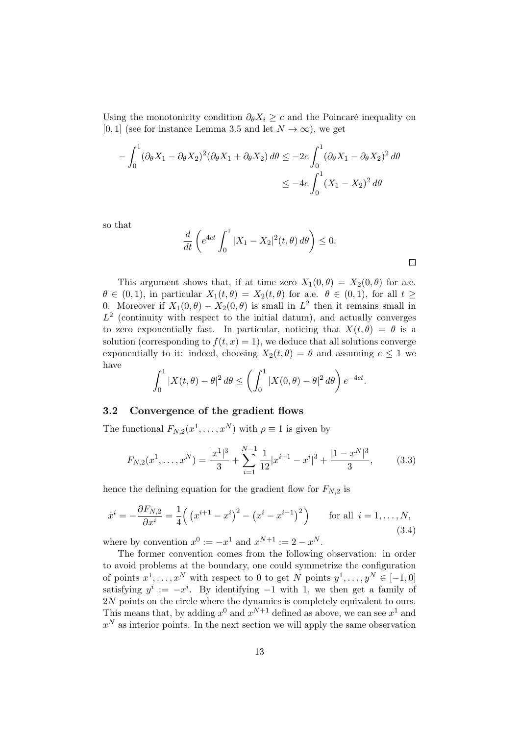Using the monotonicity condition $\partial_\theta X_i \geq c$ and the Poincaré inequality on $[0,1]$ (see for instance Lemma 3.5 and let $N \to \infty$), we get

$$
\begin{aligned}
-\int_0^1 (\partial_\theta X_1 - \partial_\theta X_2)^2 (\partial_\theta X_1 + \partial_\theta X_2)\, d\theta &\leq -2c \int_0^1 (\partial_\theta X_1 - \partial_\theta X_2)^2 \, d\theta \\
&\leq -4c \int_0^1 (X_1 - X_2)^2 \, d\theta
\end{aligned}
$$

so that

$$
\frac{d}{dt}\left( e^{4ct} \int_0^1 |X_1 - X_2|^2(t,\theta)\, d\theta \right) \leq 0.
$$

□

This argument shows that, if at time zero $X_1(0,\theta) = X_2(0,\theta)$ for a.e. $\theta \in (0,1)$, in particular $X_1(t,\theta) = X_2(t,\theta)$ for a.e. $\theta \in (0,1)$, for all $t \geq 0$. Moreover if $X_1(0,\theta) - X_2(0,\theta)$ is small in $L^2$ then it remains small in $L^2$ (continuity with respect to the initial datum), and actually converges to zero exponentially fast. In particular, noticing that $X(t,\theta) = \theta$ is a solution (corresponding to $f(t,x) = 1$), we deduce that all solutions converge exponentially to it: indeed, choosing $X_2(t,\theta) = \theta$ and assuming $c \leq 1$ we have

$$
\int_0^1 |X(t,\theta) - \theta|^2 \, d\theta \leq \left( \int_0^1 |X(0,\theta) - \theta|^2 \, d\theta \right) e^{-4ct}.
$$

### 3.2 Convergence of the gradient flows

The functional $F_{N,2}(x^1, \ldots, x^N)$ with $\rho \equiv 1$ is given by

$$
F_{N,2}(x^1, \ldots, x^N) = \frac{|x^1|^3}{3} + \sum_{i=1}^{N-1} \frac{1}{12} |x^{i+1} - x^i|^3 + \frac{|1 - x^N|^3}{3}, \tag{3.3}
$$

hence the defining equation for the gradient flow for $F_{N,2}$ is

$$
\dot{x}^i = -\frac{\partial F_{N,2}}{\partial x^i} = \frac{1}{4}\Big( \left(x^{i+1} - x^i\right)^2 - \left(x^i - x^{i-1}\right)^2 \Big) \qquad \text{for all } i = 1, \ldots, N, \tag{3.4}
$$

where by convention $x^0 := -x^1$ and $x^{N+1} := 2 - x^N$.

The former convention comes from the following observation: in order to avoid problems at the boundary, one could symmetrize the configuration of points $x^1, \ldots, x^N$ with respect to 0 to get $N$ points $y^1, \ldots, y^N \in [-1, 0]$ satisfying $y^i := -x^i$. By identifying $-1$ with 1, we then get a family of $2N$ points on the circle where the dynamics is completely equivalent to ours. This means that, by adding $x^0$ and $x^{N+1}$ defined as above, we can see $x^1$ and $x^N$ as interior points. In the next section we will apply the same observation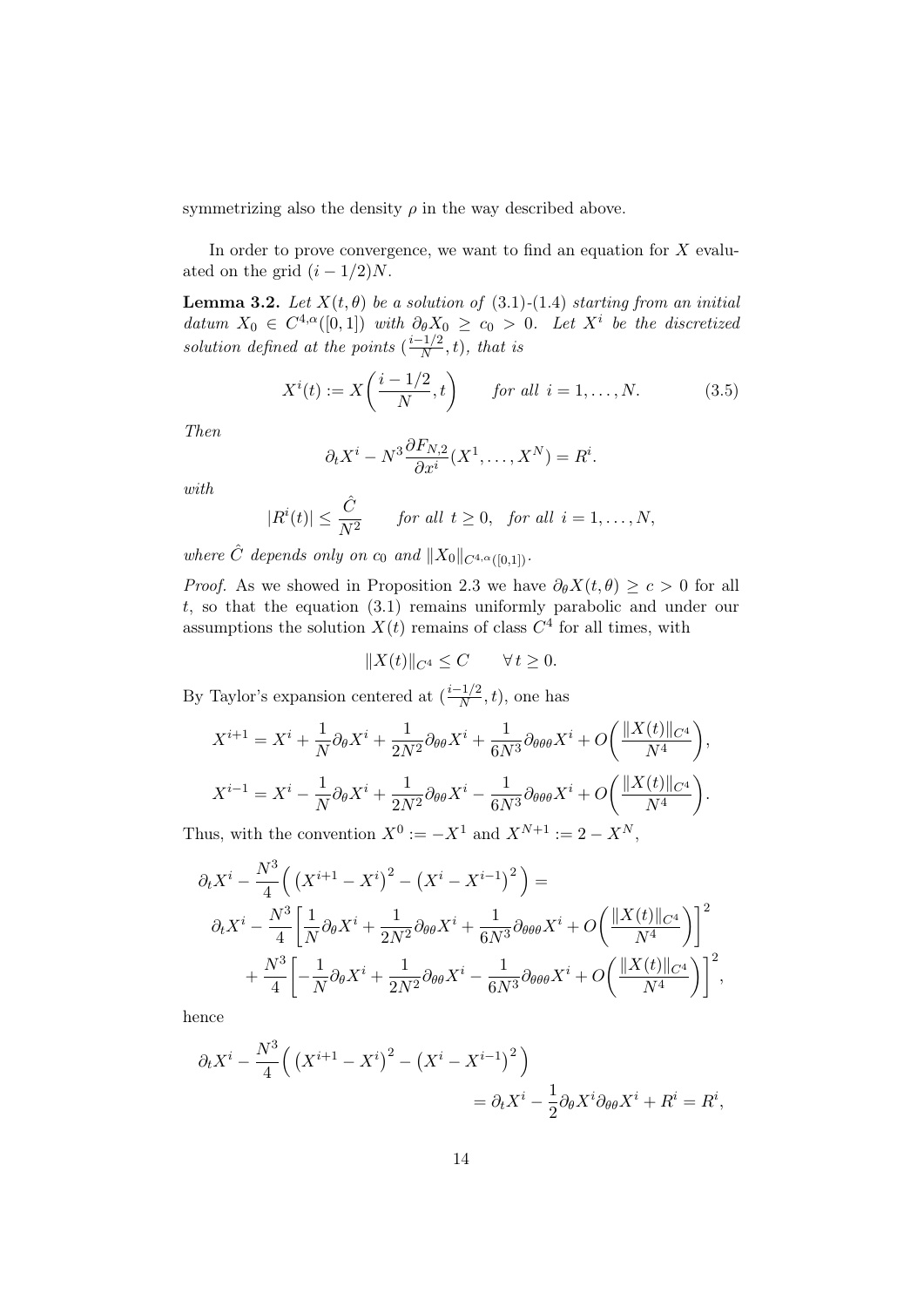symmetrizing also the density $\rho$ in the way described above.

In order to prove convergence, we want to find an equation for $X$ evaluated on the grid $(i - 1/2)N$.

**Lemma 3.2.** *Let $X(t, \theta)$ be a solution of (3.1)-(1.4) starting from an initial datum $X_0 \in C^{4,\alpha}([0, 1])$ with $\partial_\theta X_0 \geq c_0 > 0$. Let $X^i$ be the discretized solution defined at the points $(\frac{i-1/2}{N}, t)$, that is*

$$X^i(t) := X\bigg(\frac{i - 1/2}{N}, t\bigg) \qquad \text{for all } i = 1, \dots, N. \tag{3.5}$$

*Then*

$$\partial_t X^i - N^3 \frac{\partial F_{N,2}}{\partial x^i}(X^1, \dots, X^N) = R^i.$$

*with*

$$|R^i(t)| \leq \frac{\hat{C}}{N^2} \qquad \text{for all } t \geq 0, \quad \text{for all } i = 1, \dots, N,$$

*where $\hat{C}$ depends only on $c_0$ and $\|X_0\|_{C^{4,\alpha}([0,1])}$.*

*Proof.* As we showed in Proposition 2.3 we have $\partial_\theta X(t, \theta) \geq c > 0$ for all $t$, so that the equation (3.1) remains uniformly parabolic and under our assumptions the solution $X(t)$ remains of class $C^4$ for all times, with

$$\|X(t)\|_{C^4} \leq C \qquad \forall\, t \geq 0.$$

By Taylor's expansion centered at $(\frac{i-1/2}{N}, t)$, one has

$$X^{i+1} = X^i + \frac{1}{N}\partial_\theta X^i + \frac{1}{2N^2}\partial_{\theta\theta} X^i + \frac{1}{6N^3}\partial_{\theta\theta\theta} X^i + O\bigg(\frac{\|X(t)\|_{C^4}}{N^4}\bigg),$$

$$X^{i-1} = X^i - \frac{1}{N}\partial_\theta X^i + \frac{1}{2N^2}\partial_{\theta\theta} X^i - \frac{1}{6N^3}\partial_{\theta\theta\theta} X^i + O\bigg(\frac{\|X(t)\|_{C^4}}{N^4}\bigg).$$

Thus, with the convention $X^0 := -X^1$ and $X^{N+1} := 2 - X^N$,

$$\begin{aligned}
&\partial_t X^i - \frac{N^3}{4}\Big( \big(X^{i+1} - X^i\big)^2 - \big(X^i - X^{i-1}\big)^2 \Big) = \\
&\partial_t X^i - \frac{N^3}{4}\bigg[\frac{1}{N}\partial_\theta X^i + \frac{1}{2N^2}\partial_{\theta\theta} X^i + \frac{1}{6N^3}\partial_{\theta\theta\theta} X^i + O\bigg(\frac{\|X(t)\|_{C^4}}{N^4}\bigg)\bigg]^2 \\
&\qquad + \frac{N^3}{4}\bigg[-\frac{1}{N}\partial_\theta X^i + \frac{1}{2N^2}\partial_{\theta\theta} X^i - \frac{1}{6N^3}\partial_{\theta\theta\theta} X^i + O\bigg(\frac{\|X(t)\|_{C^4}}{N^4}\bigg)\bigg]^2,
\end{aligned}$$

hence

$$\begin{aligned}
\partial_t X^i - \frac{N^3}{4}\Big( \big(X^{i+1} - X^i\big)^2 - \big(X^i - X^{i-1}\big)^2 \Big)& \\
= \partial_t X^i - \frac{1}{2}\partial_\theta X^i \partial_{\theta\theta} X^i + R^i = R^i&,
\end{aligned}$$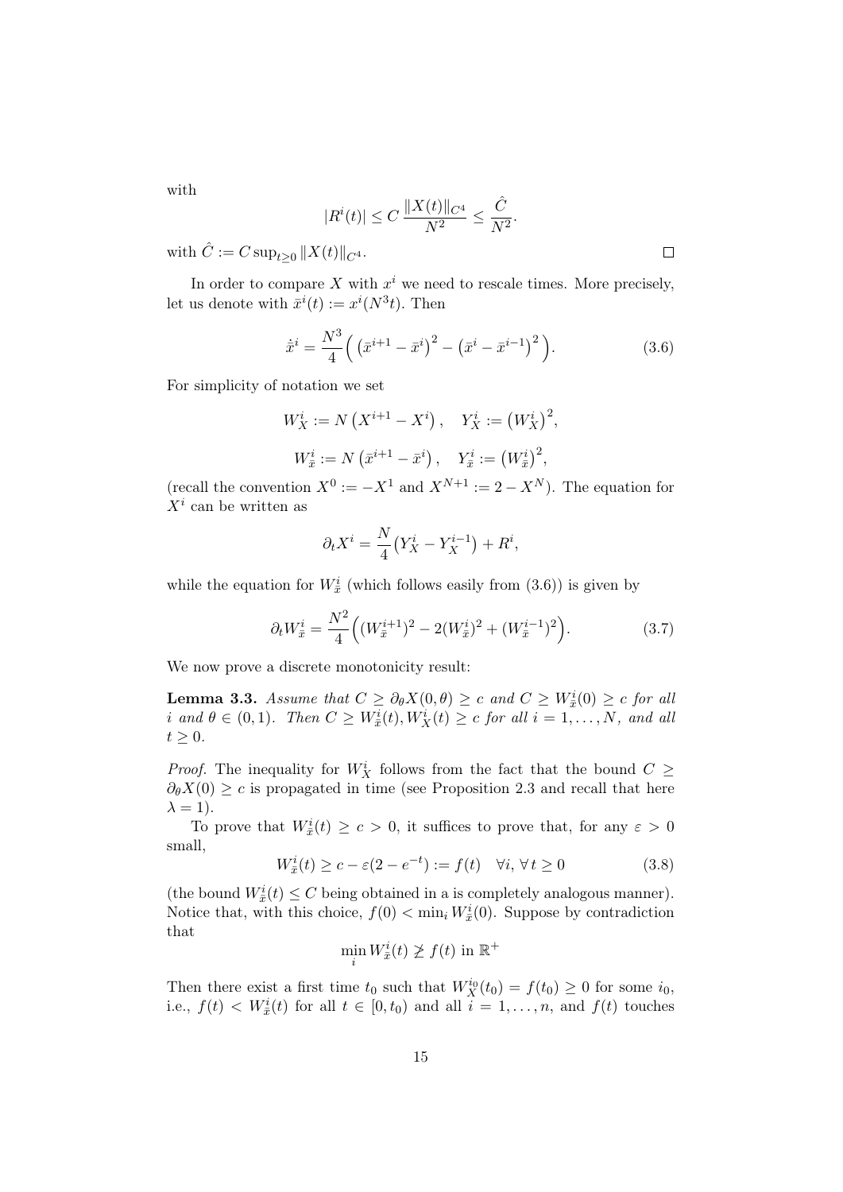with

$$|R^i(t)| \le C\,\frac{\|X(t)\|_{C^4}}{N^2} \le \frac{\hat{C}}{N^2}.$$

with $\hat{C} := C \sup_{t\ge 0} \|X(t)\|_{C^4}$. □

In order to compare $X$ with $x^i$ we need to rescale times. More precisely, let us denote with $\bar{x}^i(t) := x^i(N^3 t)$. Then

$$\dot{\bar{x}}^i = \frac{N^3}{4}\Big( \big(\bar{x}^{i+1} - \bar{x}^i\big)^2 - \big(\bar{x}^i - \bar{x}^{i-1}\big)^2 \Big). \tag{3.6}$$

For simplicity of notation we set

$$W_X^i := N\left(X^{i+1} - X^i\right), \quad Y_X^i := \left(W_X^i\right)^2,$$

$$W_{\bar{x}}^i := N\left(\bar{x}^{i+1} - \bar{x}^i\right), \quad Y_{\bar{x}}^i := \left(W_{\bar{x}}^i\right)^2,$$

(recall the convention $X^0 := -X^1$ and $X^{N+1} := 2 - X^N$). The equation for $X^i$ can be written as

$$\partial_t X^i = \frac{N}{4}\big(Y_X^i - Y_X^{i-1}\big) + R^i,$$

while the equation for $W_{\bar{x}}^i$ (which follows easily from (3.6)) is given by

$$\partial_t W_{\bar{x}}^i = \frac{N^2}{4}\Big((W_{\bar{x}}^{i+1})^2 - 2(W_{\bar{x}}^i)^2 + (W_{\bar{x}}^{i-1})^2\Big). \tag{3.7}$$

We now prove a discrete monotonicity result:

**Lemma 3.3.** *Assume that $C \ge \partial_\theta X(0,\theta) \ge c$ and $C \ge W_{\bar{x}}^i(0) \ge c$ for all $i$ and $\theta \in (0,1)$. Then $C \ge W_{\bar{x}}^i(t), W_X^i(t) \ge c$ for all $i = 1, \ldots, N$, and all $t \ge 0$.*

*Proof.* The inequality for $W_X^i$ follows from the fact that the bound $C \ge \partial_\theta X(0) \ge c$ is propagated in time (see Proposition 2.3 and recall that here $\lambda = 1$).

To prove that $W_{\bar{x}}^i(t) \ge c > 0$, it suffices to prove that, for any $\varepsilon > 0$ small,

$$W_{\bar{x}}^i(t) \ge c - \varepsilon(2 - e^{-t}) := f(t) \quad \forall i,\, \forall\, t \ge 0 \tag{3.8}$$

(the bound $W_{\bar{x}}^i(t) \le C$ being obtained in a is completely analogous manner). Notice that, with this choice, $f(0) < \min_i W_{\bar{x}}^i(0)$. Suppose by contradiction that

$$\min_i W_{\bar{x}}^i(t) \not\ge f(t) \text{ in } \mathbb{R}^+$$

Then there exist a first time $t_0$ such that $W_X^{i_0}(t_0) = f(t_0) \ge 0$ for some $i_0$, i.e., $f(t) < W_{\bar{x}}^i(t)$ for all $t \in [0, t_0)$ and all $i = 1, \ldots, n$, and $f(t)$ touches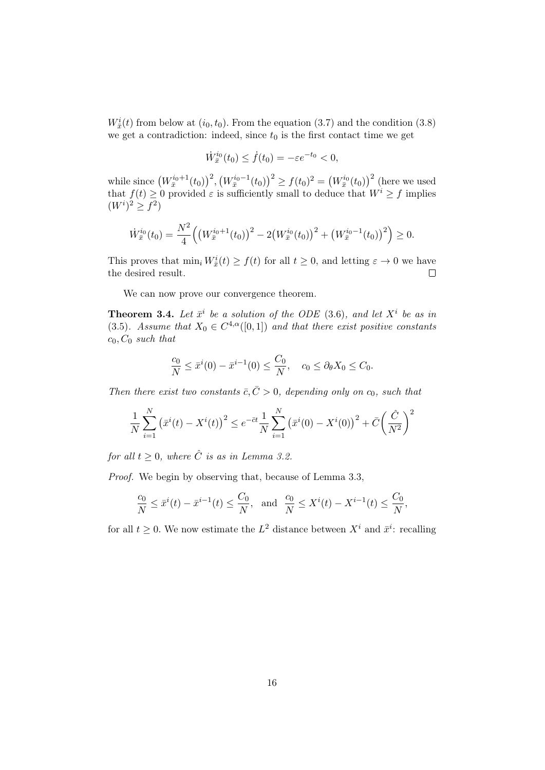$W^i_{\bar{x}}(t)$ from below at $(i_0, t_0)$. From the equation (3.7) and the condition (3.8) we get a contradiction: indeed, since $t_0$ is the first contact time we get

$$\dot{W}^{i_0}_{\bar{x}}(t_0) \leq \dot{f}(t_0) = -\varepsilon e^{-t_0} < 0,$$

while since $\big(W^{i_0+1}_{\bar{x}}(t_0)\big)^2, \big(W^{i_0-1}_{\bar{x}}(t_0)\big)^2 \geq f(t_0)^2 = \big(W^{i_0}_{\bar{x}}(t_0)\big)^2$ (here we used that $f(t) \geq 0$ provided $\varepsilon$ is sufficiently small to deduce that $W^i \geq f$ implies $(W^i)^2 \geq f^2$)

$$\dot{W}^{i_0}_{\bar{x}}(t_0) = \frac{N^2}{4}\Big(\big(W^{i_0+1}_{\bar{x}}(t_0)\big)^2 - 2\big(W^{i_0}_{\bar{x}}(t_0)\big)^2 + \big(W^{i_0-1}_{\bar{x}}(t_0)\big)^2\Big) \geq 0.$$

This proves that $\min_i W^i_{\bar{x}}(t) \geq f(t)$ for all $t \geq 0$, and letting $\varepsilon \to 0$ we have the desired result. $\square$

We can now prove our convergence theorem.

**Theorem 3.4.** *Let $\bar{x}^i$ be a solution of the ODE (3.6), and let $X^i$ be as in (3.5). Assume that $X_0 \in C^{4,\alpha}([0,1])$ and that there exist positive constants $c_0, C_0$ such that*

$$\frac{c_0}{N} \leq \bar{x}^i(0) - \bar{x}^{i-1}(0) \leq \frac{C_0}{N}, \quad c_0 \leq \partial_\theta X_0 \leq C_0.$$

*Then there exist two constants $\bar{c}, \bar{C} > 0$, depending only on $c_0$, such that*

$$\frac{1}{N}\sum_{i=1}^N \big(\bar{x}^i(t) - X^i(t)\big)^2 \leq e^{-\bar{c}t}\frac{1}{N}\sum_{i=1}^N \big(\bar{x}^i(0) - X^i(0)\big)^2 + \bar{C}\bigg(\frac{\hat{C}}{N^2}\bigg)^2$$

*for all $t \geq 0$, where $\hat{C}$ is as in Lemma 3.2.*

*Proof.* We begin by observing that, because of Lemma 3.3,

$$\frac{c_0}{N} \leq \bar{x}^i(t) - \bar{x}^{i-1}(t) \leq \frac{C_0}{N}, \;\text{ and }\; \frac{c_0}{N} \leq X^i(t) - X^{i-1}(t) \leq \frac{C_0}{N},$$

for all $t \geq 0$. We now estimate the $L^2$ distance between $X^i$ and $\bar{x}^i$: recalling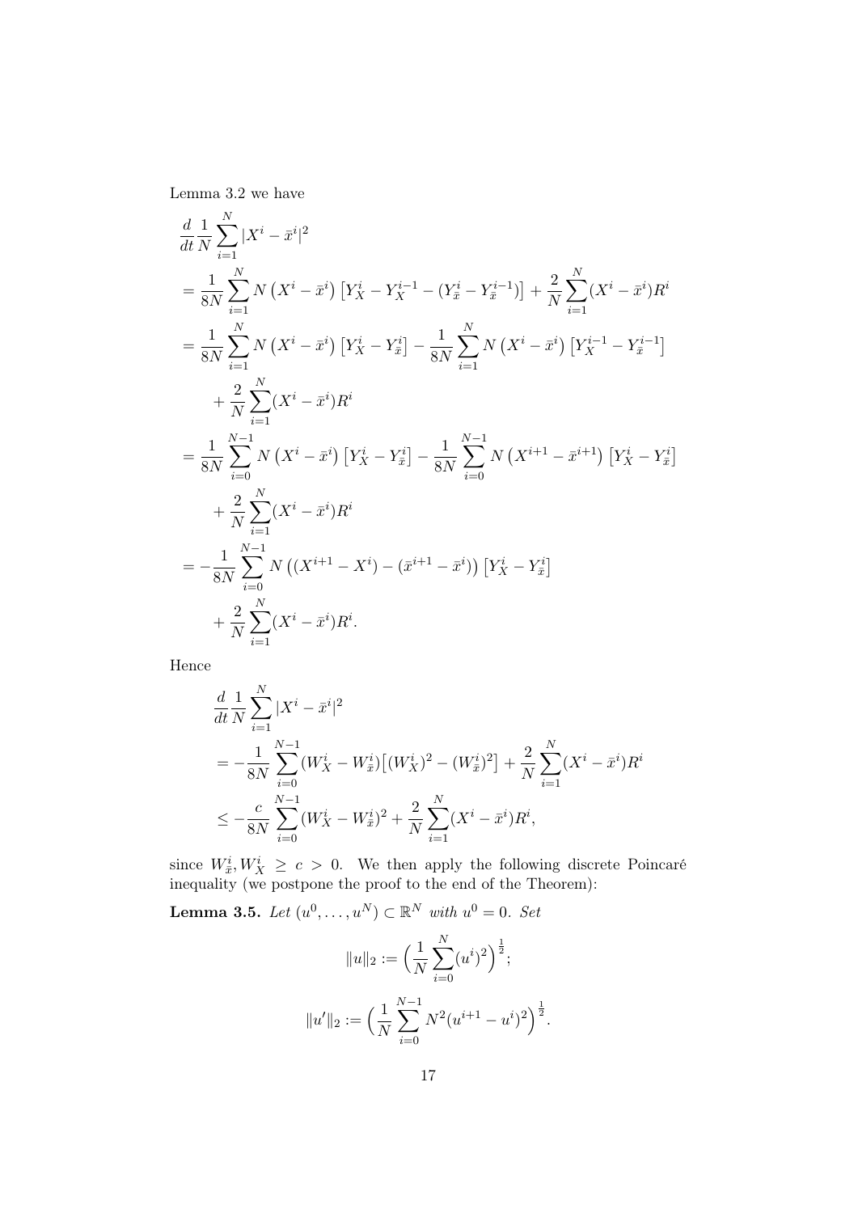Lemma 3.2 we have

$$
\begin{aligned}
&\frac{d}{dt}\frac{1}{N}\sum_{i=1}^{N}|X^i-\bar{x}^i|^2\\
&=\frac{1}{8N}\sum_{i=1}^{N}N\left(X^i-\bar{x}^i\right)\left[Y_X^i-Y_X^{i-1}-(Y_{\bar{x}}^i-Y_{\bar{x}}^{i-1})\right]+\frac{2}{N}\sum_{i=1}^{N}(X^i-\bar{x}^i)R^i\\
&=\frac{1}{8N}\sum_{i=1}^{N}N\left(X^i-\bar{x}^i\right)\left[Y_X^i-Y_{\bar{x}}^i\right]-\frac{1}{8N}\sum_{i=1}^{N}N\left(X^i-\bar{x}^i\right)\left[Y_X^{i-1}-Y_{\bar{x}}^{i-1}\right]\\
&\quad+\frac{2}{N}\sum_{i=1}^{N}(X^i-\bar{x}^i)R^i\\
&=\frac{1}{8N}\sum_{i=0}^{N-1}N\left(X^i-\bar{x}^i\right)\left[Y_X^i-Y_{\bar{x}}^i\right]-\frac{1}{8N}\sum_{i=0}^{N-1}N\left(X^{i+1}-\bar{x}^{i+1}\right)\left[Y_X^i-Y_{\bar{x}}^i\right]\\
&\quad+\frac{2}{N}\sum_{i=1}^{N}(X^i-\bar{x}^i)R^i\\
&=-\frac{1}{8N}\sum_{i=0}^{N-1}N\left((X^{i+1}-X^i)-(\bar{x}^{i+1}-\bar{x}^i)\right)\left[Y_X^i-Y_{\bar{x}}^i\right]\\
&\quad+\frac{2}{N}\sum_{i=1}^{N}(X^i-\bar{x}^i)R^i.
\end{aligned}
$$

Hence

$$
\begin{aligned}
&\frac{d}{dt}\frac{1}{N}\sum_{i=1}^{N}|X^i-\bar{x}^i|^2\\
&=-\frac{1}{8N}\sum_{i=0}^{N-1}(W_X^i-W_{\bar{x}}^i)\big[(W_X^i)^2-(W_{\bar{x}}^i)^2\big]+\frac{2}{N}\sum_{i=1}^{N}(X^i-\bar{x}^i)R^i\\
&\leq-\frac{c}{8N}\sum_{i=0}^{N-1}(W_X^i-W_{\bar{x}}^i)^2+\frac{2}{N}\sum_{i=1}^{N}(X^i-\bar{x}^i)R^i,
\end{aligned}
$$

since $W_{\bar{x}}^i, W_X^i \geq c > 0$. We then apply the following discrete Poincaré inequality (we postpone the proof to the end of the Theorem):

**Lemma 3.5.** *Let $(u^0,\ldots,u^N)\subset\mathbb{R}^N$ with $u^0=0$. Set*

$$
\|u\|_2 := \Big(\frac{1}{N}\sum_{i=0}^{N}(u^i)^2\Big)^{\frac{1}{2}};
$$

$$
\|u'\|_2 := \Big(\frac{1}{N}\sum_{i=0}^{N-1}N^2(u^{i+1}-u^i)^2\Big)^{\frac{1}{2}}.
$$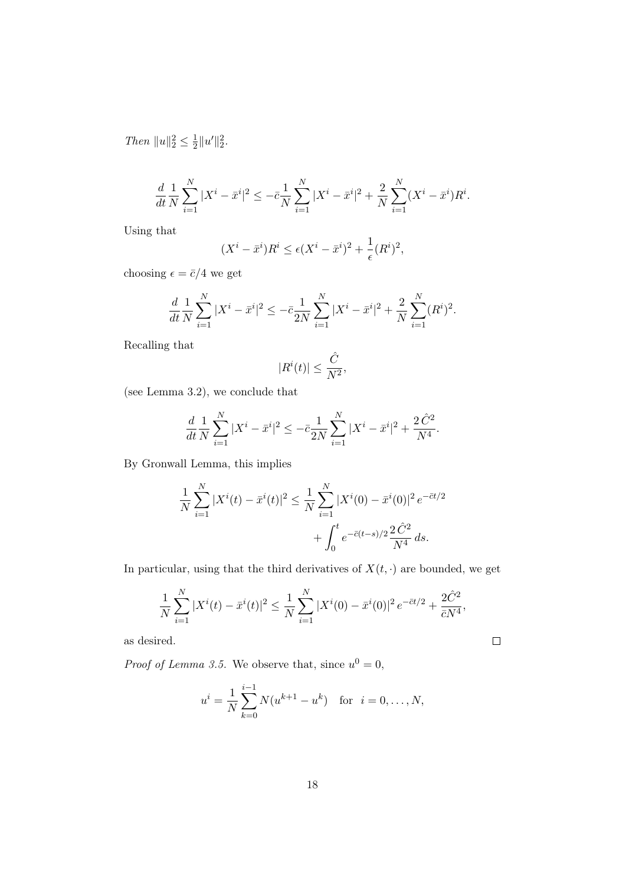*Then* $\|u\|_2^2 \le \frac{1}{2}\|u'\|_2^2$.

$$\frac{d}{dt}\frac{1}{N}\sum_{i=1}^{N}|X^i - \bar{x}^i|^2 \le -\bar{c}\frac{1}{N}\sum_{i=1}^{N}|X^i - \bar{x}^i|^2 + \frac{2}{N}\sum_{i=1}^{N}(X^i - \bar{x}^i)R^i.$$

Using that

$$(X^i - \bar{x}^i)R^i \le \epsilon(X^i - \bar{x}^i)^2 + \frac{1}{\epsilon}(R^i)^2,$$

choosing $\epsilon = \bar{c}/4$ we get

$$\frac{d}{dt}\frac{1}{N}\sum_{i=1}^{N}|X^i - \bar{x}^i|^2 \le -\bar{c}\frac{1}{2N}\sum_{i=1}^{N}|X^i - \bar{x}^i|^2 + \frac{2}{N}\sum_{i=1}^{N}(R^i)^2.$$

Recalling that

$$|R^i(t)| \le \frac{\hat{C}}{N^2},$$

(see Lemma 3.2), we conclude that

$$\frac{d}{dt}\frac{1}{N}\sum_{i=1}^{N}|X^i - \bar{x}^i|^2 \le -\bar{c}\frac{1}{2N}\sum_{i=1}^{N}|X^i - \bar{x}^i|^2 + \frac{2\,\hat{C}^2}{N^4}.$$

By Gronwall Lemma, this implies

$$\frac{1}{N}\sum_{i=1}^{N}|X^i(t) - \bar{x}^i(t)|^2 \le \frac{1}{N}\sum_{i=1}^{N}|X^i(0) - \bar{x}^i(0)|^2\, e^{-\bar{c}t/2} + \int_0^t e^{-\bar{c}(t-s)/2}\frac{2\,\hat{C}^2}{N^4}\, ds.$$

In particular, using that the third derivatives of $X(t,\cdot)$ are bounded, we get

$$\frac{1}{N}\sum_{i=1}^{N}|X^i(t) - \bar{x}^i(t)|^2 \le \frac{1}{N}\sum_{i=1}^{N}|X^i(0) - \bar{x}^i(0)|^2\, e^{-\bar{c}t/2} + \frac{2\hat{C}^2}{\bar{c}N^4},$$

as desired. □

*Proof of Lemma 3.5.* We observe that, since $u^0 = 0$,

$$u^i = \frac{1}{N}\sum_{k=0}^{i-1} N(u^{k+1} - u^k) \quad \text{for} \;\; i = 0, \ldots, N,$$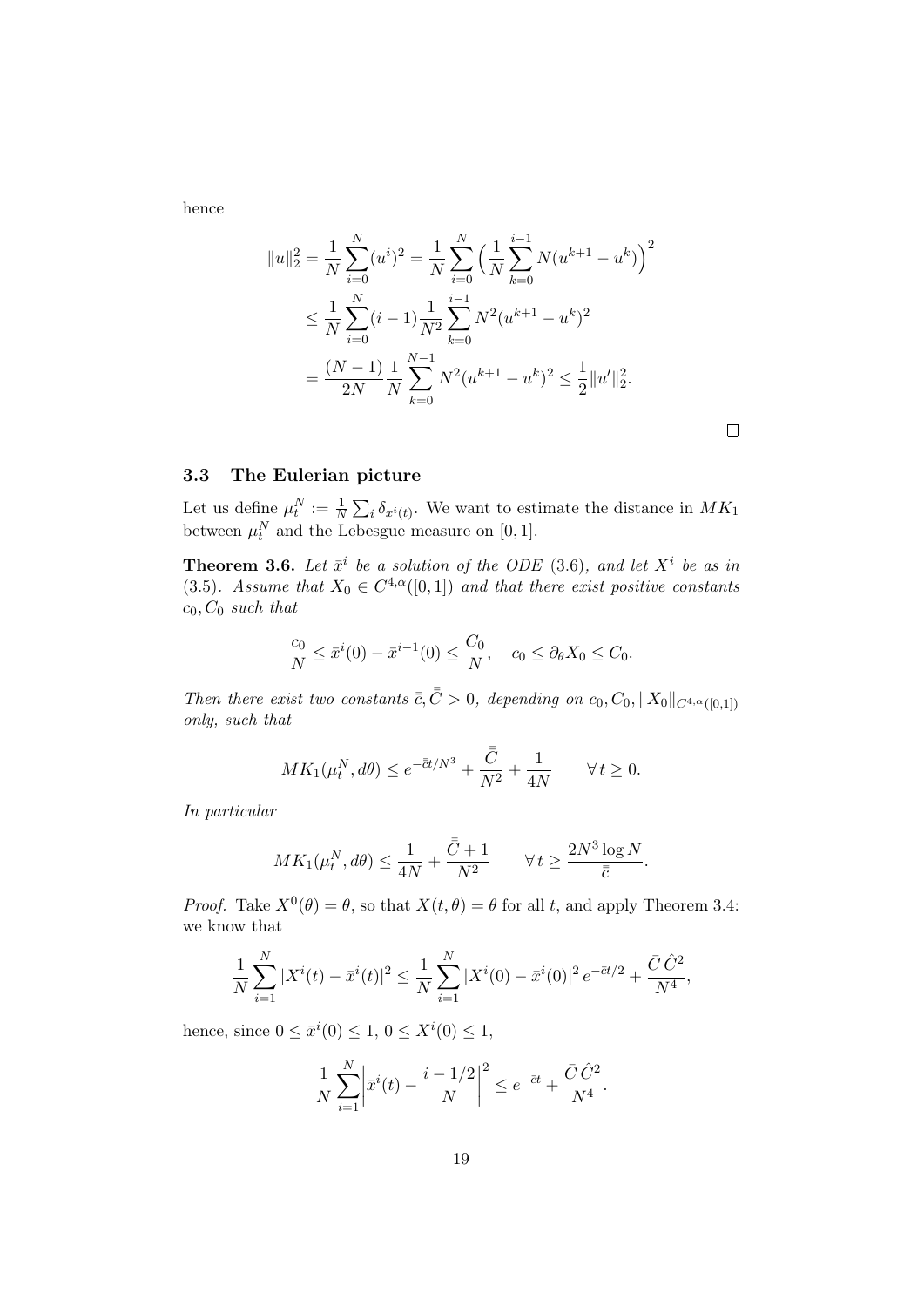hence

$$
\begin{aligned}
\|u\|_2^2 &= \frac{1}{N}\sum_{i=0}^{N}(u^i)^2 = \frac{1}{N}\sum_{i=0}^{N}\Big(\frac{1}{N}\sum_{k=0}^{i-1}N(u^{k+1}-u^k)\Big)^2 \\
&\le \frac{1}{N}\sum_{i=0}^{N}(i-1)\frac{1}{N^2}\sum_{k=0}^{i-1}N^2(u^{k+1}-u^k)^2 \\
&= \frac{(N-1)}{2N}\frac{1}{N}\sum_{k=0}^{N-1}N^2(u^{k+1}-u^k)^2 \le \frac{1}{2}\|u'\|_2^2.
\end{aligned}
$$

□

### 3.3 The Eulerian picture

Let us define $\mu_t^N := \frac{1}{N}\sum_i \delta_{x^i(t)}$. We want to estimate the distance in $MK_1$ between $\mu_t^N$ and the Lebesgue measure on $[0,1]$.

**Theorem 3.6.** *Let $\bar{x}^i$ be a solution of the ODE (3.6), and let $X^i$ be as in (3.5). Assume that $X_0 \in C^{4,\alpha}([0,1])$ and that there exist positive constants $c_0, C_0$ such that*

$$
\frac{c_0}{N} \le \bar{x}^i(0) - \bar{x}^{i-1}(0) \le \frac{C_0}{N}, \quad c_0 \le \partial_\theta X_0 \le C_0.
$$

*Then there exist two constants $\bar{\bar{c}}, \bar{\bar{C}} > 0$, depending on $c_0, C_0, \|X_0\|_{C^{4,\alpha}([0,1])}$ only, such that*

$$
MK_1(\mu_t^N, d\theta) \le e^{-\bar{\bar{c}}t/N^3} + \frac{\bar{\bar{C}}}{N^2} + \frac{1}{4N} \qquad \forall\, t \ge 0.
$$

*In particular*

$$
MK_1(\mu_t^N, d\theta) \le \frac{1}{4N} + \frac{\bar{\bar{C}}+1}{N^2} \qquad \forall\, t \ge \frac{2N^3\log N}{\bar{\bar{c}}}.
$$

*Proof.* Take $X^0(\theta) = \theta$, so that $X(t,\theta) = \theta$ for all $t$, and apply Theorem 3.4: we know that

$$
\frac{1}{N}\sum_{i=1}^{N}|X^i(t) - \bar{x}^i(t)|^2 \le \frac{1}{N}\sum_{i=1}^{N}|X^i(0) - \bar{x}^i(0)|^2\, e^{-\bar{c}t/2} + \frac{\bar{C}\,\hat{C}^2}{N^4},
$$

hence, since $0 \le \bar{x}^i(0) \le 1$, $0 \le X^i(0) \le 1$,

$$
\frac{1}{N}\sum_{i=1}^{N}\left|\bar{x}^i(t) - \frac{i-1/2}{N}\right|^2 \le e^{-\bar{c}t} + \frac{\bar{C}\,\hat{C}^2}{N^4}.
$$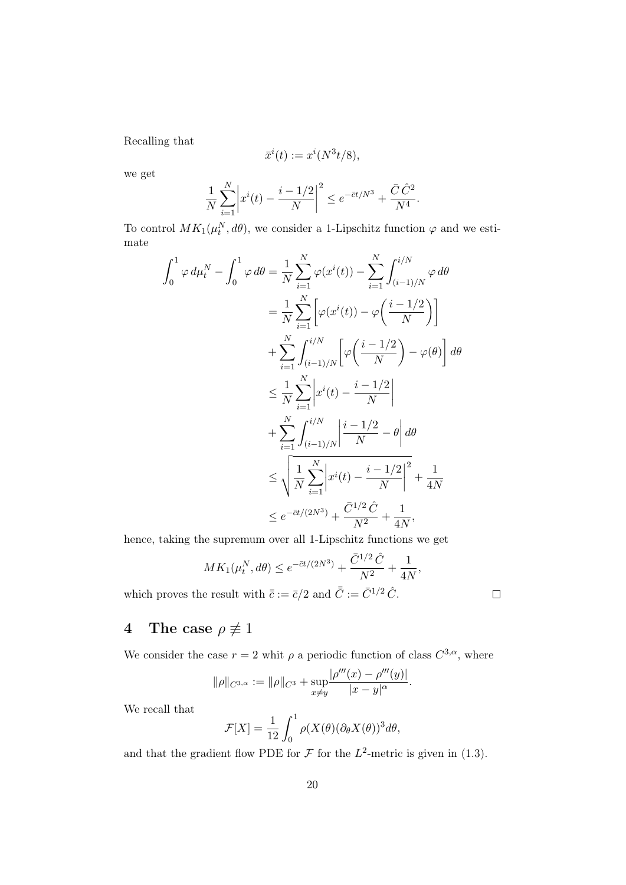Recalling that

$$\bar{x}^i(t) := x^i(N^3 t/8),$$

we get

$$\frac{1}{N}\sum_{i=1}^{N}\left|x^i(t) - \frac{i-1/2}{N}\right|^2 \leq e^{-\bar{c}t/N^3} + \frac{\bar{C}\,\hat{C}^2}{N^4}.$$

To control $MK_1(\mu_t^N, d\theta)$, we consider a 1-Lipschitz function $\varphi$ and we estimate

$$\begin{aligned}
\int_0^1 \varphi\, d\mu_t^N - \int_0^1 \varphi\, d\theta &= \frac{1}{N}\sum_{i=1}^{N}\varphi(x^i(t)) - \sum_{i=1}^{N}\int_{(i-1)/N}^{i/N}\varphi\, d\theta \\
&= \frac{1}{N}\sum_{i=1}^{N}\left[\varphi(x^i(t)) - \varphi\left(\frac{i-1/2}{N}\right)\right] \\
&\quad + \sum_{i=1}^{N}\int_{(i-1)/N}^{i/N}\left[\varphi\left(\frac{i-1/2}{N}\right) - \varphi(\theta)\right] d\theta \\
&\leq \frac{1}{N}\sum_{i=1}^{N}\left|x^i(t) - \frac{i-1/2}{N}\right| \\
&\quad + \sum_{i=1}^{N}\int_{(i-1)/N}^{i/N}\left|\frac{i-1/2}{N} - \theta\right| d\theta \\
&\leq \sqrt{\frac{1}{N}\sum_{i=1}^{N}\left|x^i(t) - \frac{i-1/2}{N}\right|^2} + \frac{1}{4N} \\
&\leq e^{-\bar{c}t/(2N^3)} + \frac{\bar{C}^{1/2}\,\hat{C}}{N^2} + \frac{1}{4N},
\end{aligned}$$

hence, taking the supremum over all 1-Lipschitz functions we get

$$MK_1(\mu_t^N, d\theta) \leq e^{-\bar{c}t/(2N^3)} + \frac{\bar{C}^{1/2}\,\hat{C}}{N^2} + \frac{1}{4N},$$

which proves the result with $\bar{\bar{c}} := \bar{c}/2$ and $\bar{\bar{C}} := \bar{C}^{1/2}\,\hat{C}$. $\square$

# 4 The case $\rho \not\equiv 1$

We consider the case $r = 2$ whit $\rho$ a periodic function of class $C^{3,\alpha}$, where

$$\|\rho\|_{C^{3,\alpha}} := \|\rho\|_{C^3} + \sup_{x\neq y}\frac{|\rho'''(x) - \rho'''(y)|}{|x-y|^\alpha}.$$

We recall that

$$\mathcal{F}[X] = \frac{1}{12}\int_0^1 \rho(X(\theta)(\partial_\theta X(\theta))^3 d\theta,$$

and that the gradient flow PDE for $\mathcal{F}$ for the $L^2$-metric is given in (1.3).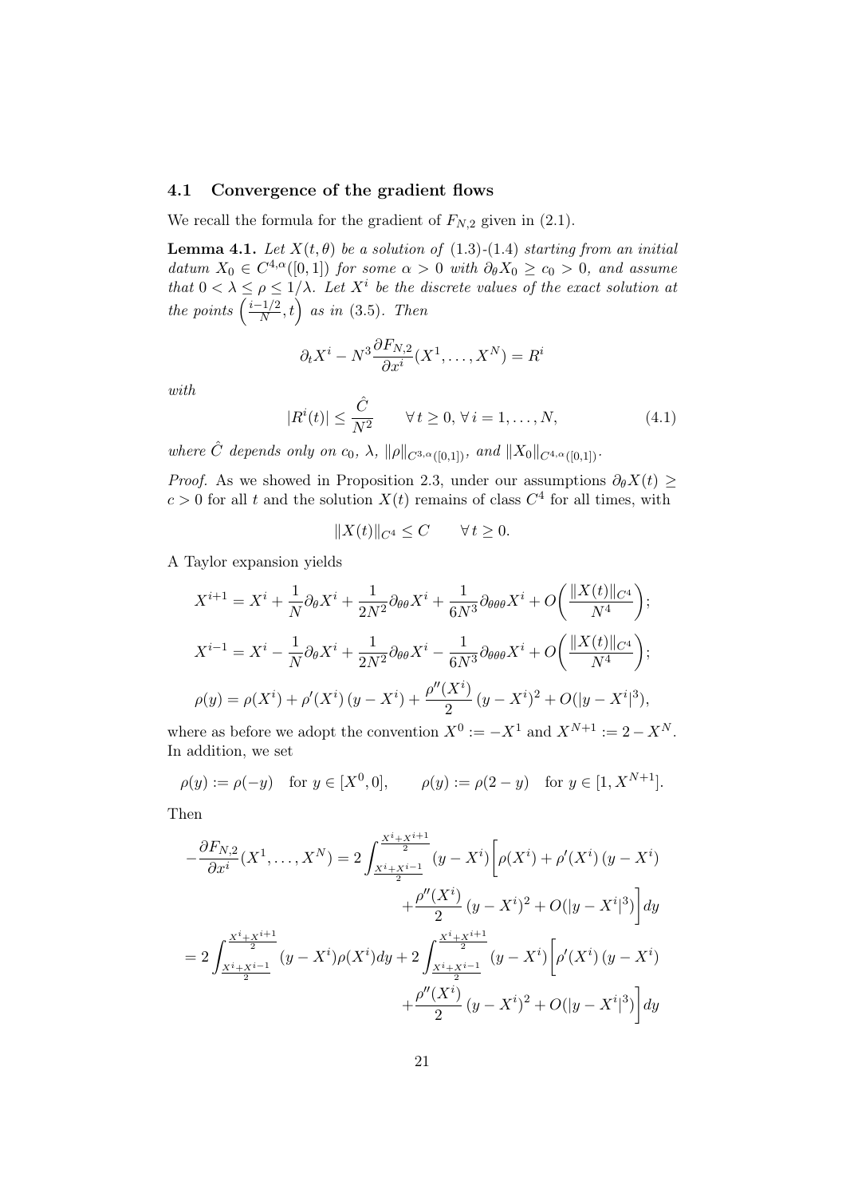### 4.1 Convergence of the gradient flows

We recall the formula for the gradient of $F_{N,2}$ given in (2.1).

**Lemma 4.1.** *Let $X(t,\theta)$ be a solution of (1.3)-(1.4) starting from an initial datum $X_0 \in C^{4,\alpha}([0,1])$ for some $\alpha > 0$ with $\partial_\theta X_0 \geq c_0 > 0$, and assume that $0 < \lambda \leq \rho \leq 1/\lambda$. Let $X^i$ be the discrete values of the exact solution at the points $\left(\frac{i-1/2}{N}, t\right)$ as in (3.5). Then*

$$\partial_t X^i - N^3 \frac{\partial F_{N,2}}{\partial x^i}(X^1, \ldots, X^N) = R^i$$

*with*

$$|R^i(t)| \leq \frac{\hat{C}}{N^2} \qquad \forall\, t \geq 0, \forall\, i = 1, \ldots, N, \tag{4.1}$$

*where $\hat{C}$ depends only on $c_0$, $\lambda$, $\|\rho\|_{C^{3,\alpha}([0,1])}$, and $\|X_0\|_{C^{4,\alpha}([0,1])}$.*

*Proof.* As we showed in Proposition 2.3, under our assumptions $\partial_\theta X(t) \geq c > 0$ for all $t$ and the solution $X(t)$ remains of class $C^4$ for all times, with

$$\|X(t)\|_{C^4} \leq C \qquad \forall\, t \geq 0.$$

A Taylor expansion yields

$$X^{i+1} = X^i + \frac{1}{N}\partial_\theta X^i + \frac{1}{2N^2}\partial_{\theta\theta} X^i + \frac{1}{6N^3}\partial_{\theta\theta\theta} X^i + O\bigg(\frac{\|X(t)\|_{C^4}}{N^4}\bigg);$$

$$X^{i-1} = X^i - \frac{1}{N}\partial_\theta X^i + \frac{1}{2N^2}\partial_{\theta\theta} X^i - \frac{1}{6N^3}\partial_{\theta\theta\theta} X^i + O\bigg(\frac{\|X(t)\|_{C^4}}{N^4}\bigg);$$

$$\rho(y) = \rho(X^i) + \rho'(X^i)\,(y - X^i) + \frac{\rho''(X^i)}{2}\,(y - X^i)^2 + O(|y - X^i|^3),$$

where as before we adopt the convention $X^0 := -X^1$ and $X^{N+1} := 2 - X^N$. In addition, we set

$$\rho(y) := \rho(-y) \quad \text{for } y \in [X^0, 0], \qquad \rho(y) := \rho(2 - y) \quad \text{for } y \in [1, X^{N+1}].$$

Then

$$\begin{aligned}
-\frac{\partial F_{N,2}}{\partial x^i}(X^1, \ldots, X^N) &= 2\int_{\frac{X^i + X^{i-1}}{2}}^{\frac{X^i + X^{i+1}}{2}} (y - X^i)\bigg[\rho(X^i) + \rho'(X^i)\,(y - X^i) \\
&\qquad + \frac{\rho''(X^i)}{2}\,(y - X^i)^2 + O(|y - X^i|^3)\bigg] dy \\
= 2\int_{\frac{X^i + X^{i-1}}{2}}^{\frac{X^i + X^{i+1}}{2}} (y - X^i)\rho(X^i)dy &+ 2\int_{\frac{X^i + X^{i-1}}{2}}^{\frac{X^i + X^{i+1}}{2}} (y - X^i)\bigg[\rho'(X^i)\,(y - X^i) \\
&\qquad + \frac{\rho''(X^i)}{2}\,(y - X^i)^2 + O(|y - X^i|^3)\bigg] dy
\end{aligned}$$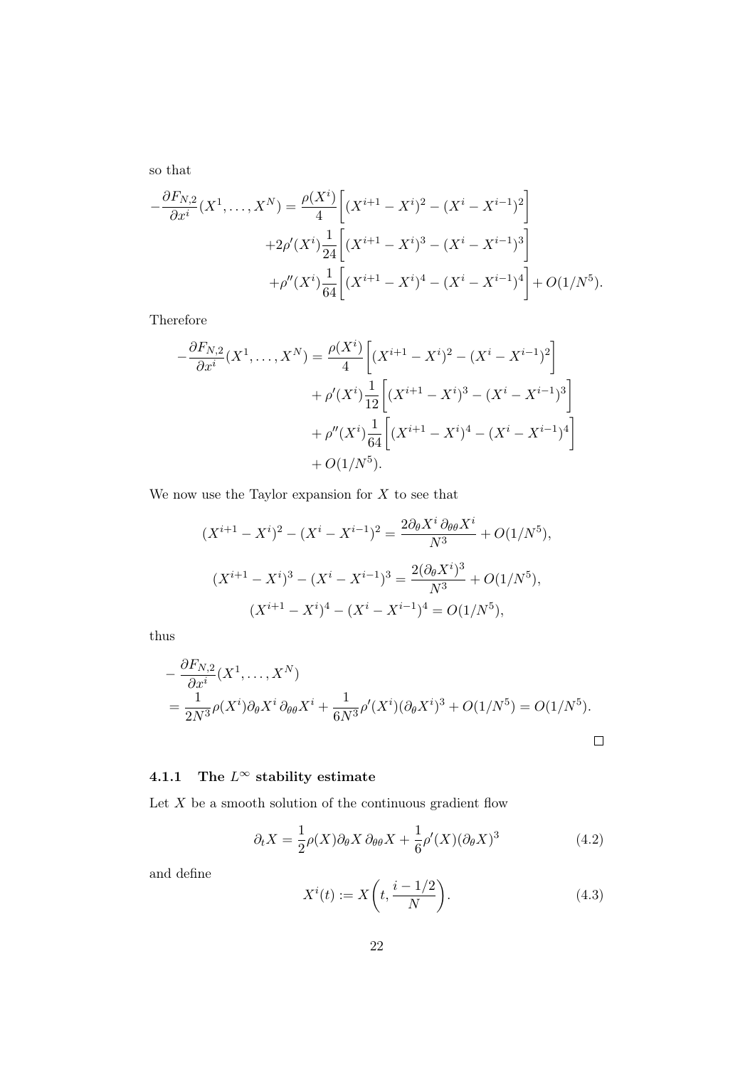so that

$$
\begin{aligned}
-\frac{\partial F_{N,2}}{\partial x^i}(X^1,\ldots,X^N) = \frac{\rho(X^i)}{4}\bigg[(X^{i+1}-X^i)^2 - (X^i - X^{i-1})^2\bigg] \\
+2\rho'(X^i)\frac{1}{24}\bigg[(X^{i+1}-X^i)^3 - (X^i - X^{i-1})^3\bigg] \\
+\rho''(X^i)\frac{1}{64}\bigg[(X^{i+1}-X^i)^4 - (X^i - X^{i-1})^4\bigg] + O(1/N^5).
\end{aligned}
$$

Therefore

$$
\begin{aligned}
-\frac{\partial F_{N,2}}{\partial x^i}(X^1,\ldots,X^N) &= \frac{\rho(X^i)}{4}\bigg[(X^{i+1}-X^i)^2 - (X^i - X^{i-1})^2\bigg] \\
&\quad + \rho'(X^i)\frac{1}{12}\bigg[(X^{i+1}-X^i)^3 - (X^i - X^{i-1})^3\bigg] \\
&\quad + \rho''(X^i)\frac{1}{64}\bigg[(X^{i+1}-X^i)^4 - (X^i - X^{i-1})^4\bigg] \\
&\quad + O(1/N^5).
\end{aligned}
$$

We now use the Taylor expansion for $X$ to see that

$$
(X^{i+1}-X^i)^2 - (X^i - X^{i-1})^2 = \frac{2\partial_\theta X^i\,\partial_{\theta\theta}X^i}{N^3} + O(1/N^5),
$$

$$
(X^{i+1}-X^i)^3 - (X^i - X^{i-1})^3 = \frac{2(\partial_\theta X^i)^3}{N^3} + O(1/N^5),
$$

$$
(X^{i+1}-X^i)^4 - (X^i - X^{i-1})^4 = O(1/N^5),
$$

thus

$$
\begin{aligned}
&-\frac{\partial F_{N,2}}{\partial x^i}(X^1,\ldots,X^N) \\
&= \frac{1}{2N^3}\rho(X^i)\partial_\theta X^i\,\partial_{\theta\theta}X^i + \frac{1}{6N^3}\rho'(X^i)(\partial_\theta X^i)^3 + O(1/N^5) = O(1/N^5).
\end{aligned}
$$

□

### 4.1.1 The $L^\infty$ stability estimate

Let $X$ be a smooth solution of the continuous gradient flow

$$
\partial_t X = \frac{1}{2}\rho(X)\partial_\theta X\,\partial_{\theta\theta}X + \frac{1}{6}\rho'(X)(\partial_\theta X)^3 \tag{4.2}
$$

and define

$$
X^i(t) := X\bigg(t, \frac{i-1/2}{N}\bigg). \tag{4.3}
$$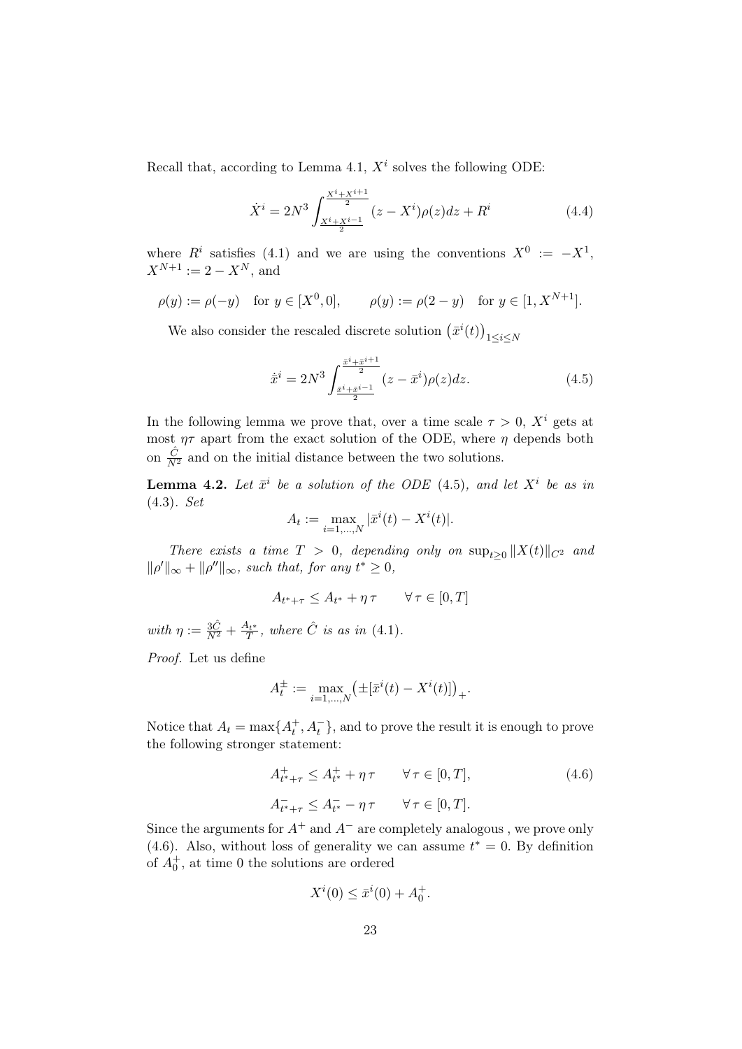Recall that, according to Lemma 4.1, $X^i$ solves the following ODE:

$$\dot{X}^i = 2N^3 \int_{\frac{X^i+X^{i-1}}{2}}^{\frac{X^i+X^{i+1}}{2}} (z - X^i)\rho(z)dz + R^i \tag{4.4}$$

where $R^i$ satisfies (4.1) and we are using the conventions $X^0 := -X^1$, $X^{N+1} := 2 - X^N$, and

$$\rho(y) := \rho(-y) \quad \text{for } y \in [X^0, 0], \qquad \rho(y) := \rho(2-y) \quad \text{for } y \in [1, X^{N+1}].$$

We also consider the rescaled discrete solution $\left(\bar{x}^i(t)\right)_{1 \le i \le N}$

$$\dot{\bar{x}}^i = 2N^3 \int_{\frac{\bar{x}^i+\bar{x}^{i-1}}{2}}^{\frac{\bar{x}^i+\bar{x}^{i+1}}{2}} (z - \bar{x}^i)\rho(z)dz. \tag{4.5}$$

In the following lemma we prove that, over a time scale $\tau > 0$, $X^i$ gets at most $\eta\tau$ apart from the exact solution of the ODE, where $\eta$ depends both on $\frac{\hat{C}}{N^2}$ and on the initial distance between the two solutions.

**Lemma 4.2.** *Let $\bar{x}^i$ be a solution of the ODE* (4.5)*, and let $X^i$ be as in* (4.3)*. Set*

$$A_t := \max_{i=1,\dots,N} |\bar{x}^i(t) - X^i(t)|.$$

*There exists a time $T > 0$, depending only on $\sup_{t \ge 0} \|X(t)\|_{C^2}$ and $\|\rho'\|_\infty + \|\rho''\|_\infty$, such that, for any $t^* \ge 0$,*

$$A_{t^*+\tau} \le A_{t^*} + \eta\,\tau \qquad \forall\, \tau \in [0, T]$$

*with $\eta := \frac{3\hat{C}}{N^2} + \frac{A_{t^*}}{T}$, where $\hat{C}$ is as in* (4.1)*.*

*Proof.* Let us define

$$A_t^\pm := \max_{i=1,\dots,N} \left(\pm[\bar{x}^i(t) - X^i(t)]\right)_+.$$

Notice that $A_t = \max\{A_t^+, A_t^-\}$, and to prove the result it is enough to prove the following stronger statement:

$$A_{t^*+\tau}^+ \le A_{t^*}^+ + \eta\,\tau \qquad \forall\, \tau \in [0, T], \tag{4.6}$$

$$A_{t^*+\tau}^- \le A_{t^*}^- - \eta\,\tau \qquad \forall\, \tau \in [0, T].$$

Since the arguments for $A^+$ and $A^-$ are completely analogous , we prove only (4.6). Also, without loss of generality we can assume $t^* = 0$. By definition of $A_0^+$, at time 0 the solutions are ordered

$$X^i(0) \le \bar{x}^i(0) + A_0^+.$$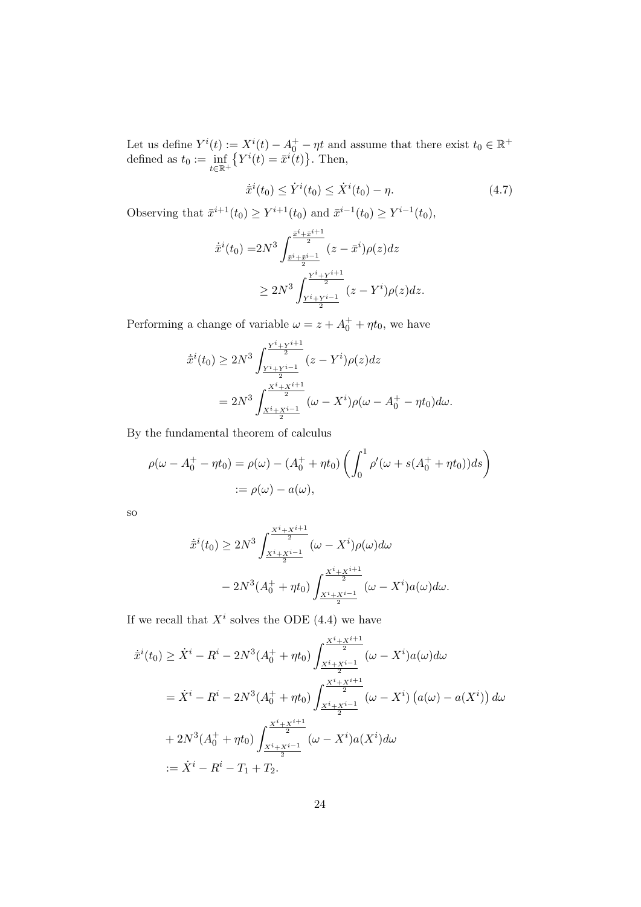Let us define $Y^i(t) := X^i(t) - A_0^+ - \eta t$ and assume that there exist $t_0 \in \mathbb{R}^+$ defined as $t_0 := \inf_{t \in \mathbb{R}^+} \{Y^i(t) = \bar{x}^i(t)\}$. Then,

$$\dot{\bar{x}}^i(t_0) \leq \dot{Y}^i(t_0) \leq \dot{X}^i(t_0) - \eta. \tag{4.7}$$

Observing that $\bar{x}^{i+1}(t_0) \geq Y^{i+1}(t_0)$ and $\bar{x}^{i-1}(t_0) \geq Y^{i-1}(t_0)$,

$$\begin{aligned}
\dot{\bar{x}}^i(t_0) =& 2N^3 \int_{\frac{\bar{x}^i + \bar{x}^{i-1}}{2}}^{\frac{\bar{x}^i + \bar{x}^{i+1}}{2}} (z - \bar{x}^i)\rho(z)dz \\
&\geq 2N^3 \int_{\frac{Y^i + Y^{i-1}}{2}}^{\frac{Y^i + Y^{i+1}}{2}} (z - Y^i)\rho(z)dz.
\end{aligned}$$

Performing a change of variable $\omega = z + A_0^+ + \eta t_0$, we have

$$\begin{aligned}
\dot{\bar{x}}^i(t_0) &\geq 2N^3 \int_{\frac{Y^i + Y^{i-1}}{2}}^{\frac{Y^i + Y^{i+1}}{2}} (z - Y^i)\rho(z)dz \\
&= 2N^3 \int_{\frac{X^i + X^{i-1}}{2}}^{\frac{X^i + X^{i+1}}{2}} (\omega - X^i)\rho(\omega - A_0^+ - \eta t_0)d\omega.
\end{aligned}$$

By the fundamental theorem of calculus

$$\begin{aligned}
\rho(\omega - A_0^+ - \eta t_0) &= \rho(\omega) - (A_0^+ + \eta t_0)\left(\int_0^1 \rho'(\omega + s(A_0^+ + \eta t_0))ds\right) \\
&:= \rho(\omega) - a(\omega),
\end{aligned}$$

so

$$\begin{aligned}
\dot{\bar{x}}^i(t_0) &\geq 2N^3 \int_{\frac{X^i + X^{i-1}}{2}}^{\frac{X^i + X^{i+1}}{2}} (\omega - X^i)\rho(\omega)d\omega \\
&\quad - 2N^3(A_0^+ + \eta t_0) \int_{\frac{X^i + X^{i-1}}{2}}^{\frac{X^i + X^{i+1}}{2}} (\omega - X^i)a(\omega)d\omega.
\end{aligned}$$

If we recall that $X^i$ solves the ODE (4.4) we have

$$\begin{aligned}
\dot{\bar{x}}^i(t_0) &\geq \dot{X}^i - R^i - 2N^3(A_0^+ + \eta t_0) \int_{\frac{X^i + X^{i-1}}{2}}^{\frac{X^i + X^{i+1}}{2}} (\omega - X^i)a(\omega)d\omega \\
&= \dot{X}^i - R^i - 2N^3(A_0^+ + \eta t_0) \int_{\frac{X^i + X^{i-1}}{2}}^{\frac{X^i + X^{i+1}}{2}} (\omega - X^i)\left(a(\omega) - a(X^i)\right)d\omega \\
&+ 2N^3(A_0^+ + \eta t_0) \int_{\frac{X^i + X^{i-1}}{2}}^{\frac{X^i + X^{i+1}}{2}} (\omega - X^i)a(X^i)d\omega \\
&:= \dot{X}^i - R^i - T_1 + T_2.
\end{aligned}$$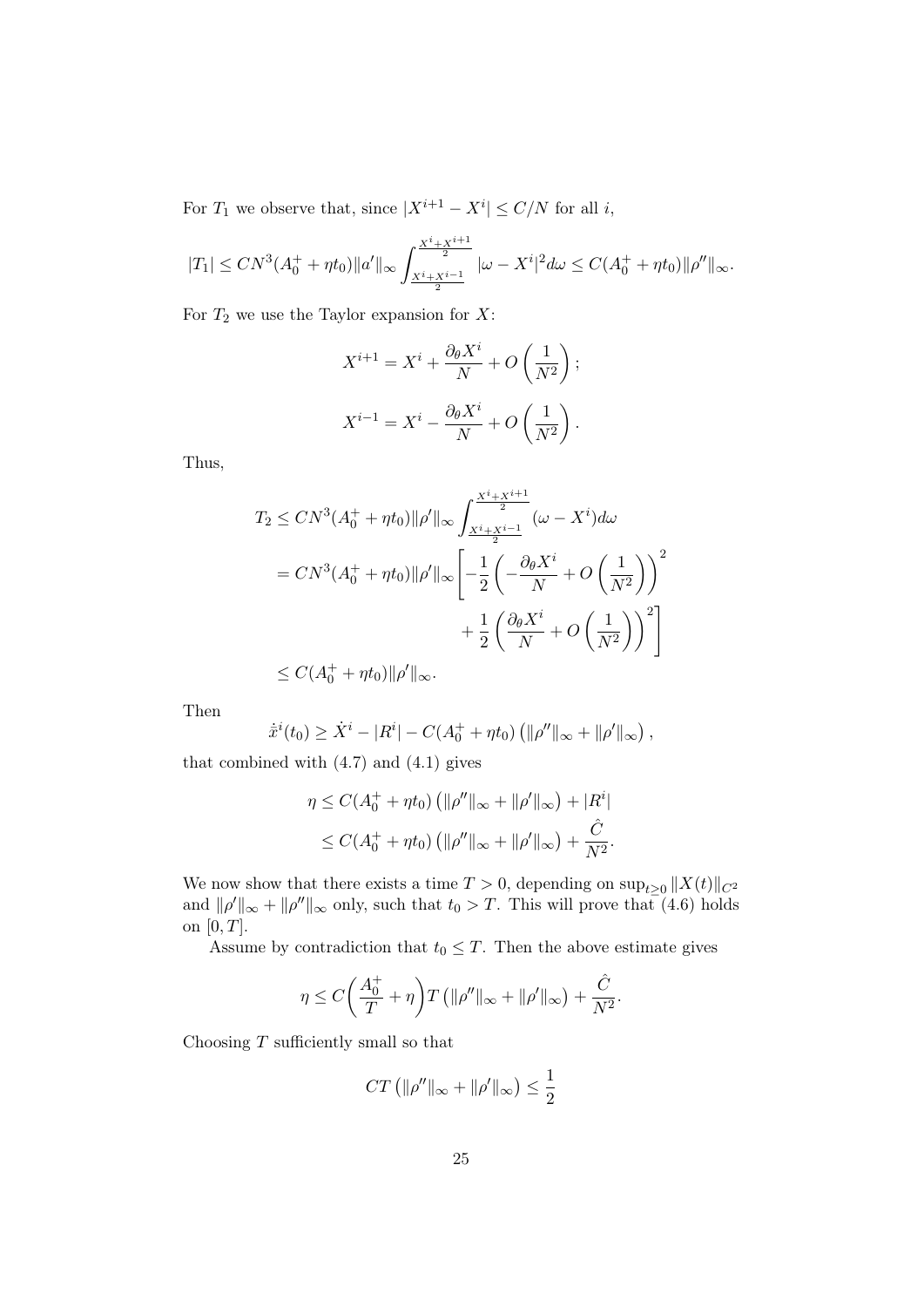For $T_1$ we observe that, since $|X^{i+1} - X^i| \leq C/N$ for all $i$,

$$|T_1| \leq CN^3(A_0^+ + \eta t_0)\|a'\|_\infty \int_{\frac{X^i+X^{i-1}}{2}}^{\frac{X^i+X^{i+1}}{2}} |\omega - X^i|^2 d\omega \leq C(A_0^+ + \eta t_0)\|\rho''\|_\infty.$$

For $T_2$ we use the Taylor expansion for $X$:

$$X^{i+1} = X^i + \frac{\partial_\theta X^i}{N} + O\left(\frac{1}{N^2}\right);$$

$$X^{i-1} = X^i - \frac{\partial_\theta X^i}{N} + O\left(\frac{1}{N^2}\right).$$

Thus,

$$\begin{aligned}
T_2 &\leq CN^3(A_0^+ + \eta t_0)\|\rho'\|_\infty \int_{\frac{X^i+X^{i-1}}{2}}^{\frac{X^i+X^{i+1}}{2}} (\omega - X^i) d\omega \\
&= CN^3(A_0^+ + \eta t_0)\|\rho'\|_\infty \left[ -\frac{1}{2}\left( -\frac{\partial_\theta X^i}{N} + O\left(\frac{1}{N^2}\right)\right)^2 \right. \\
&\qquad \left. + \frac{1}{2}\left( \frac{\partial_\theta X^i}{N} + O\left(\frac{1}{N^2}\right)\right)^2 \right] \\
&\leq C(A_0^+ + \eta t_0)\|\rho'\|_\infty.
\end{aligned}$$

Then

$$\dot{\hat{x}}^i(t_0) \geq \dot{X}^i - |R^i| - C(A_0^+ + \eta t_0)\left(\|\rho''\|_\infty + \|\rho'\|_\infty\right),$$

that combined with (4.7) and (4.1) gives

$$\begin{aligned}
\eta &\leq C(A_0^+ + \eta t_0)\left(\|\rho''\|_\infty + \|\rho'\|_\infty\right) + |R^i| \\
&\leq C(A_0^+ + \eta t_0)\left(\|\rho''\|_\infty + \|\rho'\|_\infty\right) + \frac{\hat{C}}{N^2}.
\end{aligned}$$

We now show that there exists a time $T > 0$, depending on $\sup_{t\geq 0}\|X(t)\|_{C^2}$ and $\|\rho'\|_\infty + \|\rho''\|_\infty$ only, such that $t_0 > T$. This will prove that (4.6) holds on $[0, T]$.

Assume by contradiction that $t_0 \leq T$. Then the above estimate gives

$$\eta \leq C\left(\frac{A_0^+}{T} + \eta\right) T \left(\|\rho''\|_\infty + \|\rho'\|_\infty\right) + \frac{\hat{C}}{N^2}.$$

Choosing $T$ sufficiently small so that

$$CT\left(\|\rho''\|_\infty + \|\rho'\|_\infty\right) \leq \frac{1}{2}$$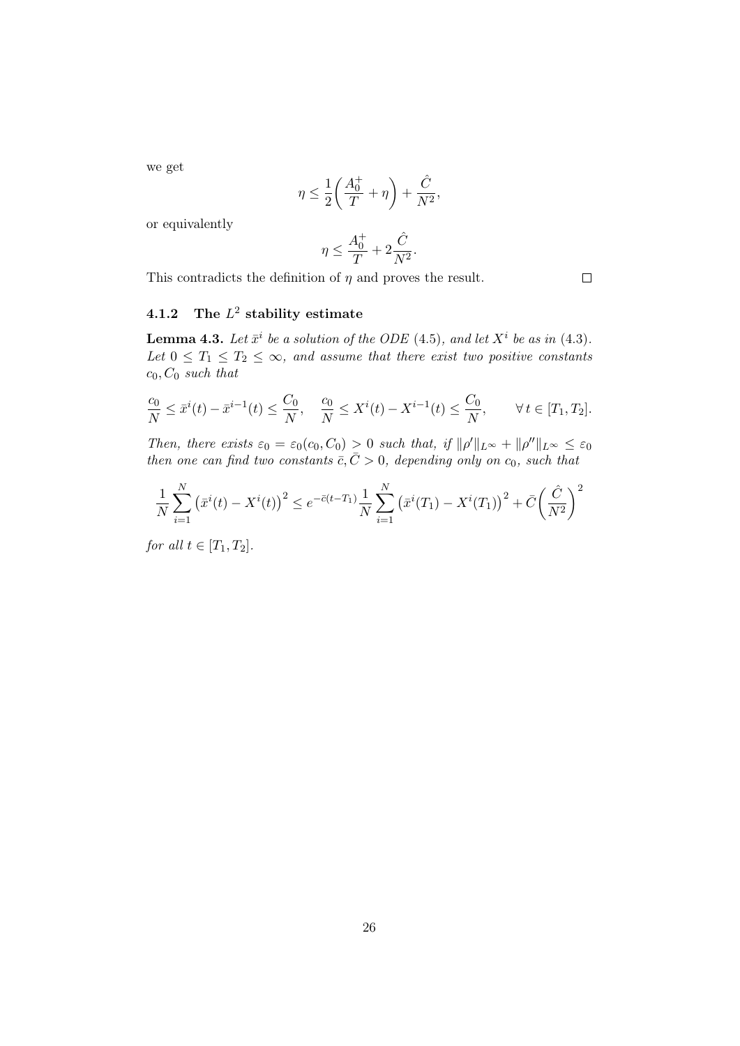we get

$$\eta \leq \frac{1}{2}\bigg(\frac{A_0^+}{T} + \eta\bigg) + \frac{\hat{C}}{N^2},$$

or equivalently

$$\eta \leq \frac{A_0^+}{T} + 2\frac{\hat{C}}{N^2}.$$

This contradicts the definition of $\eta$ and proves the result. $\square$

### 4.1.2 The $L^2$ stability estimate

**Lemma 4.3.** *Let $\bar{x}^i$ be a solution of the ODE (4.5), and let $X^i$ be as in (4.3). Let $0 \leq T_1 \leq T_2 \leq \infty$, and assume that there exist two positive constants $c_0, C_0$ such that*

$$\frac{c_0}{N} \leq \bar{x}^i(t) - \bar{x}^{i-1}(t) \leq \frac{C_0}{N}, \quad \frac{c_0}{N} \leq X^i(t) - X^{i-1}(t) \leq \frac{C_0}{N}, \qquad \forall\, t \in [T_1, T_2].$$

*Then, there exists $\varepsilon_0 = \varepsilon_0(c_0, C_0) > 0$ such that, if $\|\rho'\|_{L^\infty} + \|\rho''\|_{L^\infty} \leq \varepsilon_0$ then one can find two constants $\bar{c}, \bar{C} > 0$, depending only on $c_0$, such that*

$$\frac{1}{N}\sum_{i=1}^{N}\big(\bar{x}^i(t) - X^i(t)\big)^2 \leq e^{-\bar{c}(t-T_1)}\frac{1}{N}\sum_{i=1}^{N}\big(\bar{x}^i(T_1) - X^i(T_1)\big)^2 + \bar{C}\bigg(\frac{\hat{C}}{N^2}\bigg)^2$$

*for all $t \in [T_1, T_2]$.*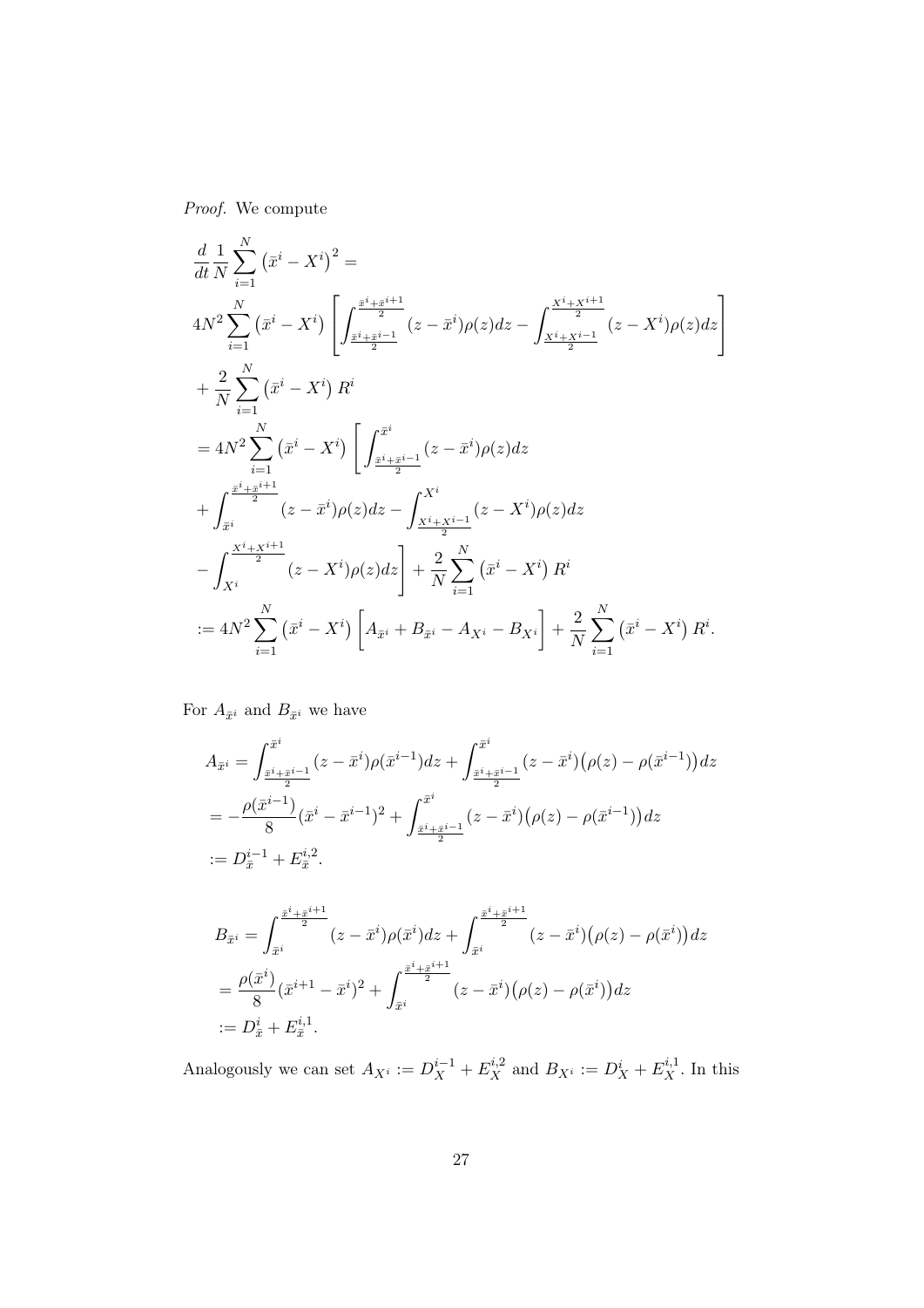*Proof.* We compute

$$
\begin{aligned}
&\frac{d}{dt}\frac{1}{N}\sum_{i=1}^{N}\left(\bar{x}^i - X^i\right)^2 = \\
&4N^2\sum_{i=1}^{N}\left(\bar{x}^i - X^i\right)\left[\int_{\frac{\bar{x}^i+\bar{x}^{i-1}}{2}}^{\frac{\bar{x}^i+\bar{x}^{i+1}}{2}}(z-\bar{x}^i)\rho(z)dz - \int_{\frac{X^i+X^{i-1}}{2}}^{\frac{X^i+X^{i+1}}{2}}(z-X^i)\rho(z)dz\right] \\
&+\frac{2}{N}\sum_{i=1}^{N}\left(\bar{x}^i - X^i\right)R^i \\
&= 4N^2\sum_{i=1}^{N}\left(\bar{x}^i - X^i\right)\Bigg[\int_{\frac{\bar{x}^i+\bar{x}^{i-1}}{2}}^{\bar{x}^i}(z-\bar{x}^i)\rho(z)dz \\
&+\int_{\bar{x}^i}^{\frac{\bar{x}^i+\bar{x}^{i+1}}{2}}(z-\bar{x}^i)\rho(z)dz - \int_{\frac{X^i+X^{i-1}}{2}}^{X^i}(z-X^i)\rho(z)dz \\
&-\int_{X^i}^{\frac{X^i+X^{i+1}}{2}}(z-X^i)\rho(z)dz\Bigg] + \frac{2}{N}\sum_{i=1}^{N}\left(\bar{x}^i - X^i\right)R^i \\
&:= 4N^2\sum_{i=1}^{N}\left(\bar{x}^i - X^i\right)\Bigg[A_{\bar{x}^i} + B_{\bar{x}^i} - A_{X^i} - B_{X^i}\Bigg] + \frac{2}{N}\sum_{i=1}^{N}\left(\bar{x}^i - X^i\right)R^i.
\end{aligned}
$$

For $A_{\bar{x}^i}$ and $B_{\bar{x}^i}$ we have

$$
\begin{aligned}
A_{\bar{x}^i} &= \int_{\frac{\bar{x}^i+\bar{x}^{i-1}}{2}}^{\bar{x}^i}(z-\bar{x}^i)\rho(\bar{x}^{i-1})dz + \int_{\frac{\bar{x}^i+\bar{x}^{i-1}}{2}}^{\bar{x}^i}(z-\bar{x}^i)\big(\rho(z)-\rho(\bar{x}^{i-1})\big)dz \\
&= -\frac{\rho(\bar{x}^{i-1})}{8}(\bar{x}^i-\bar{x}^{i-1})^2 + \int_{\frac{\bar{x}^i+\bar{x}^{i-1}}{2}}^{\bar{x}^i}(z-\bar{x}^i)\big(\rho(z)-\rho(\bar{x}^{i-1})\big)dz \\
&:= D_{\bar{x}}^{i-1} + E_{\bar{x}}^{i,2}.
\end{aligned}
$$

$$
\begin{aligned}
B_{\bar{x}^i} &= \int_{\bar{x}^i}^{\frac{\bar{x}^i+\bar{x}^{i+1}}{2}}(z-\bar{x}^i)\rho(\bar{x}^i)dz + \int_{\bar{x}^i}^{\frac{\bar{x}^i+\bar{x}^{i+1}}{2}}(z-\bar{x}^i)\big(\rho(z)-\rho(\bar{x}^i)\big)dz \\
&= \frac{\rho(\bar{x}^i)}{8}(\bar{x}^{i+1}-\bar{x}^i)^2 + \int_{\bar{x}^i}^{\frac{\bar{x}^i+\bar{x}^{i+1}}{2}}(z-\bar{x}^i)\big(\rho(z)-\rho(\bar{x}^i)\big)dz \\
&:= D_{\bar{x}}^{i} + E_{\bar{x}}^{i,1}.
\end{aligned}
$$

Analogously we can set $A_{X^i} := D_X^{i-1} + E_X^{i,2}$ and $B_{X^i} := D_X^i + E_X^{i,1}$. In this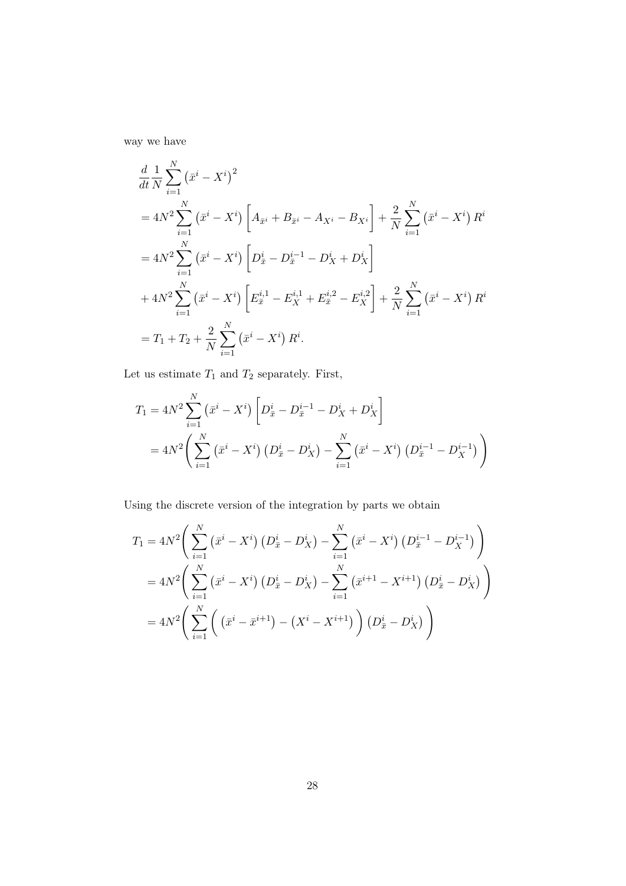way we have

$$
\begin{aligned}
&\frac{d}{dt}\frac{1}{N}\sum_{i=1}^{N}\left(\bar{x}^i - X^i\right)^2 \\
&= 4N^2\sum_{i=1}^{N}\left(\bar{x}^i - X^i\right)\left[A_{\bar{x}^i} + B_{\bar{x}^i} - A_{X^i} - B_{X^i}\right] + \frac{2}{N}\sum_{i=1}^{N}\left(\bar{x}^i - X^i\right)R^i \\
&= 4N^2\sum_{i=1}^{N}\left(\bar{x}^i - X^i\right)\left[D_{\bar{x}}^i - D_{\bar{x}}^{i-1} - D_X^i + D_X^i\right] \\
&+ 4N^2\sum_{i=1}^{N}\left(\bar{x}^i - X^i\right)\left[E_{\bar{x}}^{i,1} - E_X^{i,1} + E_{\bar{x}}^{i,2} - E_X^{i,2}\right] + \frac{2}{N}\sum_{i=1}^{N}\left(\bar{x}^i - X^i\right)R^i \\
&= T_1 + T_2 + \frac{2}{N}\sum_{i=1}^{N}\left(\bar{x}^i - X^i\right)R^i.
\end{aligned}
$$

Let us estimate $T_1$ and $T_2$ separately. First,

$$
\begin{aligned}
T_1 &= 4N^2\sum_{i=1}^{N}\left(\bar{x}^i - X^i\right)\left[D_{\bar{x}}^i - D_{\bar{x}}^{i-1} - D_X^i + D_X^i\right] \\
&= 4N^2\Bigg(\sum_{i=1}^{N}\left(\bar{x}^i - X^i\right)\left(D_{\bar{x}}^i - D_X^i\right) - \sum_{i=1}^{N}\left(\bar{x}^i - X^i\right)\left(D_{\bar{x}}^{i-1} - D_X^{i-1}\right)\Bigg)
\end{aligned}
$$

Using the discrete version of the integration by parts we obtain

$$
\begin{aligned}
T_1 &= 4N^2\Bigg(\sum_{i=1}^{N}\left(\bar{x}^i - X^i\right)\left(D_{\bar{x}}^i - D_X^i\right) - \sum_{i=1}^{N}\left(\bar{x}^i - X^i\right)\left(D_{\bar{x}}^{i-1} - D_X^{i-1}\right)\Bigg) \\
&= 4N^2\Bigg(\sum_{i=1}^{N}\left(\bar{x}^i - X^i\right)\left(D_{\bar{x}}^i - D_X^i\right) - \sum_{i=1}^{N}\left(\bar{x}^{i+1} - X^{i+1}\right)\left(D_{\bar{x}}^i - D_X^i\right)\Bigg) \\
&= 4N^2\Bigg(\sum_{i=1}^{N}\Big(\left(\bar{x}^i - \bar{x}^{i+1}\right) - \left(X^i - X^{i+1}\right)\Big)\left(D_{\bar{x}}^i - D_X^i\right)\Bigg)
\end{aligned}
$$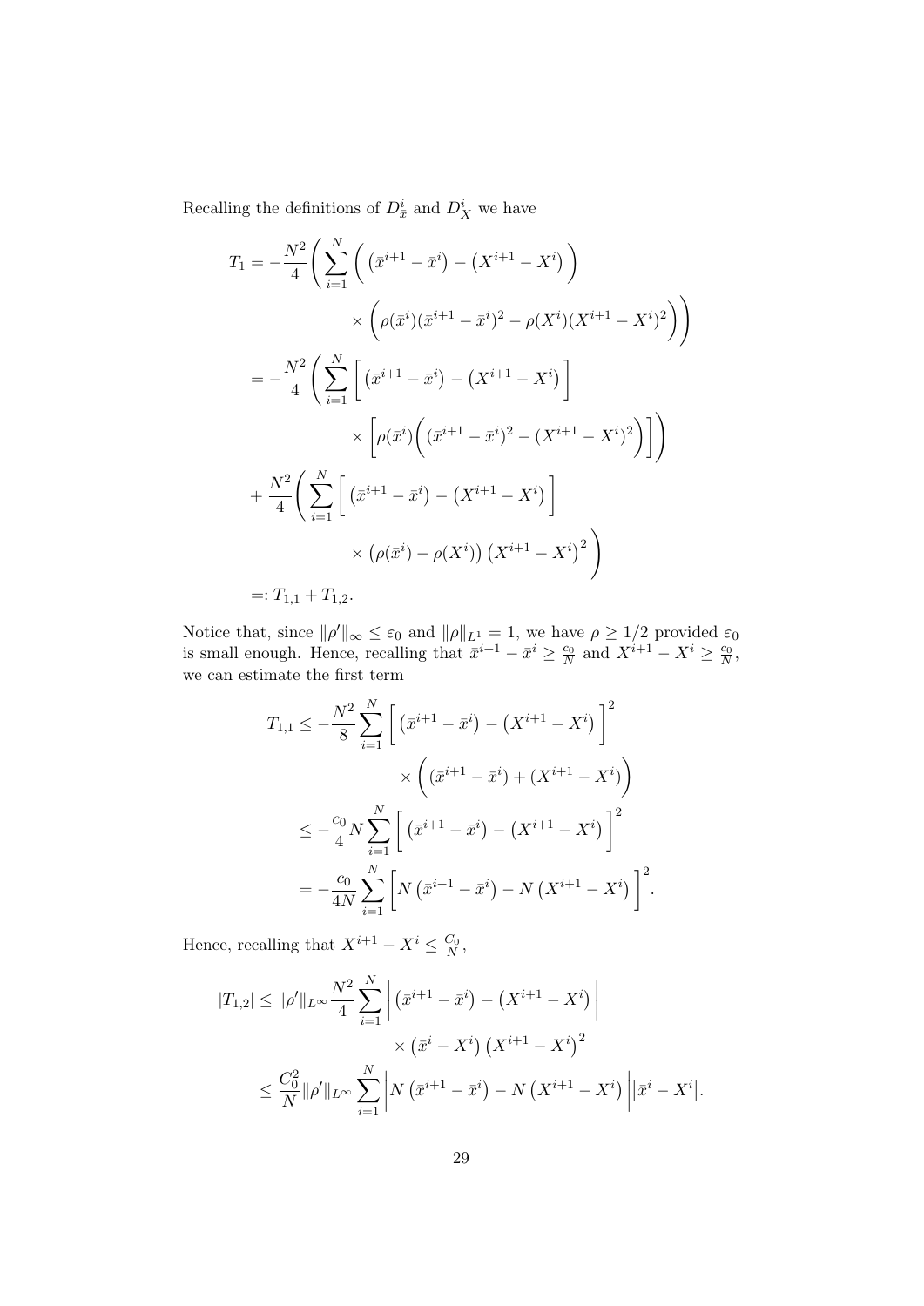Recalling the definitions of $D^i_{\bar{x}}$ and $D^i_X$ we have

$$
\begin{aligned}
T_1 &= -\frac{N^2}{4}\Bigg( \sum_{i=1}^N \bigg( \left(\bar{x}^{i+1} - \bar{x}^i\right) - \left(X^{i+1} - X^i\right) \bigg) \\
&\qquad\qquad \times \bigg( \rho(\bar{x}^i)(\bar{x}^{i+1} - \bar{x}^i)^2 - \rho(X^i)(X^{i+1} - X^i)^2 \bigg) \Bigg) \\
&= -\frac{N^2}{4}\Bigg( \sum_{i=1}^N \bigg[ \left(\bar{x}^{i+1} - \bar{x}^i\right) - \left(X^{i+1} - X^i\right) \bigg] \\
&\qquad\qquad \times \bigg[ \rho(\bar{x}^i)\Big( (\bar{x}^{i+1} - \bar{x}^i)^2 - (X^{i+1} - X^i)^2 \Big) \bigg] \Bigg) \\
&\quad + \frac{N^2}{4}\Bigg( \sum_{i=1}^N \bigg[ \left(\bar{x}^{i+1} - \bar{x}^i\right) - \left(X^{i+1} - X^i\right) \bigg] \\
&\qquad\qquad \times \left(\rho(\bar{x}^i) - \rho(X^i)\right)\left(X^{i+1} - X^i\right)^2 \Bigg) \\
&=: T_{1,1} + T_{1,2}.
\end{aligned}
$$

Notice that, since $\|\rho'\|_\infty \le \varepsilon_0$ and $\|\rho\|_{L^1} = 1$, we have $\rho \ge 1/2$ provided $\varepsilon_0$ is small enough. Hence, recalling that $\bar{x}^{i+1} - \bar{x}^i \ge \frac{c_0}{N}$ and $X^{i+1} - X^i \ge \frac{c_0}{N}$, we can estimate the first term

$$
\begin{aligned}
T_{1,1} &\le -\frac{N^2}{8} \sum_{i=1}^N \bigg[ \left(\bar{x}^{i+1} - \bar{x}^i\right) - \left(X^{i+1} - X^i\right) \bigg]^2 \\
&\qquad\qquad \times \bigg( (\bar{x}^{i+1} - \bar{x}^i) + (X^{i+1} - X^i) \bigg) \\
&\le -\frac{c_0}{4} N \sum_{i=1}^N \bigg[ \left(\bar{x}^{i+1} - \bar{x}^i\right) - \left(X^{i+1} - X^i\right) \bigg]^2 \\
&= -\frac{c_0}{4N} \sum_{i=1}^N \bigg[ N\left(\bar{x}^{i+1} - \bar{x}^i\right) - N\left(X^{i+1} - X^i\right) \bigg]^2.
\end{aligned}
$$

Hence, recalling that $X^{i+1} - X^i \le \frac{C_0}{N}$,

$$
\begin{aligned}
|T_{1,2}| &\le \|\rho'\|_{L^\infty} \frac{N^2}{4} \sum_{i=1}^N \bigg| \left(\bar{x}^{i+1} - \bar{x}^i\right) - \left(X^{i+1} - X^i\right) \bigg| \\
&\qquad\qquad \times \left(\bar{x}^i - X^i\right)\left(X^{i+1} - X^i\right)^2 \\
&\le \frac{C_0^2}{N} \|\rho'\|_{L^\infty} \sum_{i=1}^N \bigg| N\left(\bar{x}^{i+1} - \bar{x}^i\right) - N\left(X^{i+1} - X^i\right) \bigg| \big| \bar{x}^i - X^i \big|.
\end{aligned}
$$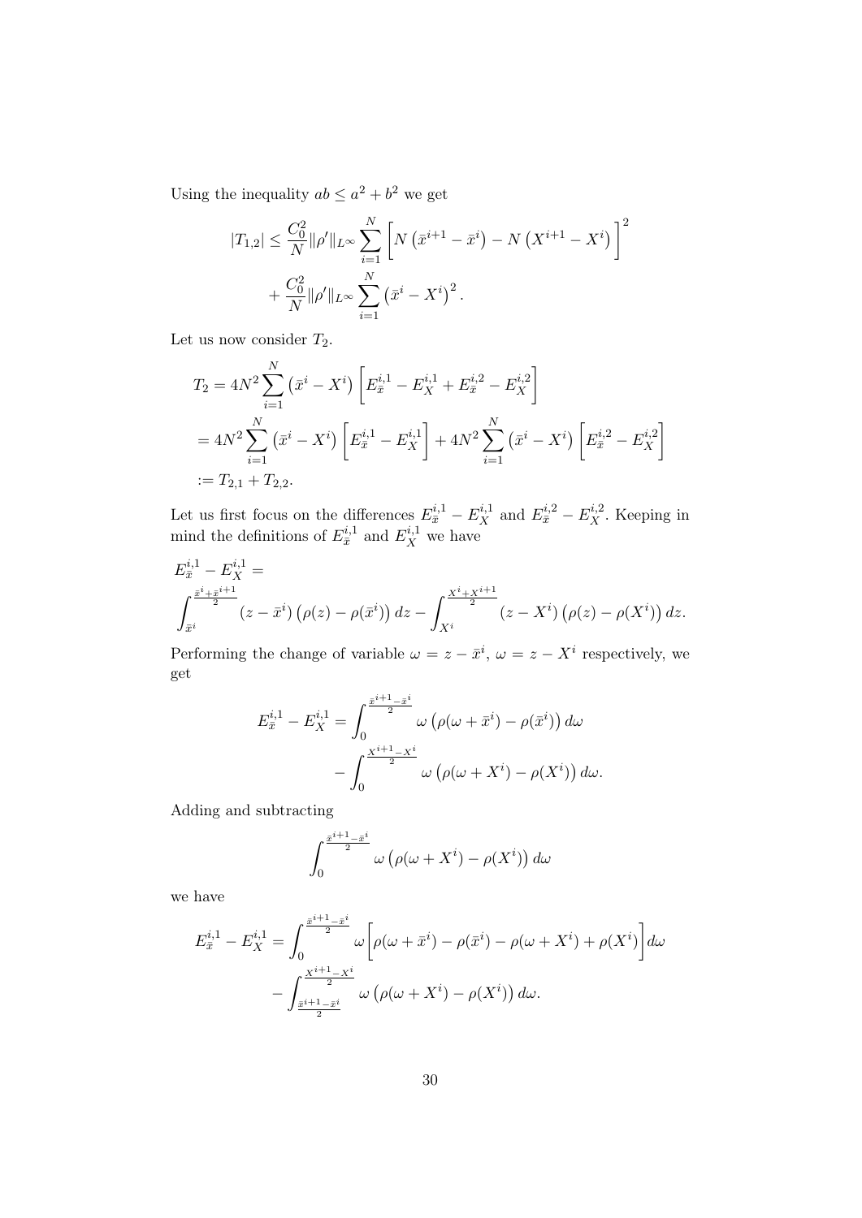Using the inequality $ab \leq a^2 + b^2$ we get

$$
\begin{aligned}
|T_{1,2}| \leq \frac{C_0^2}{N} \|\rho'\|_{L^\infty} \sum_{i=1}^{N} \bigg[ N\left(\bar{x}^{i+1} - \bar{x}^i\right) - N\left(X^{i+1} - X^i\right) \bigg]^2 \\
+ \frac{C_0^2}{N} \|\rho'\|_{L^\infty} \sum_{i=1}^{N} \left(\bar{x}^i - X^i\right)^2 .
\end{aligned}
$$

Let us now consider $T_2$.

$$
\begin{aligned}
T_2 &= 4N^2 \sum_{i=1}^{N} \left(\bar{x}^i - X^i\right) \bigg[ E_{\bar{x}}^{i,1} - E_X^{i,1} + E_{\bar{x}}^{i,2} - E_X^{i,2} \bigg] \\
&= 4N^2 \sum_{i=1}^{N} \left(\bar{x}^i - X^i\right) \bigg[ E_{\bar{x}}^{i,1} - E_X^{i,1} \bigg] + 4N^2 \sum_{i=1}^{N} \left(\bar{x}^i - X^i\right) \bigg[ E_{\bar{x}}^{i,2} - E_X^{i,2} \bigg] \\
&:= T_{2,1} + T_{2,2}.
\end{aligned}
$$

Let us first focus on the differences $E_{\bar{x}}^{i,1} - E_X^{i,1}$ and $E_{\bar{x}}^{i,2} - E_X^{i,2}$. Keeping in mind the definitions of $E_{\bar{x}}^{i,1}$ and $E_X^{i,1}$ we have

$$
\begin{aligned}
&E_{\bar{x}}^{i,1} - E_X^{i,1} = \\
&\int_{\bar{x}^i}^{\frac{\bar{x}^i + \bar{x}^{i+1}}{2}} \left(z - \bar{x}^i\right)\left(\rho(z) - \rho(\bar{x}^i)\right) dz - \int_{X^i}^{\frac{X^i + X^{i+1}}{2}} \left(z - X^i\right)\left(\rho(z) - \rho(X^i)\right) dz.
\end{aligned}
$$

Performing the change of variable $\omega = z - \bar{x}^i$, $\omega = z - X^i$ respectively, we get

$$
\begin{aligned}
E_{\bar{x}}^{i,1} - E_X^{i,1} = \int_0^{\frac{\bar{x}^{i+1} - \bar{x}^i}{2}} \omega \left(\rho(\omega + \bar{x}^i) - \rho(\bar{x}^i)\right) d\omega \\
- \int_0^{\frac{X^{i+1} - X^i}{2}} \omega \left(\rho(\omega + X^i) - \rho(X^i)\right) d\omega.
\end{aligned}
$$

Adding and subtracting

$$
\int_0^{\frac{\bar{x}^{i+1} - \bar{x}^i}{2}} \omega \left(\rho(\omega + X^i) - \rho(X^i)\right) d\omega
$$

we have

$$
\begin{aligned}
E_{\bar{x}}^{i,1} - E_X^{i,1} = \int_0^{\frac{\bar{x}^{i+1} - \bar{x}^i}{2}} \omega \bigg[ \rho(\omega + \bar{x}^i) - \rho(\bar{x}^i) - \rho(\omega + X^i) + \rho(X^i) \bigg] d\omega \\
- \int_{\frac{\bar{x}^{i+1} - \bar{x}^i}{2}}^{\frac{X^{i+1} - X^i}{2}} \omega \left(\rho(\omega + X^i) - \rho(X^i)\right) d\omega.
\end{aligned}
$$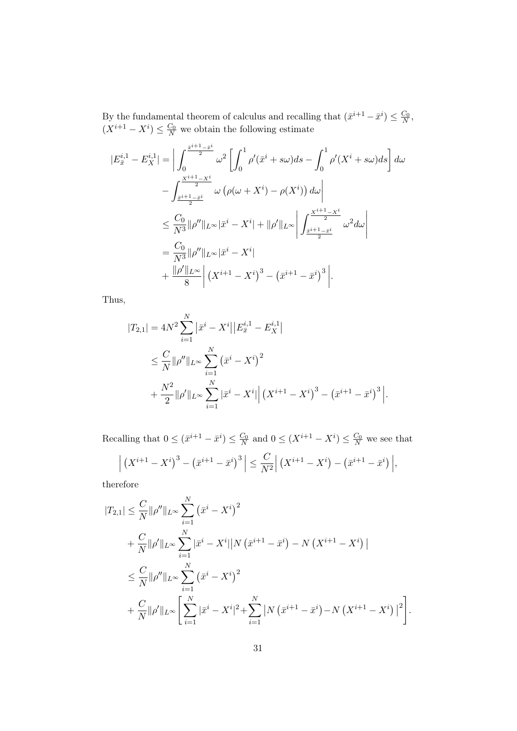By the fundamental theorem of calculus and recalling that $(\bar{x}^{i+1} - \bar{x}^i) \leq \frac{C_0}{N}$, $(X^{i+1} - X^i) \leq \frac{C_0}{N}$ we obtain the following estimate

$$
\begin{aligned}
|E^{i,1}_{\bar{x}} - E^{i,1}_X| &= \bigg| \int_0^{\frac{\bar{x}^{i+1}-\bar{x}^i}{2}} \omega^2 \left[ \int_0^1 \rho'(\bar{x}^i + s\omega) ds - \int_0^1 \rho'(X^i + s\omega) ds \right] d\omega \\
&\quad - \int_{\frac{\bar{x}^{i+1}-\bar{x}^i}{2}}^{\frac{X^{i+1}-X^i}{2}} \omega \left( \rho(\omega + X^i) - \rho(X^i) \right) d\omega \bigg| \\
&\leq \frac{C_0}{N^3} \|\rho''\|_{L^\infty} |\bar{x}^i - X^i| + \|\rho'\|_{L^\infty} \bigg| \int_{\frac{\bar{x}^{i+1}-\bar{x}^i}{2}}^{\frac{X^{i+1}-X^i}{2}} \omega^2 d\omega \bigg| \\
&= \frac{C_0}{N^3} \|\rho''\|_{L^\infty} |\bar{x}^i - X^i| \\
&\quad + \frac{\|\rho'\|_{L^\infty}}{8} \bigg| \left( X^{i+1} - X^i \right)^3 - \left( \bar{x}^{i+1} - \bar{x}^i \right)^3 \bigg|.
\end{aligned}
$$

Thus,

$$
\begin{aligned}
|T_{2,1}| &= 4N^2 \sum_{i=1}^N \left| \bar{x}^i - X^i \right| \left| E^{i,1}_{\bar{x}} - E^{i,1}_X \right| \\
&\leq \frac{C}{N} \|\rho''\|_{L^\infty} \sum_{i=1}^N \left( \bar{x}^i - X^i \right)^2 \\
&\quad + \frac{N^2}{2} \|\rho'\|_{L^\infty} \sum_{i=1}^N |\bar{x}^i - X^i| \bigg| \left( X^{i+1} - X^i \right)^3 - \left( \bar{x}^{i+1} - \bar{x}^i \right)^3 \bigg|.
\end{aligned}
$$

Recalling that $0 \leq (\bar{x}^{i+1} - \bar{x}^i) \leq \frac{C_0}{N}$ and $0 \leq (X^{i+1} - X^i) \leq \frac{C_0}{N}$ we see that

$$
\bigg| \left( X^{i+1} - X^i \right)^3 - \left( \bar{x}^{i+1} - \bar{x}^i \right)^3 \bigg| \leq \frac{C}{N^2} \bigg| \left( X^{i+1} - X^i \right) - \left( \bar{x}^{i+1} - \bar{x}^i \right) \bigg|,
$$

therefore

$$
\begin{aligned}
|T_{2,1}| &\leq \frac{C}{N} \|\rho''\|_{L^\infty} \sum_{i=1}^N \left( \bar{x}^i - X^i \right)^2 \\
&\quad + \frac{C}{N} \|\rho'\|_{L^\infty} \sum_{i=1}^N |\bar{x}^i - X^i| \left| N \left( \bar{x}^{i+1} - \bar{x}^i \right) - N \left( X^{i+1} - X^i \right) \right| \\
&\leq \frac{C}{N} \|\rho''\|_{L^\infty} \sum_{i=1}^N \left( \bar{x}^i - X^i \right)^2 \\
&\quad + \frac{C}{N} \|\rho'\|_{L^\infty} \left[ \sum_{i=1}^N |\bar{x}^i - X^i|^2 + \sum_{i=1}^N \left| N \left( \bar{x}^{i+1} - \bar{x}^i \right) - N \left( X^{i+1} - X^i \right) \right|^2 \right].
\end{aligned}
$$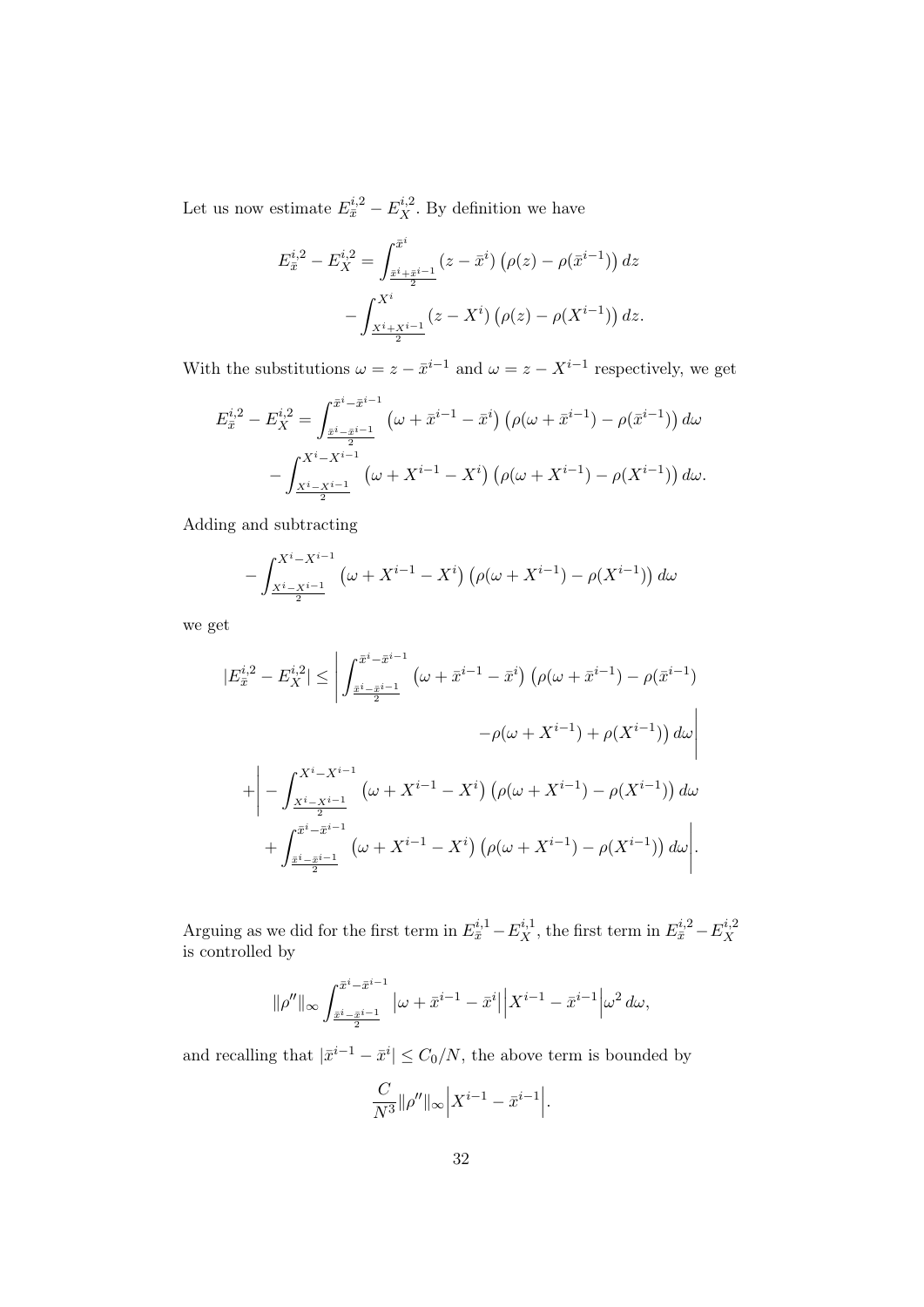Let us now estimate $E^{i,2}_{\bar{x}} - E^{i,2}_X$. By definition we have

$$
\begin{aligned}
E^{i,2}_{\bar{x}} - E^{i,2}_X = &\int_{\frac{\bar{x}^i+\bar{x}^{i-1}}{2}}^{\bar{x}^i} (z-\bar{x}^i)\left(\rho(z)-\rho(\bar{x}^{i-1})\right)dz \\
&-\int_{\frac{X^i+X^{i-1}}{2}}^{X^i} (z-X^i)\left(\rho(z)-\rho(X^{i-1})\right)dz.
\end{aligned}
$$

With the substitutions $\omega = z - \bar{x}^{i-1}$ and $\omega = z - X^{i-1}$ respectively, we get

$$
\begin{aligned}
E^{i,2}_{\bar{x}} - E^{i,2}_X = &\int_{\frac{\bar{x}^i-\bar{x}^{i-1}}{2}}^{\bar{x}^i-\bar{x}^{i-1}} \left(\omega+\bar{x}^{i-1}-\bar{x}^i\right)\left(\rho(\omega+\bar{x}^{i-1})-\rho(\bar{x}^{i-1})\right)d\omega \\
&-\int_{\frac{X^i-X^{i-1}}{2}}^{X^i-X^{i-1}} \left(\omega+X^{i-1}-X^i\right)\left(\rho(\omega+X^{i-1})-\rho(X^{i-1})\right)d\omega.
\end{aligned}
$$

Adding and subtracting

$$
-\int_{\frac{X^i-X^{i-1}}{2}}^{X^i-X^{i-1}} \left(\omega+X^{i-1}-X^i\right)\left(\rho(\omega+X^{i-1})-\rho(X^{i-1})\right)d\omega
$$

we get

$$
\begin{aligned}
|E^{i,2}_{\bar{x}} - E^{i,2}_X| \le &\Bigg| \int_{\frac{\bar{x}^i-\bar{x}^{i-1}}{2}}^{\bar{x}^i-\bar{x}^{i-1}} \left(\omega+\bar{x}^{i-1}-\bar{x}^i\right)\big(\rho(\omega+\bar{x}^{i-1})-\rho(\bar{x}^{i-1}) \\
&\qquad\qquad -\rho(\omega+X^{i-1})+\rho(X^{i-1})\big)\,d\omega\Bigg| \\
&+\Bigg| -\int_{\frac{X^i-X^{i-1}}{2}}^{X^i-X^{i-1}} \left(\omega+X^{i-1}-X^i\right)\left(\rho(\omega+X^{i-1})-\rho(X^{i-1})\right)d\omega \\
&\quad+\int_{\frac{\bar{x}^i-\bar{x}^{i-1}}{2}}^{\bar{x}^i-\bar{x}^{i-1}} \left(\omega+X^{i-1}-X^i\right)\left(\rho(\omega+X^{i-1})-\rho(X^{i-1})\right)d\omega\Bigg|.
\end{aligned}
$$

Arguing as we did for the first term in $E^{i,1}_{\bar{x}} - E^{i,1}_X$, the first term in $E^{i,2}_{\bar{x}} - E^{i,2}_X$ is controlled by

$$
\|\rho''\|_\infty \int_{\frac{\bar{x}^i-\bar{x}^{i-1}}{2}}^{\bar{x}^i-\bar{x}^{i-1}} \left|\omega+\bar{x}^{i-1}-\bar{x}^i\right|\left|X^{i-1}-\bar{x}^{i-1}\right|\omega^2\,d\omega,
$$

and recalling that $|\bar{x}^{i-1}-\bar{x}^i| \le C_0/N$, the above term is bounded by

$$
\frac{C}{N^3}\|\rho''\|_\infty\left|X^{i-1}-\bar{x}^{i-1}\right|.
$$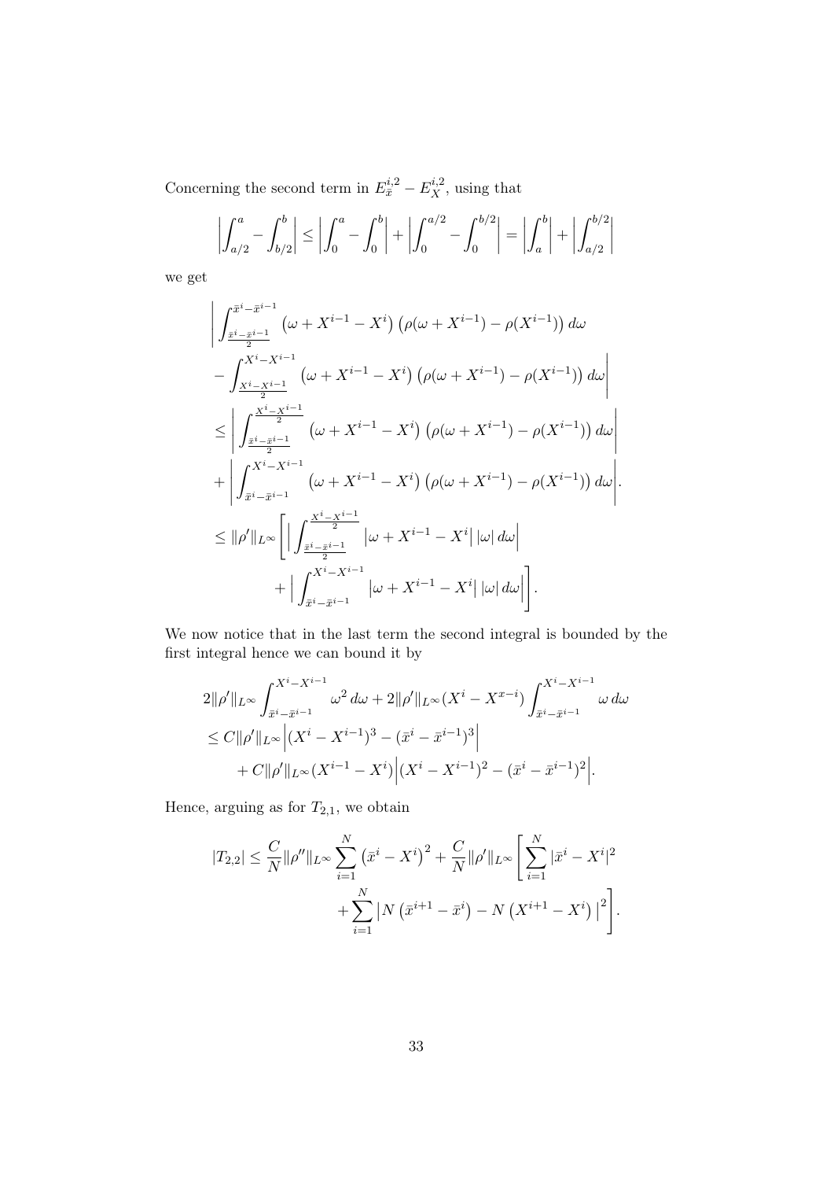Concerning the second term in $E_{\bar{x}}^{i,2} - E_X^{i,2}$, using that

$$
\left| \int_{a/2}^{a} - \int_{b/2}^{b} \right| \le \left| \int_0^a - \int_0^b \right| + \left| \int_0^{a/2} - \int_0^{b/2} \right| = \left| \int_a^b \right| + \left| \int_{a/2}^{b/2} \right|
$$

we get

$$
\begin{aligned}
&\Bigg| \int_{\frac{\bar{x}^i - \bar{x}^{i-1}}{2}}^{\bar{x}^i - \bar{x}^{i-1}} \left(\omega + X^{i-1} - X^i\right) \left(\rho(\omega + X^{i-1}) - \rho(X^{i-1})\right) d\omega \\
&- \int_{\frac{X^i - X^{i-1}}{2}}^{X^i - X^{i-1}} \left(\omega + X^{i-1} - X^i\right) \left(\rho(\omega + X^{i-1}) - \rho(X^{i-1})\right) d\omega \Bigg| \\
&\le \left| \int_{\frac{\bar{x}^i - \bar{x}^{i-1}}{2}}^{\frac{X^i - X^{i-1}}{2}} \left(\omega + X^{i-1} - X^i\right) \left(\rho(\omega + X^{i-1}) - \rho(X^{i-1})\right) d\omega \right| \\
&+ \left| \int_{\bar{x}^i - \bar{x}^{i-1}}^{X^i - X^{i-1}} \left(\omega + X^{i-1} - X^i\right) \left(\rho(\omega + X^{i-1}) - \rho(X^{i-1})\right) d\omega \right|. \\
&\le \|\rho'\|_{L^\infty} \Bigg[ \Big| \int_{\frac{\bar{x}^i - \bar{x}^{i-1}}{2}}^{\frac{X^i - X^{i-1}}{2}} \left|\omega + X^{i-1} - X^i\right| |\omega| \, d\omega \Big| \\
&\qquad + \Big| \int_{\bar{x}^i - \bar{x}^{i-1}}^{X^i - X^{i-1}} \left|\omega + X^{i-1} - X^i\right| |\omega| \, d\omega \Big| \Bigg].
\end{aligned}
$$

We now notice that in the last term the second integral is bounded by the first integral hence we can bound it by

$$
\begin{aligned}
&2\|\rho'\|_{L^\infty} \int_{\bar{x}^i - \bar{x}^{i-1}}^{X^i - X^{i-1}} \omega^2 \, d\omega + 2\|\rho'\|_{L^\infty} (X^i - X^{x-i}) \int_{\bar{x}^i - \bar{x}^{i-1}}^{X^i - X^{i-1}} \omega \, d\omega \\
&\le C\|\rho'\|_{L^\infty} \Big| (X^i - X^{i-1})^3 - (\bar{x}^i - \bar{x}^{i-1})^3 \Big| \\
&\qquad + C\|\rho'\|_{L^\infty} (X^{i-1} - X^i) \Big| (X^i - X^{i-1})^2 - (\bar{x}^i - \bar{x}^{i-1})^2 \Big|.
\end{aligned}
$$

Hence, arguing as for $T_{2,1}$, we obtain

$$
\begin{aligned}
|T_{2,2}| \le \frac{C}{N} \|\rho''\|_{L^\infty} \sum_{i=1}^N \left(\bar{x}^i - X^i\right)^2 + \frac{C}{N} \|\rho'\|_{L^\infty} \Bigg[ \sum_{i=1}^N |\bar{x}^i - X^i|^2 \\
+ \sum_{i=1}^N \left| N\left(\bar{x}^{i+1} - \bar{x}^i\right) - N\left(X^{i+1} - X^i\right) \right|^2 \Bigg].
\end{aligned}
$$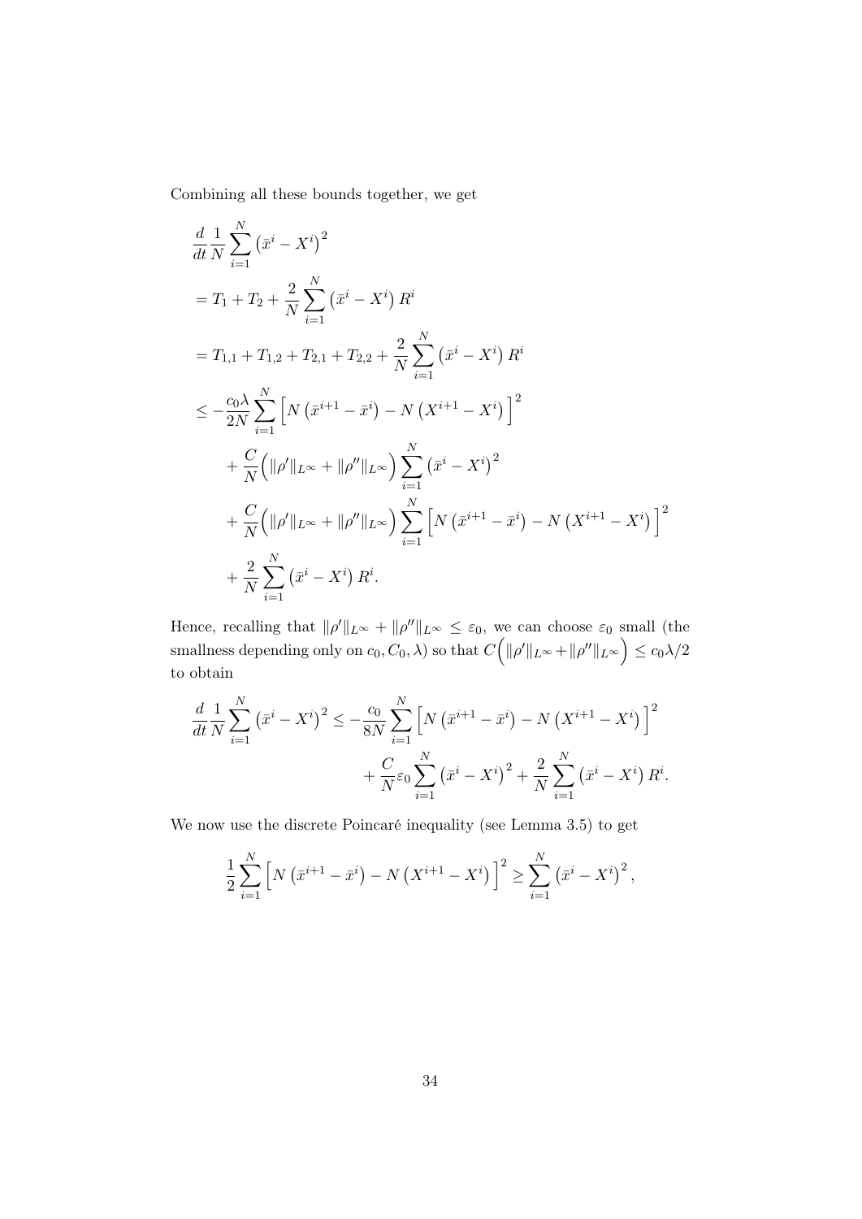Combining all these bounds together, we get

$$
\begin{aligned}
&\frac{d}{dt}\frac{1}{N}\sum_{i=1}^{N}\left(\bar{x}^i - X^i\right)^2 \\
&= T_1 + T_2 + \frac{2}{N}\sum_{i=1}^{N}\left(\bar{x}^i - X^i\right)R^i \\
&= T_{1,1} + T_{1,2} + T_{2,1} + T_{2,2} + \frac{2}{N}\sum_{i=1}^{N}\left(\bar{x}^i - X^i\right)R^i \\
&\leq -\frac{c_0\lambda}{2N}\sum_{i=1}^{N}\Big[N\left(\bar{x}^{i+1} - \bar{x}^i\right) - N\left(X^{i+1} - X^i\right)\Big]^2 \\
&\quad + \frac{C}{N}\Big(\|\rho'\|_{L^\infty} + \|\rho''\|_{L^\infty}\Big)\sum_{i=1}^{N}\left(\bar{x}^i - X^i\right)^2 \\
&\quad + \frac{C}{N}\Big(\|\rho'\|_{L^\infty} + \|\rho''\|_{L^\infty}\Big)\sum_{i=1}^{N}\Big[N\left(\bar{x}^{i+1} - \bar{x}^i\right) - N\left(X^{i+1} - X^i\right)\Big]^2 \\
&\quad + \frac{2}{N}\sum_{i=1}^{N}\left(\bar{x}^i - X^i\right)R^i.
\end{aligned}
$$

Hence, recalling that $\|\rho'\|_{L^\infty} + \|\rho''\|_{L^\infty} \leq \varepsilon_0$, we can choose $\varepsilon_0$ small (the smallness depending only on $c_0, C_0, \lambda$) so that $C\Big(\|\rho'\|_{L^\infty} + \|\rho''\|_{L^\infty}\Big) \leq c_0\lambda/2$ to obtain

$$
\begin{aligned}
\frac{d}{dt}\frac{1}{N}\sum_{i=1}^{N}\left(\bar{x}^i - X^i\right)^2 \leq &-\frac{c_0}{8N}\sum_{i=1}^{N}\Big[N\left(\bar{x}^{i+1} - \bar{x}^i\right) - N\left(X^{i+1} - X^i\right)\Big]^2 \\
&+ \frac{C}{N}\varepsilon_0\sum_{i=1}^{N}\left(\bar{x}^i - X^i\right)^2 + \frac{2}{N}\sum_{i=1}^{N}\left(\bar{x}^i - X^i\right)R^i.
\end{aligned}
$$

We now use the discrete Poincaré inequality (see Lemma 3.5) to get

$$
\frac{1}{2}\sum_{i=1}^{N}\Big[N\left(\bar{x}^{i+1} - \bar{x}^i\right) - N\left(X^{i+1} - X^i\right)\Big]^2 \geq \sum_{i=1}^{N}\left(\bar{x}^i - X^i\right)^2,
$$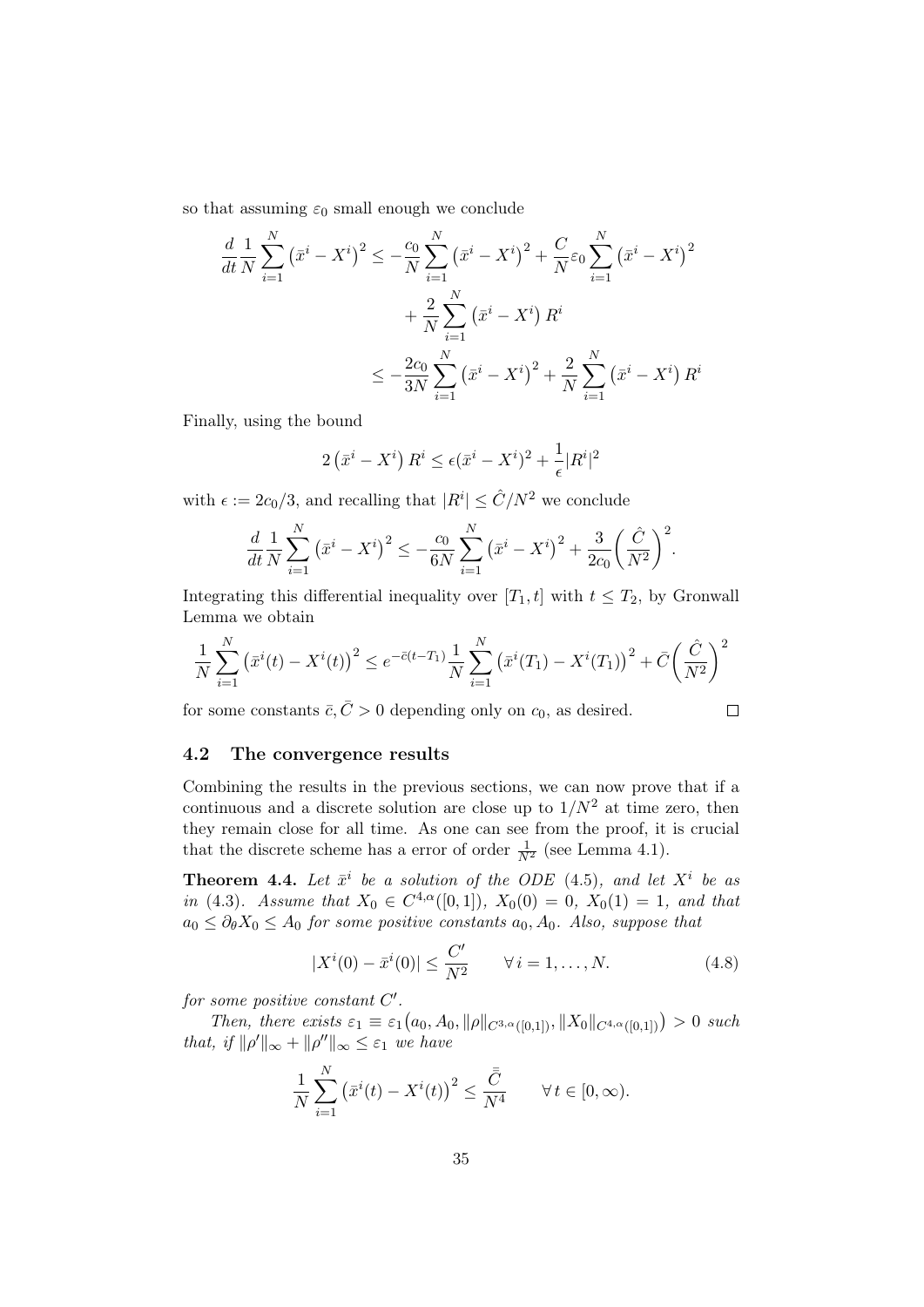so that assuming $\varepsilon_0$ small enough we conclude

$$\begin{aligned}
\frac{d}{dt}\frac{1}{N}\sum_{i=1}^{N}\left(\bar{x}^i - X^i\right)^2 &\leq -\frac{c_0}{N}\sum_{i=1}^{N}\left(\bar{x}^i - X^i\right)^2 + \frac{C}{N}\varepsilon_0\sum_{i=1}^{N}\left(\bar{x}^i - X^i\right)^2 \\
&\quad + \frac{2}{N}\sum_{i=1}^{N}\left(\bar{x}^i - X^i\right)R^i \\
&\leq -\frac{2c_0}{3N}\sum_{i=1}^{N}\left(\bar{x}^i - X^i\right)^2 + \frac{2}{N}\sum_{i=1}^{N}\left(\bar{x}^i - X^i\right)R^i
\end{aligned}$$

Finally, using the bound

$$2\left(\bar{x}^i - X^i\right)R^i \leq \epsilon(\bar{x}^i - X^i)^2 + \frac{1}{\epsilon}|R^i|^2$$

with $\epsilon := 2c_0/3$, and recalling that $|R^i| \leq \hat{C}/N^2$ we conclude

$$\frac{d}{dt}\frac{1}{N}\sum_{i=1}^{N}\left(\bar{x}^i - X^i\right)^2 \leq -\frac{c_0}{6N}\sum_{i=1}^{N}\left(\bar{x}^i - X^i\right)^2 + \frac{3}{2c_0}\left(\frac{\hat{C}}{N^2}\right)^2.$$

Integrating this differential inequality over $[T_1, t]$ with $t \leq T_2$, by Gronwall Lemma we obtain

$$\frac{1}{N}\sum_{i=1}^{N}\left(\bar{x}^i(t) - X^i(t)\right)^2 \leq e^{-\bar{c}(t-T_1)}\frac{1}{N}\sum_{i=1}^{N}\left(\bar{x}^i(T_1) - X^i(T_1)\right)^2 + \bar{C}\left(\frac{\hat{C}}{N^2}\right)^2$$

for some constants $\bar{c}, \bar{C} > 0$ depending only on $c_0$, as desired. □

## 4.2 The convergence results

Combining the results in the previous sections, we can now prove that if a continuous and a discrete solution are close up to $1/N^2$ at time zero, then they remain close for all time. As one can see from the proof, it is crucial that the discrete scheme has an error of order $\frac{1}{N^2}$ (see Lemma 4.1).

**Theorem 4.4.** *Let $\bar{x}^i$ be a solution of the ODE (4.5), and let $X^i$ be as in (4.3). Assume that $X_0 \in C^{4,\alpha}([0,1])$, $X_0(0) = 0$, $X_0(1) = 1$, and that $a_0 \leq \partial_\theta X_0 \leq A_0$ for some positive constants $a_0, A_0$. Also, suppose that*

$$|X^i(0) - \bar{x}^i(0)| \leq \frac{C'}{N^2} \qquad \forall\, i = 1, \ldots, N. \tag{4.8}$$

*for some positive constant $C'$.*

*Then, there exists $\varepsilon_1 \equiv \varepsilon_1\big(a_0, A_0, \|\rho\|_{C^{3,\alpha}([0,1])}, \|X_0\|_{C^{4,\alpha}([0,1])}\big) > 0$ such that, if $\|\rho'\|_\infty + \|\rho''\|_\infty \leq \varepsilon_1$ we have*

$$\frac{1}{N}\sum_{i=1}^{N}\left(\bar{x}^i(t) - X^i(t)\right)^2 \leq \frac{\bar{\bar{C}}}{N^4} \qquad \forall\, t \in [0, \infty).$$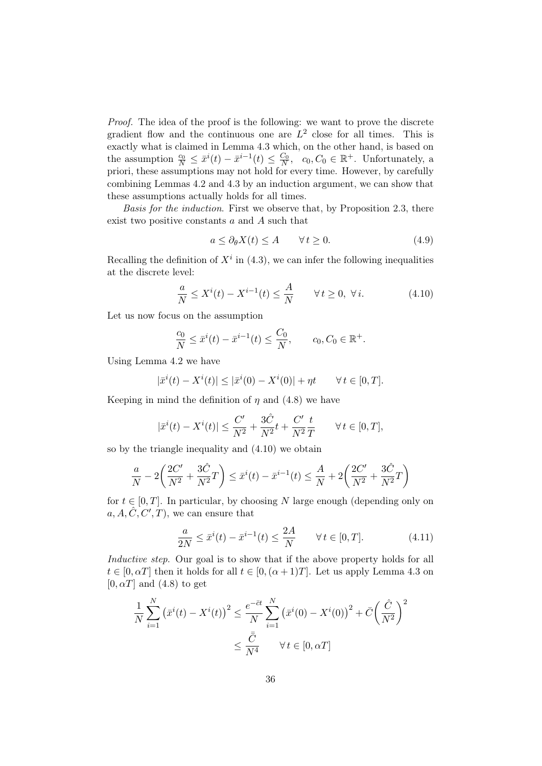*Proof.* The idea of the proof is the following: we want to prove the discrete gradient flow and the continuous one are $L^2$ close for all times. This is exactly what is claimed in Lemma 4.3 which, on the other hand, is based on the assumption $\frac{c_0}{N} \le \bar{x}^i(t) - \bar{x}^{i-1}(t) \le \frac{C_0}{N}$, $c_0, C_0 \in \mathbb{R}^+$. Unfortunately, a priori, these assumptions may not hold for every time. However, by carefully combining Lemmas 4.2 and 4.3 by an induction argument, we can show that these assumptions actually holds for all times.

*Basis for the induction.* First we observe that, by Proposition 2.3, there exist two positive constants $a$ and $A$ such that

$$a \le \partial_\theta X(t) \le A \qquad \forall\, t \ge 0. \tag{4.9}$$

Recalling the definition of $X^i$ in (4.3), we can infer the following inequalities at the discrete level:

$$\frac{a}{N} \le X^i(t) - X^{i-1}(t) \le \frac{A}{N} \qquad \forall\, t \ge 0,\ \forall\, i. \tag{4.10}$$

Let us now focus on the assumption

$$\frac{c_0}{N} \le \bar{x}^i(t) - \bar{x}^{i-1}(t) \le \frac{C_0}{N}, \qquad c_0, C_0 \in \mathbb{R}^+.$$

Using Lemma 4.2 we have

$$|\bar{x}^i(t) - X^i(t)| \le |\bar{x}^i(0) - X^i(0)| + \eta t \qquad \forall\, t \in [0,T].$$

Keeping in mind the definition of $\eta$ and (4.8) we have

$$|\bar{x}^i(t) - X^i(t)| \le \frac{C'}{N^2} + \frac{3\hat{C}}{N^2} t + \frac{C'}{N^2}\frac{t}{T} \qquad \forall\, t \in [0,T],$$

so by the triangle inequality and (4.10) we obtain

$$\frac{a}{N} - 2\left(\frac{2C'}{N^2} + \frac{3\hat{C}}{N^2}T\right) \le \bar{x}^i(t) - \bar{x}^{i-1}(t) \le \frac{A}{N} + 2\left(\frac{2C'}{N^2} + \frac{3\hat{C}}{N^2}T\right)$$

for $t \in [0,T]$. In particular, by choosing $N$ large enough (depending only on $a, A, \hat{C}, C', T$), we can ensure that

$$\frac{a}{2N} \le \bar{x}^i(t) - \bar{x}^{i-1}(t) \le \frac{2A}{N} \qquad \forall\, t \in [0,T]. \tag{4.11}$$

*Inductive step.* Our goal is to show that if the above property holds for all $t \in [0, \alpha T]$ then it holds for all $t \in [0, (\alpha+1)T]$. Let us apply Lemma 4.3 on $[0, \alpha T]$ and (4.8) to get

$$\begin{aligned}\frac{1}{N}\sum_{i=1}^N \left(\bar{x}^i(t) - X^i(t)\right)^2 &\le \frac{e^{-\bar{c}t}}{N}\sum_{i=1}^N \left(\bar{x}^i(0) - X^i(0)\right)^2 + \bar{C}\left(\frac{\hat{C}}{N^2}\right)^2 \\ &\le \frac{\bar{\bar{C}}}{N^4} \qquad \forall\, t \in [0, \alpha T]\end{aligned}$$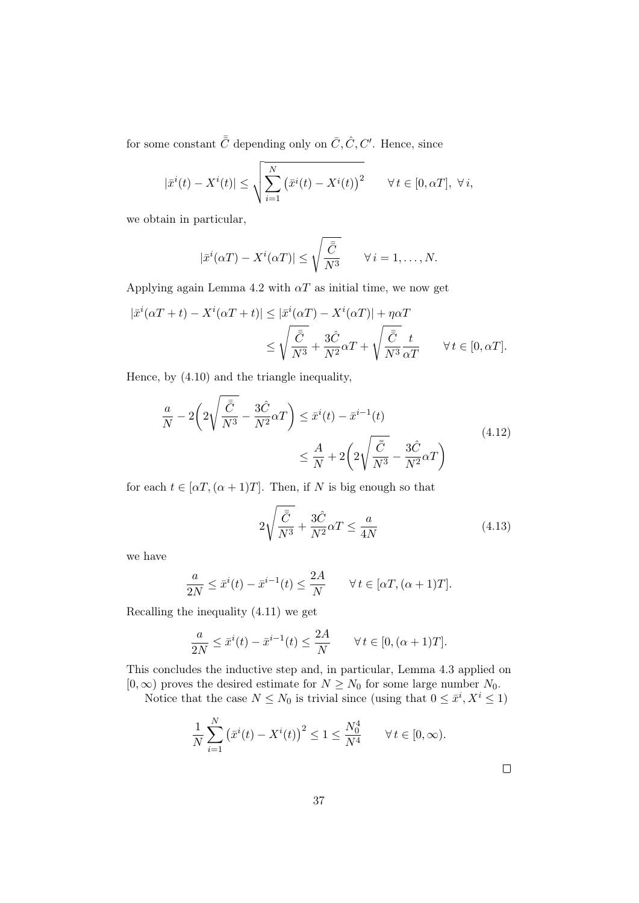for some constant $\bar{\bar{C}}$ depending only on $\bar{C}, \hat{C}, C'$. Hence, since

$$|\bar{x}^i(t) - X^i(t)| \leq \sqrt{\sum_{i=1}^N \big(\bar{x}^i(t) - X^i(t)\big)^2} \qquad \forall\, t \in [0, \alpha T],\ \forall\, i,$$

we obtain in particular,

$$|\bar{x}^i(\alpha T) - X^i(\alpha T)| \leq \sqrt{\frac{\bar{\bar{C}}}{N^3}} \qquad \forall\, i = 1, \ldots, N.$$

Applying again Lemma 4.2 with $\alpha T$ as initial time, we now get

$$\begin{aligned}
|\bar{x}^i(\alpha T + t) - X^i(\alpha T + t)| &\leq |\bar{x}^i(\alpha T) - X^i(\alpha T)| + \eta \alpha T \\
&\leq \sqrt{\frac{\bar{\bar{C}}}{N^3}} + \frac{3\hat{C}}{N^2}\alpha T + \sqrt{\frac{\bar{\bar{C}}}{N^3}}\frac{t}{\alpha T} \qquad \forall\, t \in [0, \alpha T].
\end{aligned}$$

Hence, by (4.10) and the triangle inequality,

$$\begin{aligned}
\frac{a}{N} - 2\bigg(2\sqrt{\frac{\bar{\bar{C}}}{N^3}} - \frac{3\hat{C}}{N^2}\alpha T\bigg) &\leq \bar{x}^i(t) - \bar{x}^{i-1}(t) \\
&\leq \frac{A}{N} + 2\bigg(2\sqrt{\frac{\bar{\bar{C}}}{N^3}} - \frac{3\hat{C}}{N^2}\alpha T\bigg)
\end{aligned} \tag{4.12}$$

for each $t \in [\alpha T, (\alpha+1)T]$. Then, if $N$ is big enough so that

$$2\sqrt{\frac{\bar{\bar{C}}}{N^3}} + \frac{3\hat{C}}{N^2}\alpha T \leq \frac{a}{4N} \tag{4.13}$$

we have

$$\frac{a}{2N} \leq \bar{x}^i(t) - \bar{x}^{i-1}(t) \leq \frac{2A}{N} \qquad \forall\, t \in [\alpha T, (\alpha+1)T].$$

Recalling the inequality (4.11) we get

$$\frac{a}{2N} \leq \bar{x}^i(t) - \bar{x}^{i-1}(t) \leq \frac{2A}{N} \qquad \forall\, t \in [0, (\alpha+1)T].$$

This concludes the inductive step and, in particular, Lemma 4.3 applied on $[0, \infty)$ proves the desired estimate for $N \geq N_0$ for some large number $N_0$.

Notice that the case $N \leq N_0$ is trivial since (using that $0 \leq \bar{x}^i, X^i \leq 1$)

$$\frac{1}{N}\sum_{i=1}^N \big(\bar{x}^i(t) - X^i(t)\big)^2 \leq 1 \leq \frac{N_0^4}{N^4} \qquad \forall\, t \in [0, \infty).$$

$\square$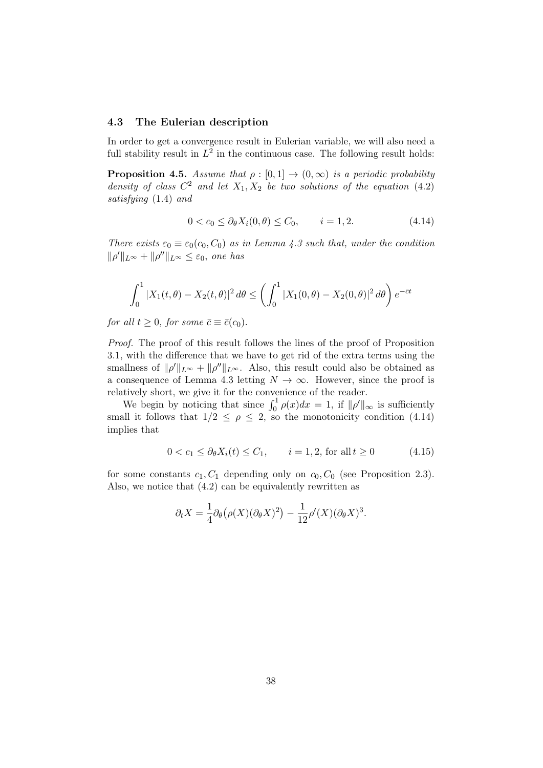### 4.3 The Eulerian description

In order to get a convergence result in Eulerian variable, we will also need a full stability result in $L^2$ in the continuous case. The following result holds:

**Proposition 4.5.** *Assume that $\rho : [0,1] \to (0,\infty)$ is a periodic probability density of class $C^2$ and let $X_1, X_2$ be two solutions of the equation (4.2) satisfying (1.4) and*

$$0 < c_0 \le \partial_\theta X_i(0,\theta) \le C_0, \qquad i = 1,2. \tag{4.14}$$

*There exists $\varepsilon_0 \equiv \varepsilon_0(c_0, C_0)$ as in Lemma 4.3 such that, under the condition $\|\rho'\|_{L^\infty} + \|\rho''\|_{L^\infty} \le \varepsilon_0$, one has*

$$\int_0^1 |X_1(t,\theta) - X_2(t,\theta)|^2 \, d\theta \le \left( \int_0^1 |X_1(0,\theta) - X_2(0,\theta)|^2 \, d\theta \right) e^{-\bar{c}t}$$

*for all $t \ge 0$, for some $\bar{c} \equiv \bar{c}(c_0)$.*

*Proof.* The proof of this result follows the lines of the proof of Proposition 3.1, with the difference that we have to get rid of the extra terms using the smallness of $\|\rho'\|_{L^\infty} + \|\rho''\|_{L^\infty}$. Also, this result could also be obtained as a consequence of Lemma 4.3 letting $N \to \infty$. However, since the proof is relatively short, we give it for the convenience of the reader.

We begin by noticing that since $\int_0^1 \rho(x)dx = 1$, if $\|\rho'\|_\infty$ is sufficiently small it follows that $1/2 \le \rho \le 2$, so the monotonicity condition (4.14) implies that

$$0 < c_1 \le \partial_\theta X_i(t) \le C_1, \qquad i = 1,2, \text{ for all } t \ge 0 \tag{4.15}$$

for some constants $c_1, C_1$ depending only on $c_0, C_0$ (see Proposition 2.3). Also, we notice that (4.2) can be equivalently rewritten as

$$\partial_t X = \frac{1}{4} \partial_\theta \big( \rho(X)(\partial_\theta X)^2 \big) - \frac{1}{12} \rho'(X)(\partial_\theta X)^3.$$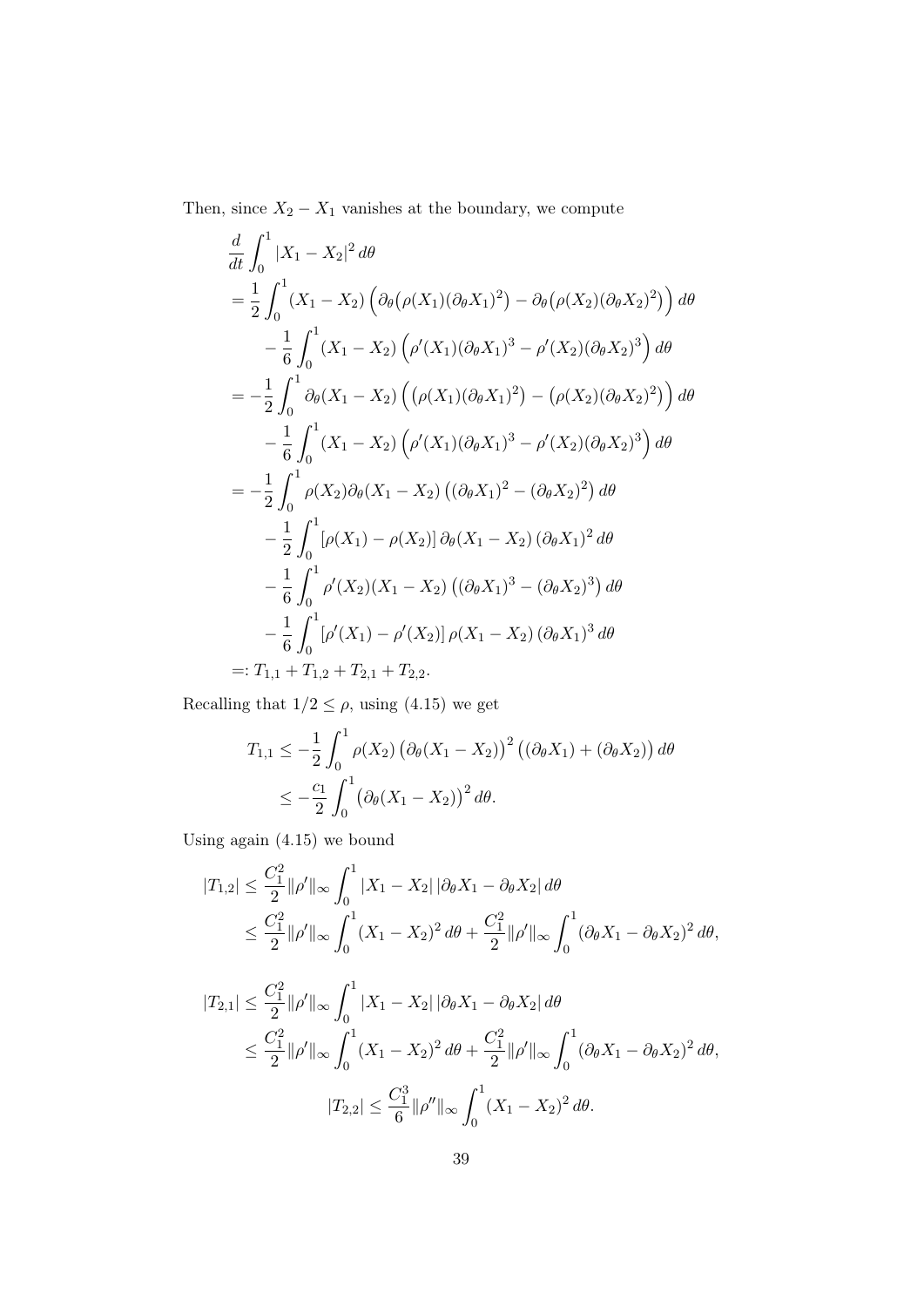Then, since $X_2 - X_1$ vanishes at the boundary, we compute

$$
\begin{aligned}
&\frac{d}{dt}\int_0^1 |X_1 - X_2|^2 \, d\theta \\
&= \frac{1}{2}\int_0^1 (X_1 - X_2)\Big(\partial_\theta\big(\rho(X_1)(\partial_\theta X_1)^2\big) - \partial_\theta\big(\rho(X_2)(\partial_\theta X_2)^2\big)\Big)\, d\theta \\
&\quad - \frac{1}{6}\int_0^1 (X_1 - X_2)\Big(\rho'(X_1)(\partial_\theta X_1)^3 - \rho'(X_2)(\partial_\theta X_2)^3\Big)\, d\theta \\
&= -\frac{1}{2}\int_0^1 \partial_\theta(X_1 - X_2)\Big(\big(\rho(X_1)(\partial_\theta X_1)^2\big) - \big(\rho(X_2)(\partial_\theta X_2)^2\big)\Big)\, d\theta \\
&\quad - \frac{1}{6}\int_0^1 (X_1 - X_2)\Big(\rho'(X_1)(\partial_\theta X_1)^3 - \rho'(X_2)(\partial_\theta X_2)^3\Big)\, d\theta \\
&= -\frac{1}{2}\int_0^1 \rho(X_2)\partial_\theta(X_1 - X_2)\left((\partial_\theta X_1)^2 - (\partial_\theta X_2)^2\right) d\theta \\
&\quad - \frac{1}{2}\int_0^1 [\rho(X_1) - \rho(X_2)]\, \partial_\theta(X_1 - X_2)\,(\partial_\theta X_1)^2 \, d\theta \\
&\quad - \frac{1}{6}\int_0^1 \rho'(X_2)(X_1 - X_2)\left((\partial_\theta X_1)^3 - (\partial_\theta X_2)^3\right) d\theta \\
&\quad - \frac{1}{6}\int_0^1 [\rho'(X_1) - \rho'(X_2)]\, \rho(X_1 - X_2)\,(\partial_\theta X_1)^3 \, d\theta \\
&=: T_{1,1} + T_{1,2} + T_{2,1} + T_{2,2}.
\end{aligned}
$$

Recalling that $1/2 \leq \rho$, using (4.15) we get

$$
\begin{aligned}
T_{1,1} &\leq -\frac{1}{2}\int_0^1 \rho(X_2)\left(\partial_\theta(X_1 - X_2)\right)^2\left((\partial_\theta X_1) + (\partial_\theta X_2)\right) d\theta \\
&\leq -\frac{c_1}{2}\int_0^1 \left(\partial_\theta(X_1 - X_2)\right)^2 d\theta.
\end{aligned}
$$

Using again (4.15) we bound

$$
\begin{aligned}
|T_{1,2}| &\leq \frac{C_1^2}{2}\|\rho'\|_\infty \int_0^1 |X_1 - X_2|\,|\partial_\theta X_1 - \partial_\theta X_2|\, d\theta \\
&\leq \frac{C_1^2}{2}\|\rho'\|_\infty \int_0^1 (X_1 - X_2)^2\, d\theta + \frac{C_1^2}{2}\|\rho'\|_\infty \int_0^1 (\partial_\theta X_1 - \partial_\theta X_2)^2\, d\theta,
\end{aligned}
$$

$$
\begin{aligned}
|T_{2,1}| &\leq \frac{C_1^2}{2}\|\rho'\|_\infty \int_0^1 |X_1 - X_2|\,|\partial_\theta X_1 - \partial_\theta X_2|\, d\theta \\
&\leq \frac{C_1^2}{2}\|\rho'\|_\infty \int_0^1 (X_1 - X_2)^2\, d\theta + \frac{C_1^2}{2}\|\rho'\|_\infty \int_0^1 (\partial_\theta X_1 - \partial_\theta X_2)^2\, d\theta,
\end{aligned}
$$

$$
|T_{2,2}| \leq \frac{C_1^3}{6}\|\rho''\|_\infty \int_0^1 (X_1 - X_2)^2\, d\theta.
$$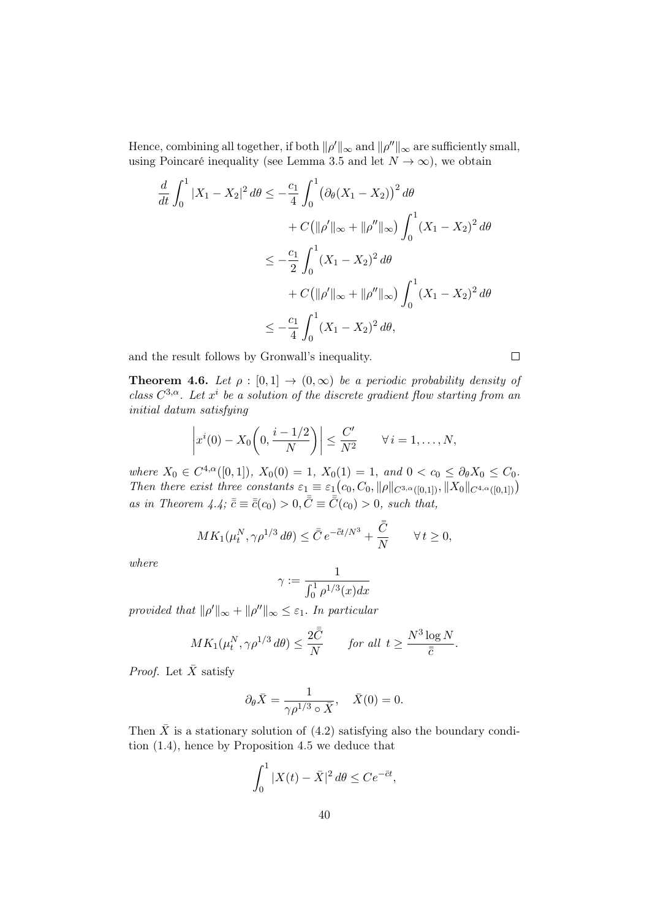Hence, combining all together, if both $\|\rho'\|_\infty$ and $\|\rho''\|_\infty$ are sufficiently small, using Poincaré inequality (see Lemma 3.5 and let $N \to \infty$), we obtain

$$
\begin{aligned}
\frac{d}{dt}\int_0^1 |X_1 - X_2|^2 \, d\theta &\leq -\frac{c_1}{4}\int_0^1 \big(\partial_\theta(X_1 - X_2)\big)^2 \, d\theta \\
&\quad + C\big(\|\rho'\|_\infty + \|\rho''\|_\infty\big)\int_0^1 (X_1 - X_2)^2 \, d\theta \\
&\leq -\frac{c_1}{2}\int_0^1 (X_1 - X_2)^2 \, d\theta \\
&\quad + C\big(\|\rho'\|_\infty + \|\rho''\|_\infty\big)\int_0^1 (X_1 - X_2)^2 \, d\theta \\
&\leq -\frac{c_1}{4}\int_0^1 (X_1 - X_2)^2 \, d\theta,
\end{aligned}
$$

and the result follows by Gronwall's inequality. $\square$

**Theorem 4.6.** *Let $\rho : [0,1] \to (0,\infty)$ be a periodic probability density of class $C^{3,\alpha}$. Let $x^i$ be a solution of the discrete gradient flow starting from an initial datum satisfying*

$$
\left| x^i(0) - X_0\left(0, \frac{i - 1/2}{N}\right) \right| \leq \frac{C'}{N^2} \qquad \forall\, i = 1, \ldots, N,
$$

*where $X_0 \in C^{4,\alpha}([0,1])$, $X_0(0) = 1$, $X_0(1) = 1$, and $0 < c_0 \leq \partial_\theta X_0 \leq C_0$. Then there exist three constants $\varepsilon_1 \equiv \varepsilon_1\big(c_0, C_0, \|\rho\|_{C^{3,\alpha}([0,1])}, \|X_0\|_{C^{4,\alpha}([0,1])}\big)$ as in Theorem 4.4; $\bar{\bar{c}} \equiv \bar{\bar{c}}(c_0) > 0, \bar{\bar{C}} \equiv \bar{\bar{C}}(c_0) > 0$, such that,*

$$
MK_1(\mu_t^N, \gamma\rho^{1/3}\, d\theta) \leq \bar{\bar{C}}\, e^{-\bar{\bar{c}}t/N^3} + \frac{\bar{\bar{C}}}{N} \qquad \forall\, t \geq 0,
$$

*where*

$$
\gamma := \frac{1}{\int_0^1 \rho^{1/3}(x) dx}
$$

*provided that $\|\rho'\|_\infty + \|\rho''\|_\infty \leq \varepsilon_1$. In particular*

$$
MK_1(\mu_t^N, \gamma\rho^{1/3}\, d\theta) \leq \frac{2\bar{\bar{C}}}{N} \qquad \text{for all } t \geq \frac{N^3 \log N}{\bar{\bar{c}}}.
$$

*Proof.* Let $\bar{X}$ satisfy

$$
\partial_\theta \bar{X} = \frac{1}{\gamma\rho^{1/3} \circ \bar{X}}, \quad \bar{X}(0) = 0.
$$

Then $\bar{X}$ is a stationary solution of (4.2) satisfying also the boundary condition (1.4), hence by Proposition 4.5 we deduce that

$$
\int_0^1 |X(t) - \bar{X}|^2 \, d\theta \leq Ce^{-\bar{c}t},
$$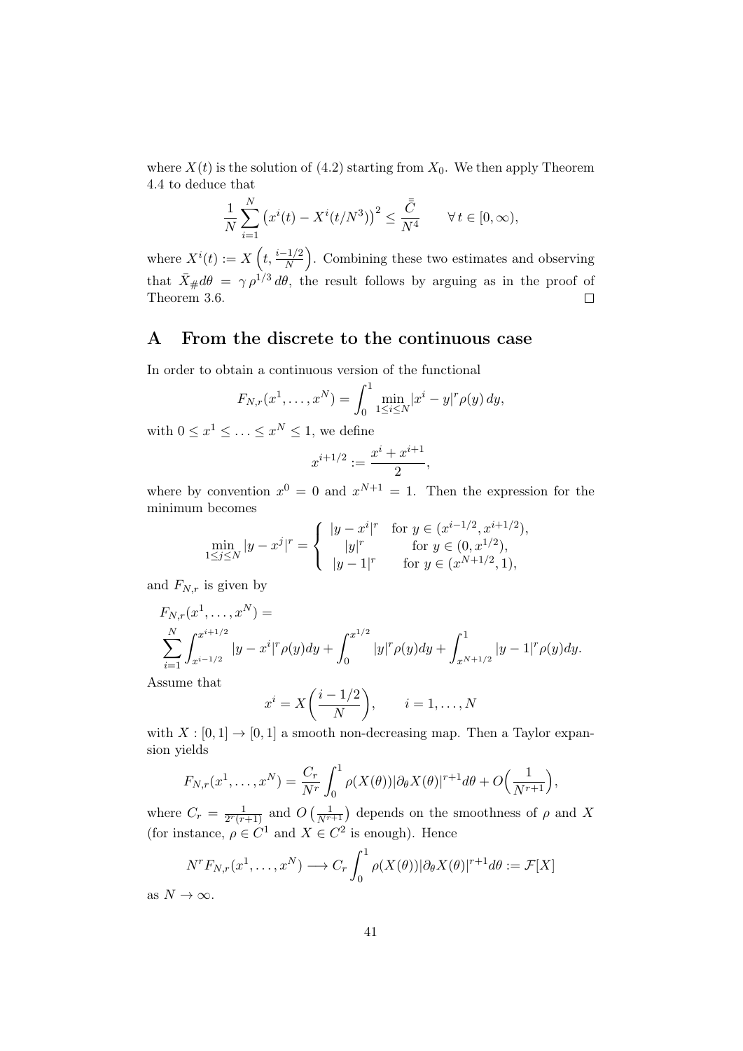where $X(t)$ is the solution of (4.2) starting from $X_0$. We then apply Theorem 4.4 to deduce that

$$\frac{1}{N}\sum_{i=1}^{N}\left(x^i(t) - X^i(t/N^3)\right)^2 \leq \frac{\bar{\bar{C}}}{N^4} \qquad \forall\, t \in [0,\infty),$$

where $X^i(t) := X\left(t, \frac{i-1/2}{N}\right)$. Combining these two estimates and observing that $\bar{X}_{\#}d\theta = \gamma\,\rho^{1/3}\,d\theta$, the result follows by arguing as in the proof of Theorem 3.6. $\square$

## A From the discrete to the continuous case

In order to obtain a continuous version of the functional

$$F_{N,r}(x^1,\ldots,x^N) = \int_0^1 \min_{1\leq i\leq N}|x^i - y|^r\rho(y)\,dy,$$

with $0 \leq x^1 \leq \ldots \leq x^N \leq 1$, we define

$$x^{i+1/2} := \frac{x^i + x^{i+1}}{2},$$

where by convention $x^0 = 0$ and $x^{N+1} = 1$. Then the expression for the minimum becomes

$$\min_{1\leq j\leq N}|y - x^j|^r = \begin{cases} |y - x^i|^r & \text{for } y \in (x^{i-1/2}, x^{i+1/2}), \\ |y|^r & \text{for } y \in (0, x^{1/2}), \\ |y-1|^r & \text{for } y \in (x^{N+1/2}, 1), \end{cases}$$

and $F_{N,r}$ is given by

$$F_{N,r}(x^1,\ldots,x^N) = \sum_{i=1}^{N}\int_{x^{i-1/2}}^{x^{i+1/2}}|y - x^i|^r\rho(y)dy + \int_0^{x^{1/2}}|y|^r\rho(y)dy + \int_{x^{N+1/2}}^{1}|y-1|^r\rho(y)dy.$$

Assume that

$$x^i = X\left(\frac{i-1/2}{N}\right), \qquad i = 1,\ldots,N$$

with $X : [0,1] \to [0,1]$ a smooth non-decreasing map. Then a Taylor expansion yields

$$F_{N,r}(x^1,\ldots,x^N) = \frac{C_r}{N^r}\int_0^1 \rho(X(\theta))|\partial_\theta X(\theta)|^{r+1}d\theta + O\Big(\frac{1}{N^{r+1}}\Big),$$

where $C_r = \frac{1}{2^r(r+1)}$ and $O\left(\frac{1}{N^{r+1}}\right)$ depends on the smoothness of $\rho$ and $X$ (for instance, $\rho \in C^1$ and $X \in C^2$ is enough). Hence

$$N^r F_{N,r}(x^1,\ldots,x^N) \longrightarrow C_r\int_0^1 \rho(X(\theta))|\partial_\theta X(\theta)|^{r+1}d\theta := \mathcal{F}[X]$$

as $N \to \infty$.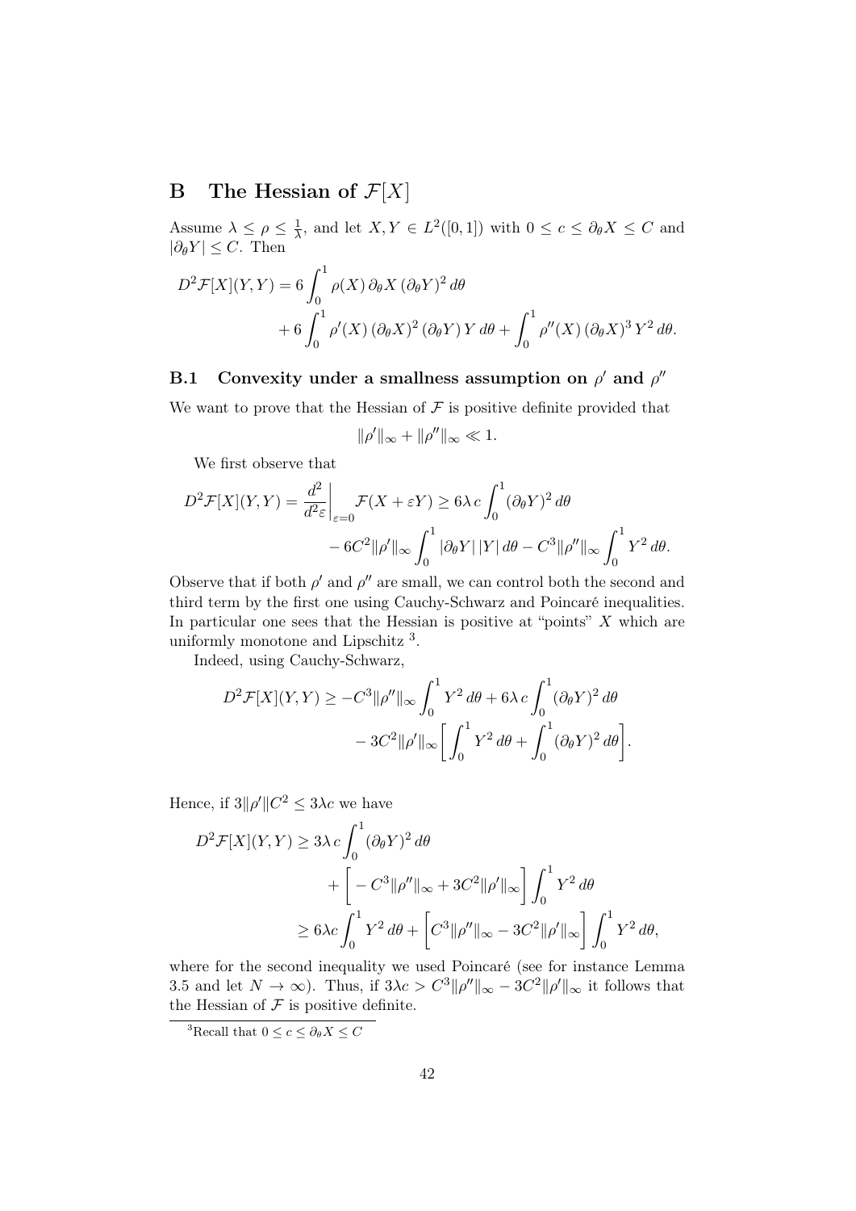# B The Hessian of $\mathcal{F}[X]$

Assume $\lambda \le \rho \le \frac{1}{\lambda}$, and let $X, Y \in L^2([0,1])$ with $0 \le c \le \partial_\theta X \le C$ and $|\partial_\theta Y| \le C$. Then

$$
\begin{aligned}
D^2\mathcal{F}[X](Y,Y) = 6\int_0^1 \rho(X)\,\partial_\theta X\,(\partial_\theta Y)^2\,d\theta \\
+ 6\int_0^1 \rho'(X)\,(\partial_\theta X)^2\,(\partial_\theta Y)\,Y\,d\theta + \int_0^1 \rho''(X)\,(\partial_\theta X)^3\,Y^2\,d\theta.
\end{aligned}
$$

## B.1 Convexity under a smallness assumption on $\rho'$ and $\rho''$

We want to prove that the Hessian of $\mathcal{F}$ is positive definite provided that

$$
\|\rho'\|_\infty + \|\rho''\|_\infty \ll 1.
$$

We first observe that

$$
\begin{aligned}
D^2\mathcal{F}[X](Y,Y) = \frac{d^2}{d^2\varepsilon}\Big|_{\varepsilon=0}\mathcal{F}(X+\varepsilon Y) \ge 6\lambda\,c\int_0^1 (\partial_\theta Y)^2\,d\theta \\
- 6C^2\|\rho'\|_\infty \int_0^1 |\partial_\theta Y|\,|Y|\,d\theta - C^3\|\rho''\|_\infty\int_0^1 Y^2\,d\theta.
\end{aligned}
$$

Observe that if both $\rho'$ and $\rho''$ are small, we can control both the second and third term by the first one using Cauchy-Schwarz and Poincaré inequalities. In particular one sees that the Hessian is positive at "points" $X$ which are uniformly monotone and Lipschitz [3].

Indeed, using Cauchy-Schwarz,

$$
\begin{aligned}
D^2\mathcal{F}[X](Y,Y) \ge -C^3\|\rho''\|_\infty\int_0^1 Y^2\,d\theta + 6\lambda\,c\int_0^1 (\partial_\theta Y)^2\,d\theta \\
- 3C^2\|\rho'\|_\infty\bigg[\int_0^1 Y^2\,d\theta + \int_0^1 (\partial_\theta Y)^2\,d\theta\bigg].
\end{aligned}
$$

Hence, if $3\|\rho'\|C^2 \le 3\lambda c$ we have

$$
\begin{aligned}
D^2\mathcal{F}[X](Y,Y) &\ge 3\lambda\,c\int_0^1 (\partial_\theta Y)^2\,d\theta \\
&\quad + \bigg[-C^3\|\rho''\|_\infty + 3C^2\|\rho'\|_\infty\bigg]\int_0^1 Y^2\,d\theta \\
&\ge 6\lambda c\int_0^1 Y^2\,d\theta + \bigg[C^3\|\rho''\|_\infty - 3C^2\|\rho'\|_\infty\bigg]\int_0^1 Y^2\,d\theta,
\end{aligned}
$$

where for the second inequality we used Poincaré (see for instance Lemma 3.5 and let $N \to \infty$). Thus, if $3\lambda c > C^3\|\rho''\|_\infty - 3C^2\|\rho'\|_\infty$ it follows that the Hessian of $\mathcal{F}$ is positive definite.

[3] Recall that $0 \le c \le \partial_\theta X \le C$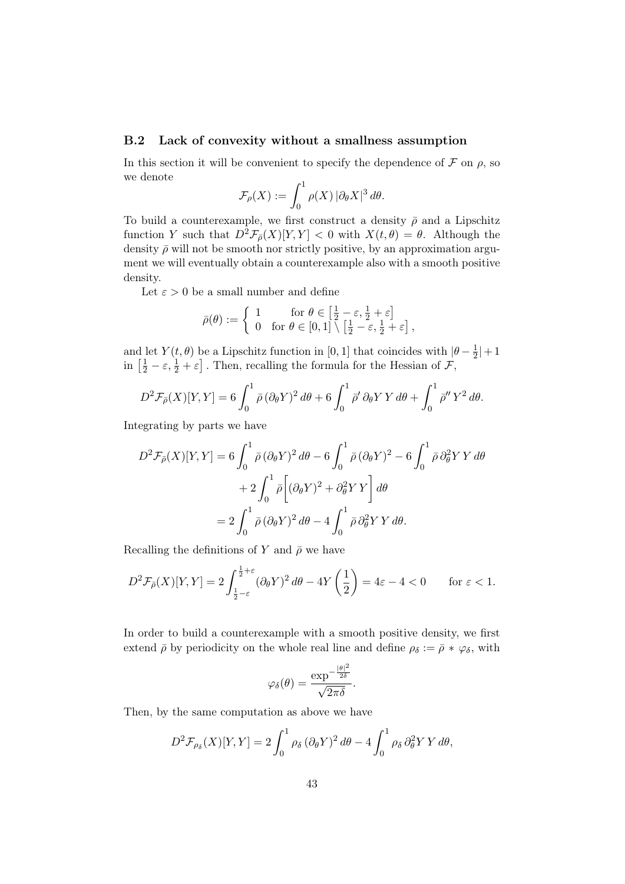### B.2 Lack of convexity without a smallness assumption

In this section it will be convenient to specify the dependence of $\mathcal{F}$ on $\rho$, so we denote

$$\mathcal{F}_\rho(X) := \int_0^1 \rho(X)\, |\partial_\theta X|^3 \, d\theta.$$

To build a counterexample, we first construct a density $\bar{\rho}$ and a Lipschitz function $Y$ such that $D^2\mathcal{F}_{\bar{\rho}}(X)[Y,Y] < 0$ with $X(t,\theta) = \theta$. Although the density $\bar{\rho}$ will not be smooth nor strictly positive, by an approximation argument we will eventually obtain a counterexample also with a smooth positive density.

Let $\varepsilon > 0$ be a small number and define

$$\bar{\rho}(\theta) := \begin{cases} 1 & \text{for } \theta \in \left[\frac{1}{2} - \varepsilon, \frac{1}{2} + \varepsilon\right] \\ 0 & \text{for } \theta \in [0,1] \setminus \left[\frac{1}{2} - \varepsilon, \frac{1}{2} + \varepsilon\right], \end{cases}$$

and let $Y(t,\theta)$ be a Lipschitz function in $[0,1]$ that coincides with $|\theta - \frac{1}{2}| + 1$ in $\left[\frac{1}{2} - \varepsilon, \frac{1}{2} + \varepsilon\right]$. Then, recalling the formula for the Hessian of $\mathcal{F}$,

$$D^2\mathcal{F}_{\bar{\rho}}(X)[Y,Y] = 6\int_0^1 \bar{\rho}\, (\partial_\theta Y)^2 \, d\theta + 6\int_0^1 \bar{\rho}'\, \partial_\theta Y\, Y \, d\theta + \int_0^1 \bar{\rho}''\, Y^2 \, d\theta.$$

Integrating by parts we have

$$\begin{aligned} D^2\mathcal{F}_{\bar{\rho}}(X)[Y,Y] &= 6\int_0^1 \bar{\rho}\, (\partial_\theta Y)^2 \, d\theta - 6\int_0^1 \bar{\rho}\, (\partial_\theta Y)^2 - 6\int_0^1 \bar{\rho}\, \partial_\theta^2 Y\, Y \, d\theta \\ &\quad + 2\int_0^1 \bar{\rho}\left[(\partial_\theta Y)^2 + \partial_\theta^2 Y\, Y\right] d\theta \\ &= 2\int_0^1 \bar{\rho}\, (\partial_\theta Y)^2 \, d\theta - 4\int_0^1 \bar{\rho}\, \partial_\theta^2 Y\, Y \, d\theta. \end{aligned}$$

Recalling the definitions of $Y$ and $\bar{\rho}$ we have

$$D^2\mathcal{F}_{\bar{\rho}}(X)[Y,Y] = 2\int_{\frac{1}{2}-\varepsilon}^{\frac{1}{2}+\varepsilon} (\partial_\theta Y)^2 \, d\theta - 4Y\left(\frac{1}{2}\right) = 4\varepsilon - 4 < 0 \qquad \text{for } \varepsilon < 1.$$

In order to build a counterexample with a smooth positive density, we first extend $\bar{\rho}$ by periodicity on the whole real line and define $\rho_\delta := \bar{\rho} * \varphi_\delta$, with

$$\varphi_\delta(\theta) = \frac{\exp^{-\frac{|\theta|^2}{2\delta}}}{\sqrt{2\pi\delta}}.$$

Then, by the same computation as above we have

$$D^2\mathcal{F}_{\rho_\delta}(X)[Y,Y] = 2\int_0^1 \rho_\delta\, (\partial_\theta Y)^2 \, d\theta - 4\int_0^1 \rho_\delta\, \partial_\theta^2 Y\, Y \, d\theta,$$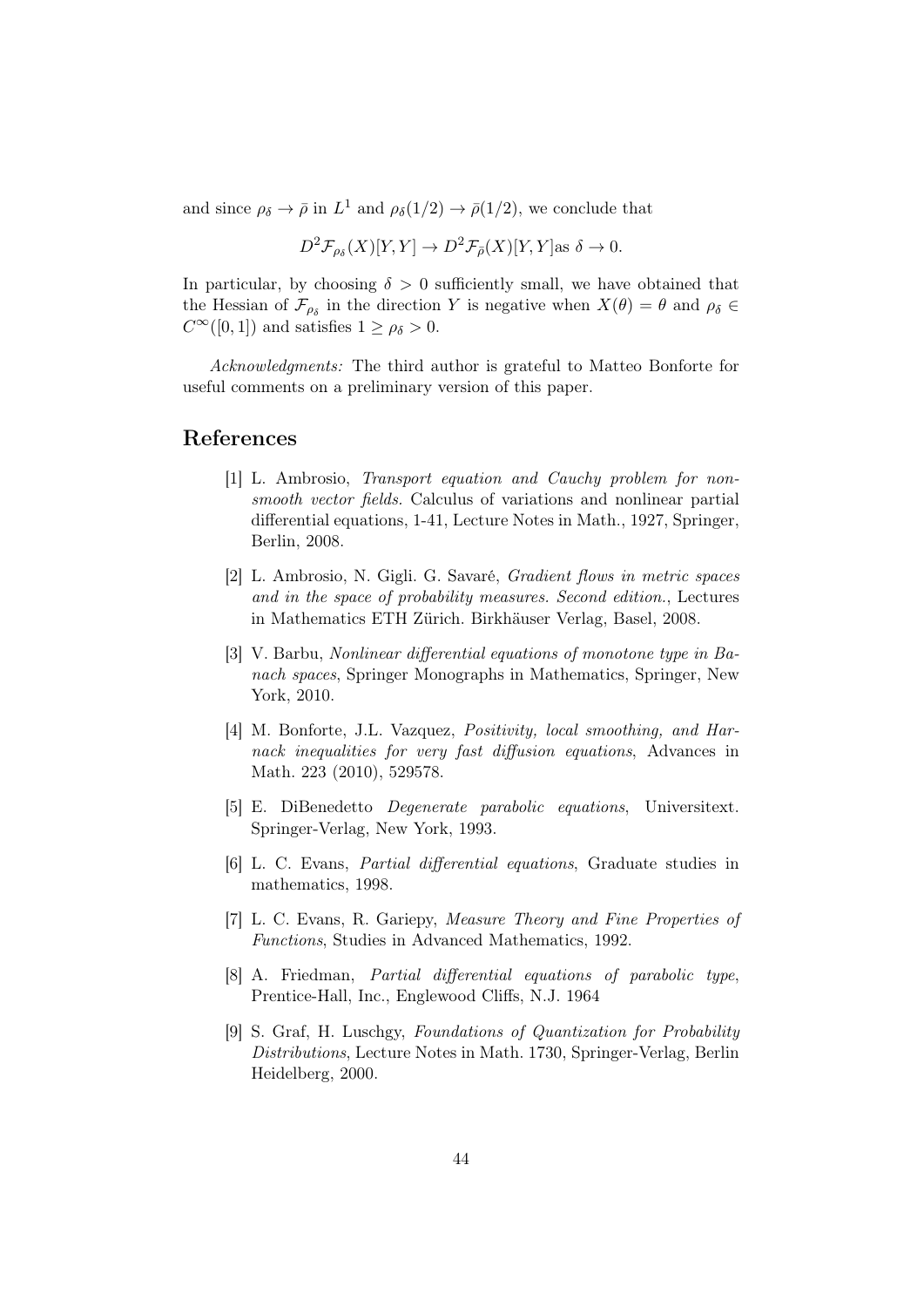and since $\rho_\delta \to \bar{\rho}$ in $L^1$ and $\rho_\delta(1/2) \to \bar{\rho}(1/2)$, we conclude that

$$D^2\mathcal{F}_{\rho_\delta}(X)[Y,Y] \to D^2\mathcal{F}_{\bar{\rho}}(X)[Y,Y] \text{as } \delta \to 0.$$

In particular, by choosing $\delta > 0$ sufficiently small, we have obtained that the Hessian of $\mathcal{F}_{\rho_\delta}$ in the direction $Y$ is negative when $X(\theta) = \theta$ and $\rho_\delta \in C^\infty([0,1])$ and satisfies $1 \geq \rho_\delta > 0$.

*Acknowledgments:* The third author is grateful to Matteo Bonforte for useful comments on a preliminary version of this paper.

# References

[1] L. Ambrosio, *Transport equation and Cauchy problem for non-smooth vector fields.* Calculus of variations and nonlinear partial differential equations, 1-41, Lecture Notes in Math., 1927, Springer, Berlin, 2008.

[2] L. Ambrosio, N. Gigli. G. Savaré, *Gradient flows in metric spaces and in the space of probability measures. Second edition.*, Lectures in Mathematics ETH Zürich. Birkhäuser Verlag, Basel, 2008.

[3] V. Barbu, *Nonlinear differential equations of monotone type in Banach spaces*, Springer Monographs in Mathematics, Springer, New York, 2010.

[4] M. Bonforte, J.L. Vazquez, *Positivity, local smoothing, and Harnack inequalities for very fast diffusion equations*, Advances in Math. 223 (2010), 529578.

[5] E. DiBenedetto *Degenerate parabolic equations*, Universitext. Springer-Verlag, New York, 1993.

[6] L. C. Evans, *Partial differential equations*, Graduate studies in mathematics, 1998.

[7] L. C. Evans, R. Gariepy, *Measure Theory and Fine Properties of Functions*, Studies in Advanced Mathematics, 1992.

[8] A. Friedman, *Partial differential equations of parabolic type*, Prentice-Hall, Inc., Englewood Cliffs, N.J. 1964

[9] S. Graf, H. Luschgy, *Foundations of Quantization for Probability Distributions*, Lecture Notes in Math. 1730, Springer-Verlag, Berlin Heidelberg, 2000.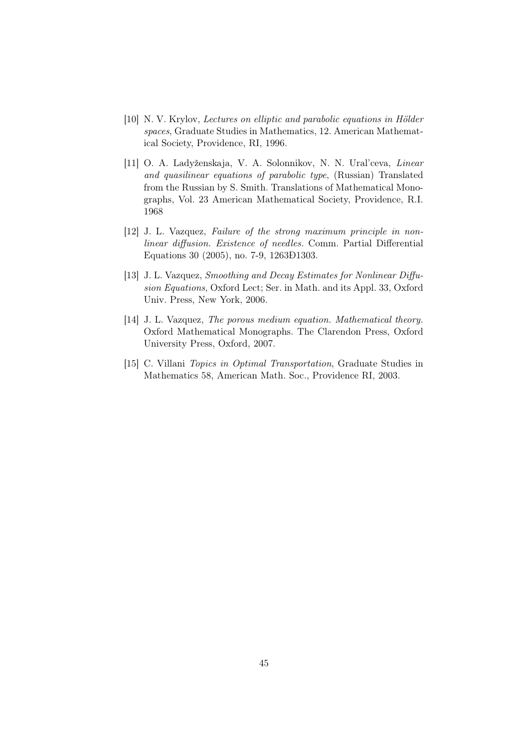[10] N. V. Krylov, *Lectures on elliptic and parabolic equations in Hölder spaces*, Graduate Studies in Mathematics, 12. American Mathematical Society, Providence, RI, 1996.

[11] O. A. Ladyženskaja, V. A. Solonnikov, N. N. Ural'ceva, *Linear and quasilinear equations of parabolic type*, (Russian) Translated from the Russian by S. Smith. Translations of Mathematical Monographs, Vol. 23 American Mathematical Society, Providence, R.I. 1968

[12] J. L. Vazquez, *Failure of the strong maximum principle in nonlinear diffusion. Existence of needles.* Comm. Partial Differential Equations 30 (2005), no. 7-9, 1263Ð1303.

[13] J. L. Vazquez, *Smoothing and Decay Estimates for Nonlinear Diffusion Equations*, Oxford Lect; Ser. in Math. and its Appl. 33, Oxford Univ. Press, New York, 2006.

[14] J. L. Vazquez, *The porous medium equation. Mathematical theory.* Oxford Mathematical Monographs. The Clarendon Press, Oxford University Press, Oxford, 2007.

[15] C. Villani *Topics in Optimal Transportation*, Graduate Studies in Mathematics 58, American Math. Soc., Providence RI, 2003.